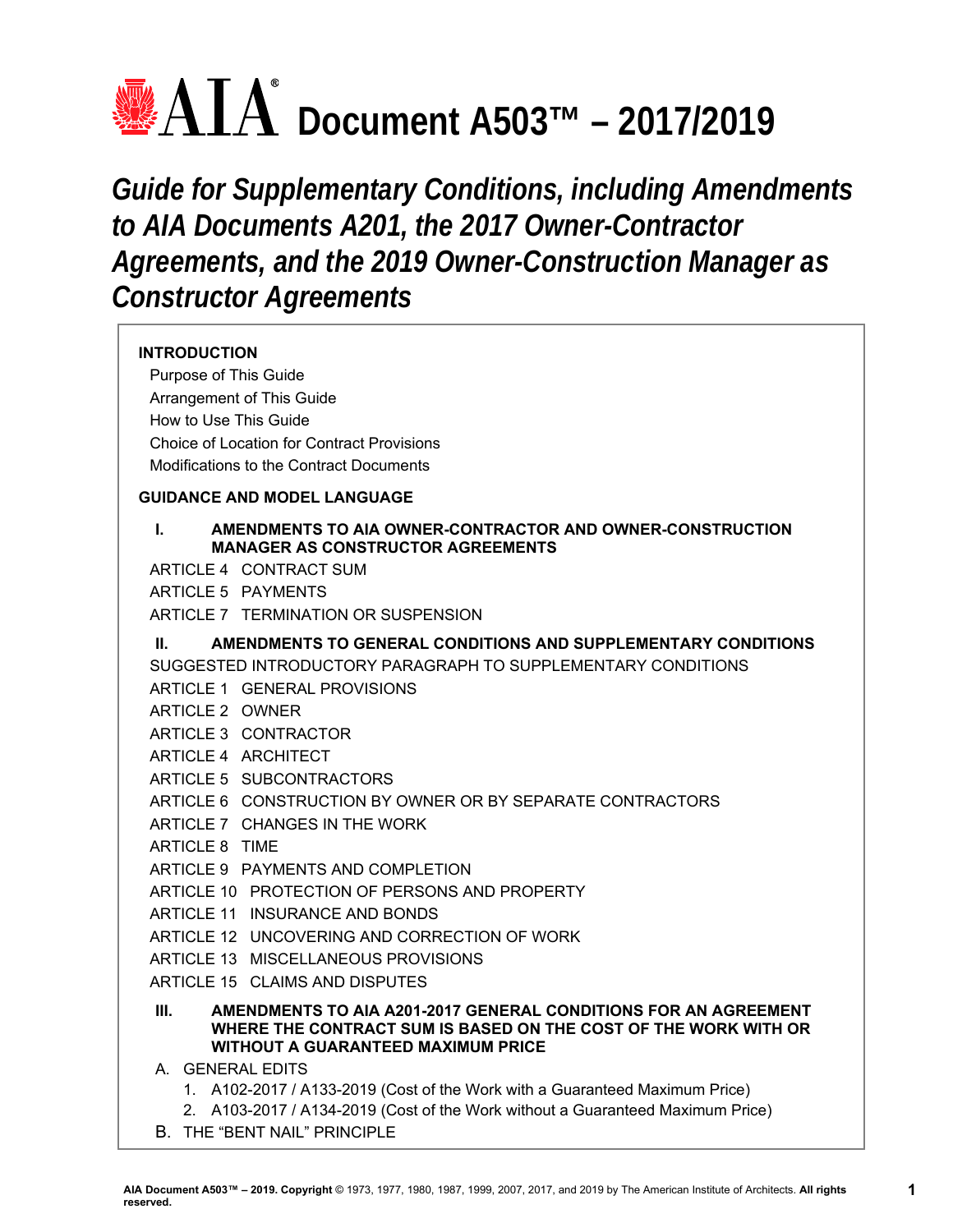# AIA Document A503™ – 2017/2019

## *Guide for Supplementary Conditions, including Amendments to AIA Documents A201, the 2017 Owner-Contractor Agreements, and the 2019 Owner-Construction Manager as Constructor Agreements*

**INTRODUCTION**

- Purpose of This Guide
- Arrangement of This Guide
- How to Use This Guide
- Choice of Location for Contract Provisions
- Modifications to the Contract Documents

**GUIDANCE AND MODEL LANGUAGE**

**I. AMENDMENTS TO AIA OWNER-CONTRACTOR AND OWNER-CONSTRUCTION MANAGER AS CONSTRUCTOR AGREEMENTS**

- ARTICLE 4 CONTRACT SUM
- ARTICLE 5 PAYMENTS
- ARTICLE 7 TERMINATION OR SUSPENSION

**II. AMENDMENTS TO GENERAL CONDITIONS AND SUPPLEMENTARY CONDITIONS**

- SUGGESTED INTRODUCTORY PARAGRAPH TO SUPPLEMENTARY CONDITIONS
- ARTICLE 1 GENERAL PROVISIONS
- ARTICLE 2 OWNER
- ARTICLE 3 CONTRACTOR
- ARTICLE 4 ARCHITECT
- ARTICLE 5 SUBCONTRACTORS
- ARTICLE 6 CONSTRUCTION BY OWNER OR BY SEPARATE CONTRACTORS
- ARTICLE 7 CHANGES IN THE WORK
- ARTICLE 8 TIME
- ARTICLE 9 PAYMENTS AND COMPLETION
- ARTICLE 10 PROTECTION OF PERSONS AND PROPERTY
- ARTICLE 11 INSURANCE AND BONDS
- ARTICLE 12 UNCOVERING AND CORRECTION OF WORK
- ARTICLE 13 MISCELLANEOUS PROVISIONS
- ARTICLE 15 CLAIMS AND DISPUTES

**III. AMENDMENTS TO AIA A201-2017 GENERAL CONDITIONS FOR AN AGREEMENT WHERE THE CONTRACT SUM IS BASED ON THE COST OF THE WORK WITH OR WITHOUT A GUARANTEED MAXIMUM PRICE**

A. GENERAL EDITS
   1. A102-2017 / A133-2019 (Cost of the Work with a Guaranteed Maximum Price)
   2. A103-2017 / A134-2019 (Cost of the Work without a Guaranteed Maximum Price)

B. THE "BENT NAIL" PRINCIPLE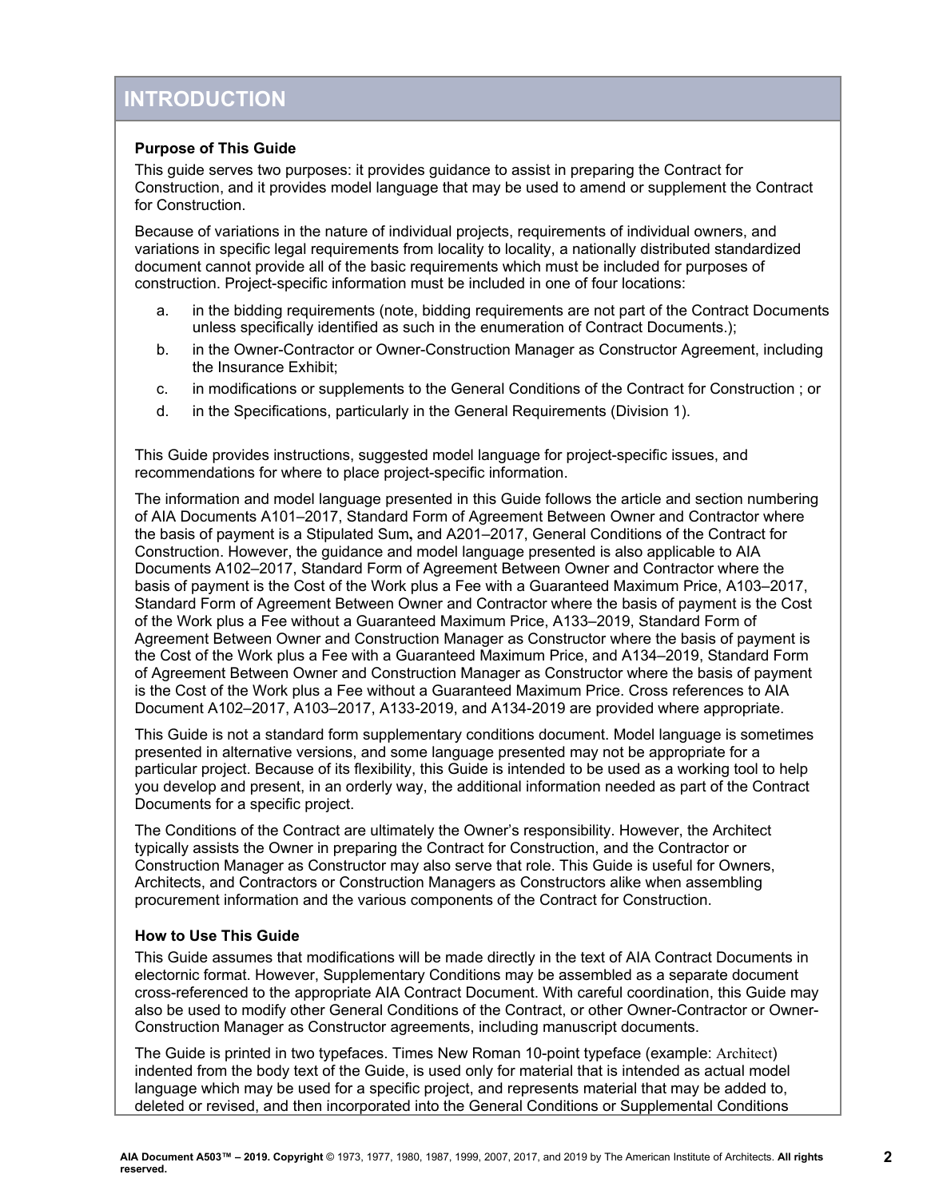# INTRODUCTION

### Purpose of This Guide

This guide serves two purposes: it provides guidance to assist in preparing the Contract for Construction, and it provides model language that may be used to amend or supplement the Contract for Construction.

Because of variations in the nature of individual projects, requirements of individual owners, and variations in specific legal requirements from locality to locality, a nationally distributed standardized document cannot provide all of the basic requirements which must be included for purposes of construction. Project-specific information must be included in one of four locations:

a. in the bidding requirements (note, bidding requirements are not part of the Contract Documents unless specifically identified as such in the enumeration of Contract Documents.);

b. in the Owner-Contractor or Owner-Construction Manager as Constructor Agreement, including the Insurance Exhibit;

c. in modifications or supplements to the General Conditions of the Contract for Construction ; or

d. in the Specifications, particularly in the General Requirements (Division 1).

This Guide provides instructions, suggested model language for project-specific issues, and recommendations for where to place project-specific information.

The information and model language presented in this Guide follows the article and section numbering of AIA Documents A101–2017, Standard Form of Agreement Between Owner and Contractor where the basis of payment is a Stipulated Sum**,** and A201–2017, General Conditions of the Contract for Construction. However, the guidance and model language presented is also applicable to AIA Documents A102–2017, Standard Form of Agreement Between Owner and Contractor where the basis of payment is the Cost of the Work plus a Fee with a Guaranteed Maximum Price, A103–2017, Standard Form of Agreement Between Owner and Contractor where the basis of payment is the Cost of the Work plus a Fee without a Guaranteed Maximum Price, A133–2019, Standard Form of Agreement Between Owner and Construction Manager as Constructor where the basis of payment is the Cost of the Work plus a Fee with a Guaranteed Maximum Price, and A134–2019, Standard Form of Agreement Between Owner and Construction Manager as Constructor where the basis of payment is the Cost of the Work plus a Fee without a Guaranteed Maximum Price. Cross references to AIA Document A102–2017, A103–2017, A133-2019, and A134-2019 are provided where appropriate.

This Guide is not a standard form supplementary conditions document. Model language is sometimes presented in alternative versions, and some language presented may not be appropriate for a particular project. Because of its flexibility, this Guide is intended to be used as a working tool to help you develop and present, in an orderly way, the additional information needed as part of the Contract Documents for a specific project.

The Conditions of the Contract are ultimately the Owner's responsibility. However, the Architect typically assists the Owner in preparing the Contract for Construction, and the Contractor or Construction Manager as Constructor may also serve that role. This Guide is useful for Owners, Architects, and Contractors or Construction Managers as Constructors alike when assembling procurement information and the various components of the Contract for Construction.

### How to Use This Guide

This Guide assumes that modifications will be made directly in the text of AIA Contract Documents in electronic format. However, Supplementary Conditions may be assembled as a separate document cross-referenced to the appropriate AIA Contract Document. With careful coordination, this Guide may also be used to modify other General Conditions of the Contract, or other Owner-Contractor or Owner-Construction Manager as Constructor agreements, including manuscript documents.

The Guide is printed in two typefaces. Times New Roman 10-point typeface (example: Architect) indented from the body text of the Guide, is used only for material that is intended as actual model language which may be used for a specific project, and represents material that may be added to, deleted or revised, and then incorporated into the General Conditions or Supplemental Conditions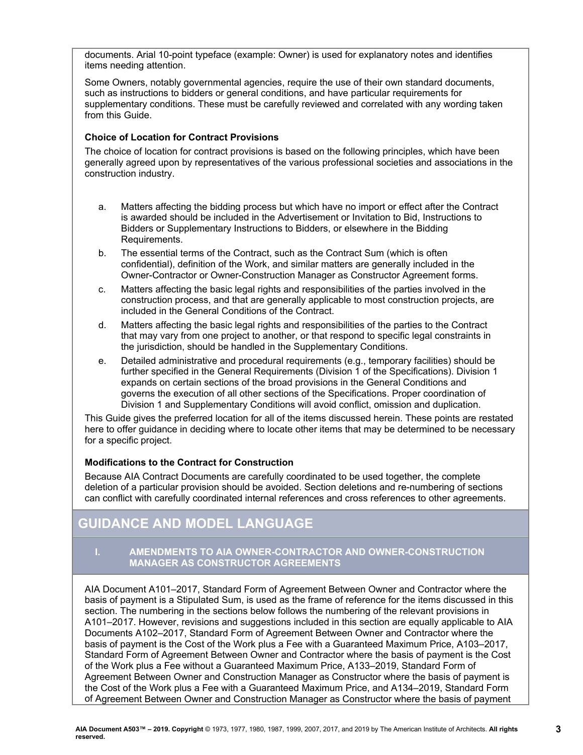documents. Arial 10-point typeface (example: Owner) is used for explanatory notes and identifies items needing attention.

Some Owners, notably governmental agencies, require the use of their own standard documents, such as instructions to bidders or general conditions, and have particular requirements for supplementary conditions. These must be carefully reviewed and correlated with any wording taken from this Guide.

**Choice of Location for Contract Provisions**

The choice of location for contract provisions is based on the following principles, which have been generally agreed upon by representatives of the various professional societies and associations in the construction industry.

a. Matters affecting the bidding process but which have no import or effect after the Contract is awarded should be included in the Advertisement or Invitation to Bid, Instructions to Bidders or Supplementary Instructions to Bidders, or elsewhere in the Bidding Requirements.

b. The essential terms of the Contract, such as the Contract Sum (which is often confidential), definition of the Work, and similar matters are generally included in the Owner-Contractor or Owner-Construction Manager as Constructor Agreement forms.

c. Matters affecting the basic legal rights and responsibilities of the parties involved in the construction process, and that are generally applicable to most construction projects, are included in the General Conditions of the Contract.

d. Matters affecting the basic legal rights and responsibilities of the parties to the Contract that may vary from one project to another, or that respond to specific legal constraints in the jurisdiction, should be handled in the Supplementary Conditions.

e. Detailed administrative and procedural requirements (e.g., temporary facilities) should be further specified in the General Requirements (Division 1 of the Specifications). Division 1 expands on certain sections of the broad provisions in the General Conditions and governs the execution of all other sections of the Specifications. Proper coordination of Division 1 and Supplementary Conditions will avoid conflict, omission and duplication.

This Guide gives the preferred location for all of the items discussed herein. These points are restated here to offer guidance in deciding where to locate other items that may be determined to be necessary for a specific project.

**Modifications to the Contract for Construction**

Because AIA Contract Documents are carefully coordinated to be used together, the complete deletion of a particular provision should be avoided. Section deletions and re-numbering of sections can conflict with carefully coordinated internal references and cross references to other agreements.

## GUIDANCE AND MODEL LANGUAGE

### I. AMENDMENTS TO AIA OWNER-CONTRACTOR AND OWNER-CONSTRUCTION MANAGER AS CONSTRUCTOR AGREEMENTS

AIA Document A101–2017, Standard Form of Agreement Between Owner and Contractor where the basis of payment is a Stipulated Sum, is used as the frame of reference for the items discussed in this section. The numbering in the sections below follows the numbering of the relevant provisions in A101–2017. However, revisions and suggestions included in this section are equally applicable to AIA Documents A102–2017, Standard Form of Agreement Between Owner and Contractor where the basis of payment is the Cost of the Work plus a Fee with a Guaranteed Maximum Price, A103–2017, Standard Form of Agreement Between Owner and Contractor where the basis of payment is the Cost of the Work plus a Fee without a Guaranteed Maximum Price, A133–2019, Standard Form of Agreement Between Owner and Construction Manager as Constructor where the basis of payment is the Cost of the Work plus a Fee with a Guaranteed Maximum Price, and A134–2019, Standard Form of Agreement Between Owner and Construction Manager as Constructor where the basis of payment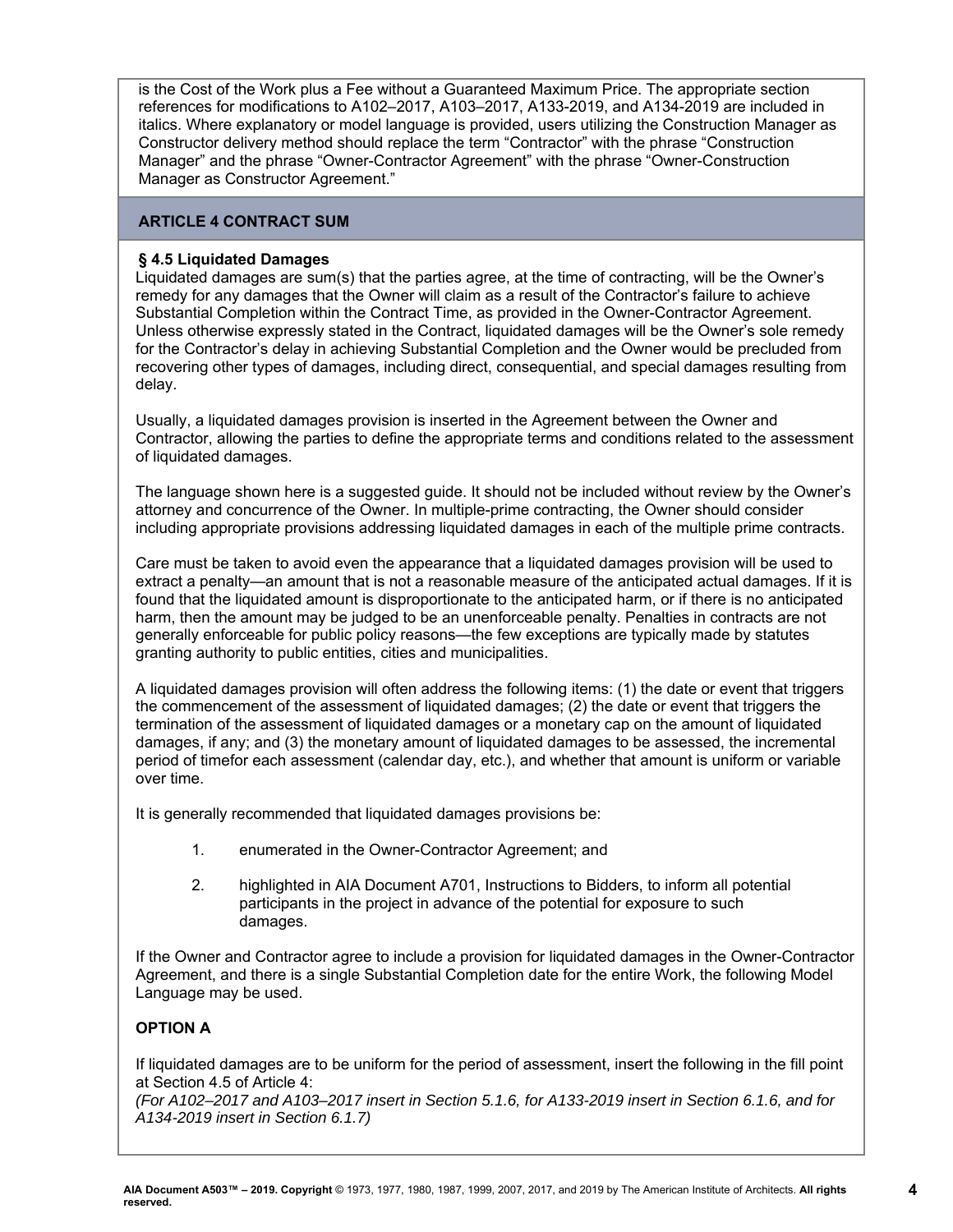is the Cost of the Work plus a Fee without a Guaranteed Maximum Price. The appropriate section references for modifications to A102–2017, A103–2017, A133-2019, and A134-2019 are included in italics. Where explanatory or model language is provided, users utilizing the Construction Manager as Constructor delivery method should replace the term "Contractor" with the phrase "Construction Manager" and the phrase "Owner-Contractor Agreement" with the phrase "Owner-Construction Manager as Constructor Agreement."

## ARTICLE 4 CONTRACT SUM

### § 4.5 Liquidated Damages

Liquidated damages are sum(s) that the parties agree, at the time of contracting, will be the Owner's remedy for any damages that the Owner will claim as a result of the Contractor's failure to achieve Substantial Completion within the Contract Time, as provided in the Owner-Contractor Agreement. Unless otherwise expressly stated in the Contract, liquidated damages will be the Owner's sole remedy for the Contractor's delay in achieving Substantial Completion and the Owner would be precluded from recovering other types of damages, including direct, consequential, and special damages resulting from delay.

Usually, a liquidated damages provision is inserted in the Agreement between the Owner and Contractor, allowing the parties to define the appropriate terms and conditions related to the assessment of liquidated damages.

The language shown here is a suggested guide. It should not be included without review by the Owner's attorney and concurrence of the Owner. In multiple-prime contracting, the Owner should consider including appropriate provisions addressing liquidated damages in each of the multiple prime contracts.

Care must be taken to avoid even the appearance that a liquidated damages provision will be used to extract a penalty—an amount that is not a reasonable measure of the anticipated actual damages. If it is found that the liquidated amount is disproportionate to the anticipated harm, or if there is no anticipated harm, then the amount may be judged to be an unenforceable penalty. Penalties in contracts are not generally enforceable for public policy reasons—the few exceptions are typically made by statutes granting authority to public entities, cities and municipalities.

A liquidated damages provision will often address the following items: (1) the date or event that triggers the commencement of the assessment of liquidated damages; (2) the date or event that triggers the termination of the assessment of liquidated damages or a monetary cap on the amount of liquidated damages, if any; and (3) the monetary amount of liquidated damages to be assessed, the incremental period of timefor each assessment (calendar day, etc.), and whether that amount is uniform or variable over time.

It is generally recommended that liquidated damages provisions be:

1. enumerated in the Owner-Contractor Agreement; and

2. highlighted in AIA Document A701, Instructions to Bidders, to inform all potential participants in the project in advance of the potential for exposure to such damages.

If the Owner and Contractor agree to include a provision for liquidated damages in the Owner-Contractor Agreement, and there is a single Substantial Completion date for the entire Work, the following Model Language may be used.

**OPTION A**

If liquidated damages are to be uniform for the period of assessment, insert the following in the fill point at Section 4.5 of Article 4:
*(For A102–2017 and A103–2017 insert in Section 5.1.6, for A133-2019 insert in Section 6.1.6, and for A134-2019 insert in Section 6.1.7)*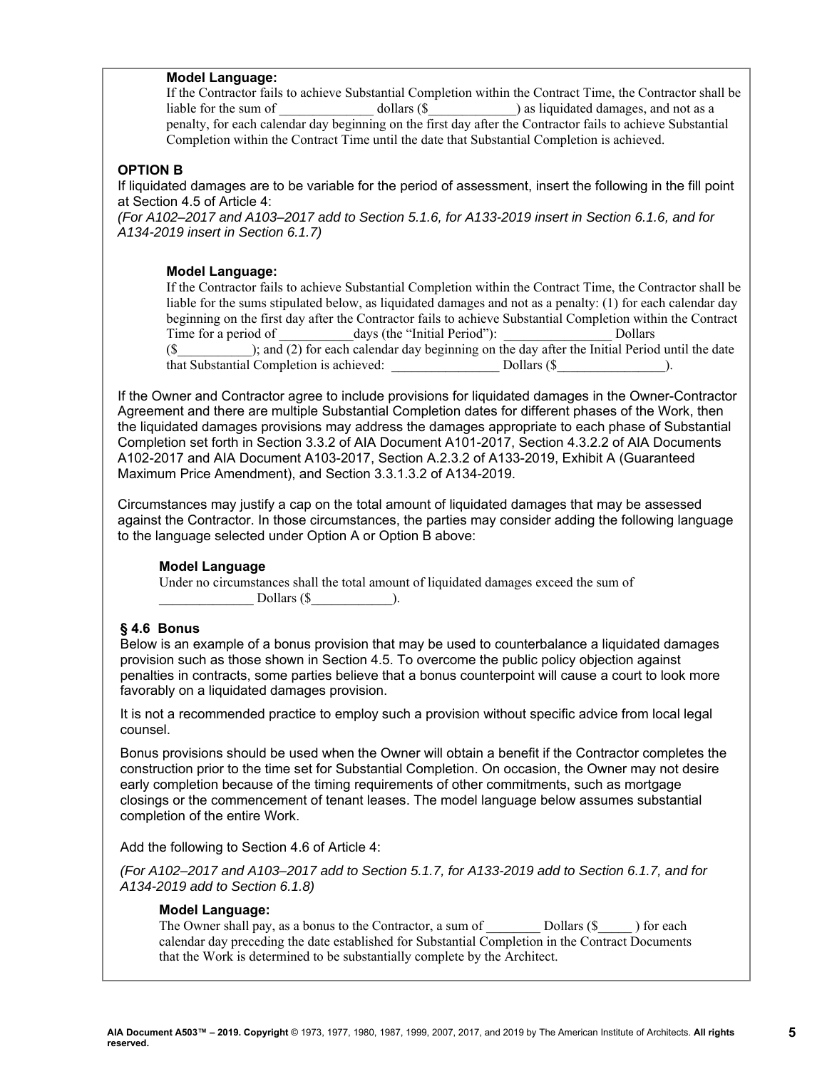**Model Language:**

If the Contractor fails to achieve Substantial Completion within the Contract Time, the Contractor shall be liable for the sum of ______________ dollars ($_____________) as liquidated damages, and not as a penalty, for each calendar day beginning on the first day after the Contractor fails to achieve Substantial Completion within the Contract Time until the date that Substantial Completion is achieved.

**OPTION B**

If liquidated damages are to be variable for the period of assessment, insert the following in the fill point at Section 4.5 of Article 4:

*(For A102–2017 and A103–2017 add to Section 5.1.6, for A133-2019 insert in Section 6.1.6, and for A134-2019 insert in Section 6.1.7)*

**Model Language:**

If the Contractor fails to achieve Substantial Completion within the Contract Time, the Contractor shall be liable for the sums stipulated below, as liquidated damages and not as a penalty: (1) for each calendar day beginning on the first day after the Contractor fails to achieve Substantial Completion within the Contract Time for a period of ___________days (the "Initial Period"): ________________ Dollars ($___________); and (2) for each calendar day beginning on the day after the Initial Period until the date that Substantial Completion is achieved: ________________ Dollars ($________________).

If the Owner and Contractor agree to include provisions for liquidated damages in the Owner-Contractor Agreement and there are multiple Substantial Completion dates for different phases of the Work, then the liquidated damages provisions may address the damages appropriate to each phase of Substantial Completion set forth in Section 3.3.2 of AIA Document A101-2017, Section 4.3.2.2 of AIA Documents A102-2017 and AIA Document A103-2017, Section A.2.3.2 of A133-2019, Exhibit A (Guaranteed Maximum Price Amendment), and Section 3.3.1.3.2 of A134-2019.

Circumstances may justify a cap on the total amount of liquidated damages that may be assessed against the Contractor. In those circumstances, the parties may consider adding the following language to the language selected under Option A or Option B above:

**Model Language**

Under no circumstances shall the total amount of liquidated damages exceed the sum of ______________ Dollars ($____________).

**§ 4.6 Bonus**

Below is an example of a bonus provision that may be used to counterbalance a liquidated damages provision such as those shown in Section 4.5. To overcome the public policy objection against penalties in contracts, some parties believe that a bonus counterpoint will cause a court to look more favorably on a liquidated damages provision.

It is not a recommended practice to employ such a provision without specific advice from local legal counsel.

Bonus provisions should be used when the Owner will obtain a benefit if the Contractor completes the construction prior to the time set for Substantial Completion. On occasion, the Owner may not desire early completion because of the timing requirements of other commitments, such as mortgage closings or the commencement of tenant leases. The model language below assumes substantial completion of the entire Work.

Add the following to Section 4.6 of Article 4:

*(For A102–2017 and A103–2017 add to Section 5.1.7, for A133-2019 add to Section 6.1.7, and for A134-2019 add to Section 6.1.8)*

**Model Language:**

The Owner shall pay, as a bonus to the Contractor, a sum of ________ Dollars ($_____ ) for each calendar day preceding the date established for Substantial Completion in the Contract Documents that the Work is determined to be substantially complete by the Architect.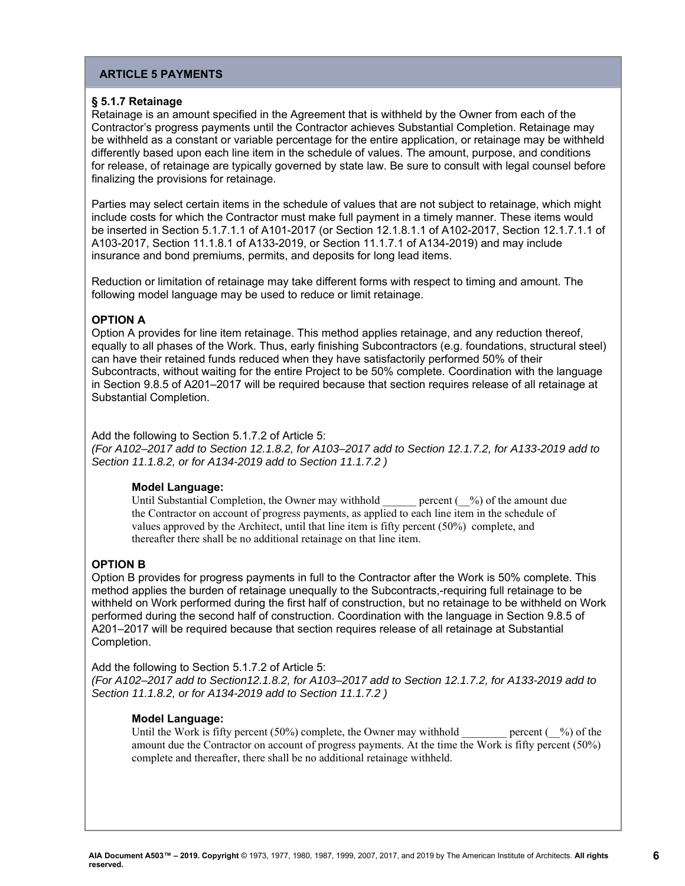## ARTICLE 5 PAYMENTS

### § 5.1.7 Retainage

Retainage is an amount specified in the Agreement that is withheld by the Owner from each of the Contractor's progress payments until the Contractor achieves Substantial Completion. Retainage may be withheld as a constant or variable percentage for the entire application, or retainage may be withheld differently based upon each line item in the schedule of values. The amount, purpose, and conditions for release, of retainage are typically governed by state law. Be sure to consult with legal counsel before finalizing the provisions for retainage.

Parties may select certain items in the schedule of values that are not subject to retainage, which might include costs for which the Contractor must make full payment in a timely manner. These items would be inserted in Section 5.1.7.1.1 of A101-2017 (or Section 12.1.8.1.1 of A102-2017, Section 12.1.7.1.1 of A103-2017, Section 11.1.8.1 of A133-2019, or Section 11.1.7.1 of A134-2019) and may include insurance and bond premiums, permits, and deposits for long lead items.

Reduction or limitation of retainage may take different forms with respect to timing and amount. The following model language may be used to reduce or limit retainage.

**OPTION A**

Option A provides for line item retainage. This method applies retainage, and any reduction thereof, equally to all phases of the Work. Thus, early finishing Subcontractors (e.g. foundations, structural steel) can have their retained funds reduced when they have satisfactorily performed 50% of their Subcontracts, without waiting for the entire Project to be 50% complete. Coordination with the language in Section 9.8.5 of A201–2017 will be required because that section requires release of all retainage at Substantial Completion.

Add the following to Section 5.1.7.2 of Article 5:
*(For A102–2017 add to Section 12.1.8.2, for A103–2017 add to Section 12.1.7.2, for A133-2019 add to Section 11.1.8.2, or for A134-2019 add to Section 11.1.7.2 )*

> **Model Language:**
> Until Substantial Completion, the Owner may withhold ______ percent (__%) of the amount due the Contractor on account of progress payments, as applied to each line item in the schedule of values approved by the Architect, until that line item is fifty percent (50%) complete, and thereafter there shall be no additional retainage on that line item.

**OPTION B**

Option B provides for progress payments in full to the Contractor after the Work is 50% complete. This method applies the burden of retainage unequally to the Subcontracts,-requiring full retainage to be withheld on Work performed during the first half of construction, but no retainage to be withheld on Work performed during the second half of construction. Coordination with the language in Section 9.8.5 of A201–2017 will be required because that section requires release of all retainage at Substantial Completion.

Add the following to Section 5.1.7.2 of Article 5:
*(For A102–2017 add to Section12.1.8.2, for A103–2017 add to Section 12.1.7.2, for A133-2019 add to Section 11.1.8.2, or for A134-2019 add to Section 11.1.7.2 )*

> **Model Language:**
> Until the Work is fifty percent (50%) complete, the Owner may withhold ________ percent (__%) of the amount due the Contractor on account of progress payments. At the time the Work is fifty percent (50%) complete and thereafter, there shall be no additional retainage withheld.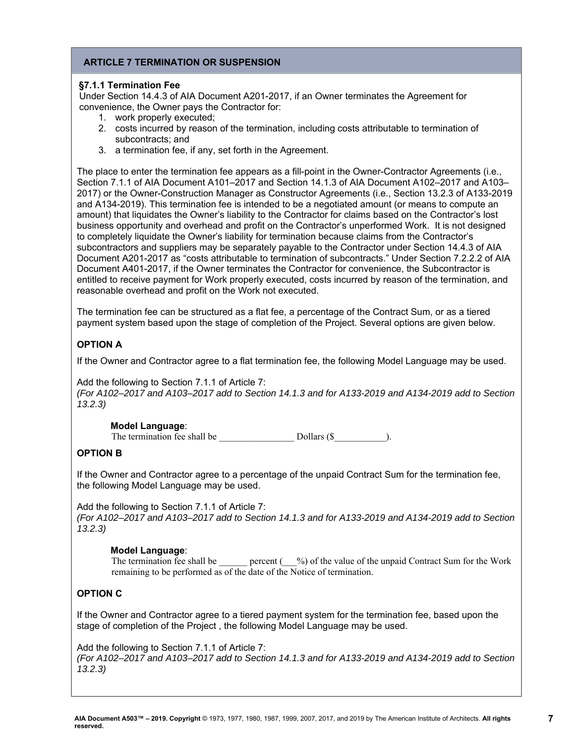## ARTICLE 7 TERMINATION OR SUSPENSION

**§7.1.1 Termination Fee**
Under Section 14.4.3 of AIA Document A201-2017, if an Owner terminates the Agreement for convenience, the Owner pays the Contractor for:

1. work properly executed;
2. costs incurred by reason of the termination, including costs attributable to termination of subcontracts; and
3. a termination fee, if any, set forth in the Agreement.

The place to enter the termination fee appears as a fill-point in the Owner-Contractor Agreements (i.e., Section 7.1.1 of AIA Document A101–2017 and Section 14.1.3 of AIA Document A102–2017 and A103–2017) or the Owner-Construction Manager as Constructor Agreements (i.e., Section 13.2.3 of A133-2019 and A134-2019). This termination fee is intended to be a negotiated amount (or means to compute an amount) that liquidates the Owner's liability to the Contractor for claims based on the Contractor's lost business opportunity and overhead and profit on the Contractor's unperformed Work. It is not designed to completely liquidate the Owner's liability for termination because claims from the Contractor's subcontractors and suppliers may be separately payable to the Contractor under Section 14.4.3 of AIA Document A201-2017 as "costs attributable to termination of subcontracts." Under Section 7.2.2.2 of AIA Document A401-2017, if the Owner terminates the Contractor for convenience, the Subcontractor is entitled to receive payment for Work properly executed, costs incurred by reason of the termination, and reasonable overhead and profit on the Work not executed.

The termination fee can be structured as a flat fee, a percentage of the Contract Sum, or as a tiered payment system based upon the stage of completion of the Project. Several options are given below.

**OPTION A**

If the Owner and Contractor agree to a flat termination fee, the following Model Language may be used.

Add the following to Section 7.1.1 of Article 7:
*(For A102–2017 and A103–2017 add to Section 14.1.3 and for A133-2019 and A134-2019 add to Section 13.2.3)*

> **Model Language**:
> The termination fee shall be ________________ Dollars ($___________).

**OPTION B**

If the Owner and Contractor agree to a percentage of the unpaid Contract Sum for the termination fee, the following Model Language may be used.

Add the following to Section 7.1.1 of Article 7:
*(For A102–2017 and A103–2017 add to Section 14.1.3 and for A133-2019 and A134-2019 add to Section 13.2.3)*

> **Model Language**:
> The termination fee shall be ______ percent (___%) of the value of the unpaid Contract Sum for the Work remaining to be performed as of the date of the Notice of termination.

**OPTION C**

If the Owner and Contractor agree to a tiered payment system for the termination fee, based upon the stage of completion of the Project , the following Model Language may be used.

Add the following to Section 7.1.1 of Article 7:
*(For A102–2017 and A103–2017 add to Section 14.1.3 and for A133-2019 and A134-2019 add to Section 13.2.3)*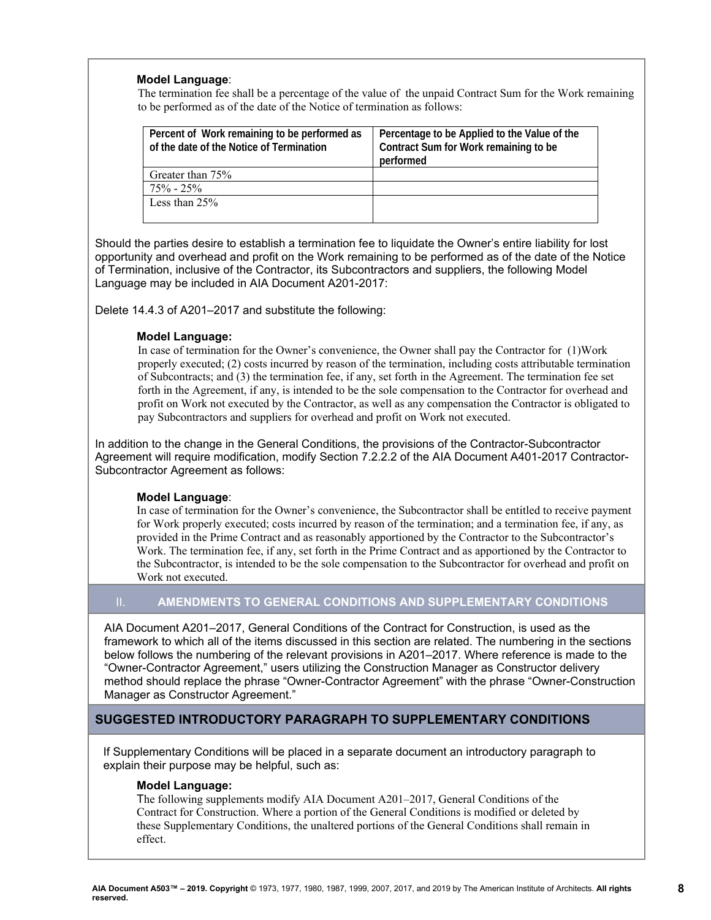**Model Language**:

The termination fee shall be a percentage of the value of the unpaid Contract Sum for the Work remaining to be performed as of the date of the Notice of termination as follows:

| Percent of Work remaining to be performed as of the date of the Notice of Termination | Percentage to be Applied to the Value of the Contract Sum for Work remaining to be performed |
|---|---|
| Greater than 75% | |
| 75% - 25% | |
| Less than 25% | |

Should the parties desire to establish a termination fee to liquidate the Owner's entire liability for lost opportunity and overhead and profit on the Work remaining to be performed as of the date of the Notice of Termination, inclusive of the Contractor, its Subcontractors and suppliers, the following Model Language may be included in AIA Document A201-2017:

Delete 14.4.3 of A201–2017 and substitute the following:

**Model Language:**

In case of termination for the Owner's convenience, the Owner shall pay the Contractor for (1)Work properly executed; (2) costs incurred by reason of the termination, including costs attributable termination of Subcontracts; and (3) the termination fee, if any, set forth in the Agreement. The termination fee set forth in the Agreement, if any, is intended to be the sole compensation to the Contractor for overhead and profit on Work not executed by the Contractor, as well as any compensation the Contractor is obligated to pay Subcontractors and suppliers for overhead and profit on Work not executed.

In addition to the change in the General Conditions, the provisions of the Contractor-Subcontractor Agreement will require modification, modify Section 7.2.2.2 of the AIA Document A401-2017 Contractor-Subcontractor Agreement as follows:

**Model Language**:

In case of termination for the Owner's convenience, the Subcontractor shall be entitled to receive payment for Work properly executed; costs incurred by reason of the termination; and a termination fee, if any, as provided in the Prime Contract and as reasonably apportioned by the Contractor to the Subcontractor's Work. The termination fee, if any, set forth in the Prime Contract and as apportioned by the Contractor to the Subcontractor, is intended to be the sole compensation to the Subcontractor for overhead and profit on Work not executed.

## II. AMENDMENTS TO GENERAL CONDITIONS AND SUPPLEMENTARY CONDITIONS

AIA Document A201–2017, General Conditions of the Contract for Construction, is used as the framework to which all of the items discussed in this section are related. The numbering in the sections below follows the numbering of the relevant provisions in A201–2017. Where reference is made to the "Owner-Contractor Agreement," users utilizing the Construction Manager as Constructor delivery method should replace the phrase "Owner-Contractor Agreement" with the phrase "Owner-Construction Manager as Constructor Agreement."

## SUGGESTED INTRODUCTORY PARAGRAPH TO SUPPLEMENTARY CONDITIONS

If Supplementary Conditions will be placed in a separate document an introductory paragraph to explain their purpose may be helpful, such as:

**Model Language:**

The following supplements modify AIA Document A201–2017, General Conditions of the Contract for Construction. Where a portion of the General Conditions is modified or deleted by these Supplementary Conditions, the unaltered portions of the General Conditions shall remain in effect.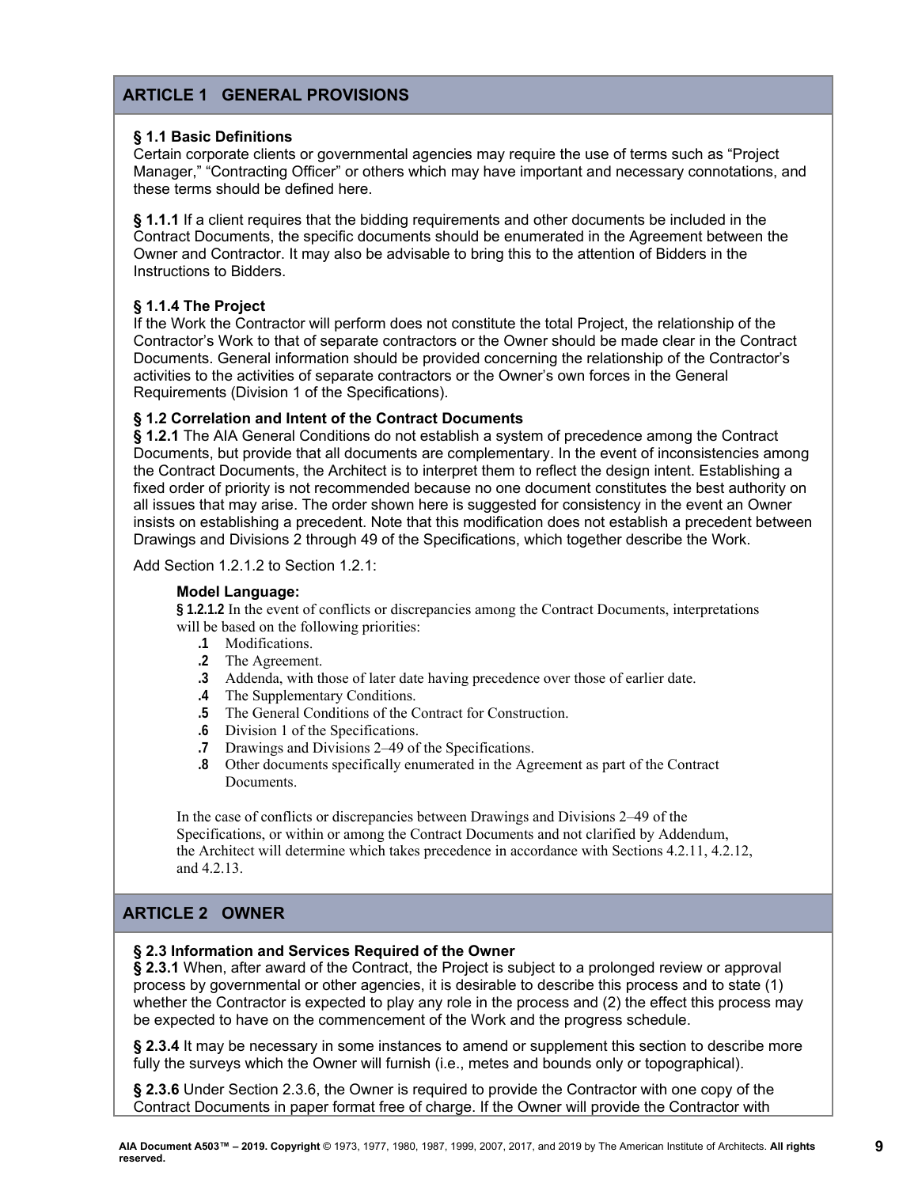## ARTICLE 1 GENERAL PROVISIONS

**§ 1.1 Basic Definitions**
Certain corporate clients or governmental agencies may require the use of terms such as "Project Manager," "Contracting Officer" or others which may have important and necessary connotations, and these terms should be defined here.

**§ 1.1.1** If a client requires that the bidding requirements and other documents be included in the Contract Documents, the specific documents should be enumerated in the Agreement between the Owner and Contractor. It may also be advisable to bring this to the attention of Bidders in the Instructions to Bidders.

**§ 1.1.4 The Project**
If the Work the Contractor will perform does not constitute the total Project, the relationship of the Contractor's Work to that of separate contractors or the Owner should be made clear in the Contract Documents. General information should be provided concerning the relationship of the Contractor's activities to the activities of separate contractors or the Owner's own forces in the General Requirements (Division 1 of the Specifications).

**§ 1.2 Correlation and Intent of the Contract Documents**
**§ 1.2.1** The AIA General Conditions do not establish a system of precedence among the Contract Documents, but provide that all documents are complementary. In the event of inconsistencies among the Contract Documents, the Architect is to interpret them to reflect the design intent. Establishing a fixed order of priority is not recommended because no one document constitutes the best authority on all issues that may arise. The order shown here is suggested for consistency in the event an Owner insists on establishing a precedent. Note that this modification does not establish a precedent between Drawings and Divisions 2 through 49 of the Specifications, which together describe the Work.

Add Section 1.2.1.2 to Section 1.2.1:

**Model Language:**
**§ 1.2.1.2** In the event of conflicts or discrepancies among the Contract Documents, interpretations will be based on the following priorities:

- **.1** Modifications.
- **.2** The Agreement.
- **.3** Addenda, with those of later date having precedence over those of earlier date.
- **.4** The Supplementary Conditions.
- **.5** The General Conditions of the Contract for Construction.
- **.6** Division 1 of the Specifications.
- **.7** Drawings and Divisions 2–49 of the Specifications.
- **.8** Other documents specifically enumerated in the Agreement as part of the Contract Documents.

In the case of conflicts or discrepancies between Drawings and Divisions 2–49 of the Specifications, or within or among the Contract Documents and not clarified by Addendum, the Architect will determine which takes precedence in accordance with Sections 4.2.11, 4.2.12, and 4.2.13.

## ARTICLE 2 OWNER

**§ 2.3 Information and Services Required of the Owner**
**§ 2.3.1** When, after award of the Contract, the Project is subject to a prolonged review or approval process by governmental or other agencies, it is desirable to describe this process and to state (1) whether the Contractor is expected to play any role in the process and (2) the effect this process may be expected to have on the commencement of the Work and the progress schedule.

**§ 2.3.4** It may be necessary in some instances to amend or supplement this section to describe more fully the surveys which the Owner will furnish (i.e., metes and bounds only or topographical).

**§ 2.3.6** Under Section 2.3.6, the Owner is required to provide the Contractor with one copy of the Contract Documents in paper format free of charge. If the Owner will provide the Contractor with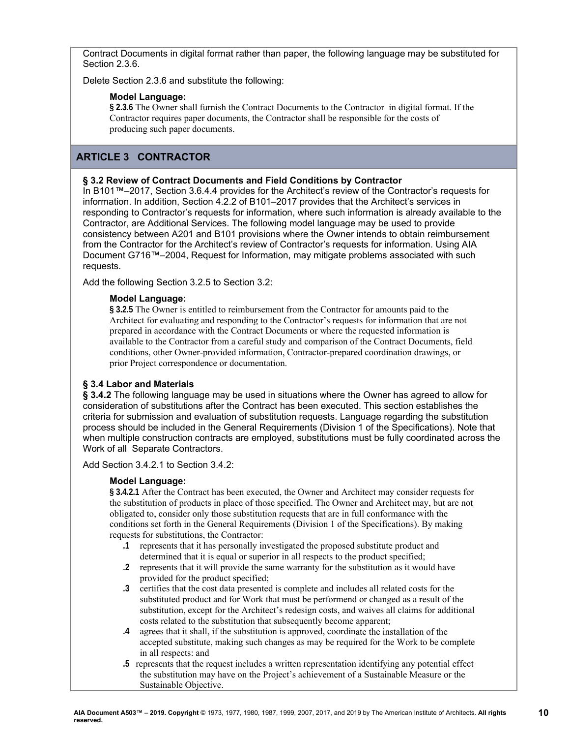Contract Documents in digital format rather than paper, the following language may be substituted for Section 2.3.6.

Delete Section 2.3.6 and substitute the following:

**Model Language:**
**§ 2.3.6** The Owner shall furnish the Contract Documents to the Contractor in digital format. If the Contractor requires paper documents, the Contractor shall be responsible for the costs of producing such paper documents.

## ARTICLE 3 CONTRACTOR

### § 3.2 Review of Contract Documents and Field Conditions by Contractor

In B101™–2017, Section 3.6.4.4 provides for the Architect's review of the Contractor's requests for information. In addition, Section 4.2.2 of B101–2017 provides that the Architect's services in responding to Contractor's requests for information, where such information is already available to the Contractor, are Additional Services. The following model language may be used to provide consistency between A201 and B101 provisions where the Owner intends to obtain reimbursement from the Contractor for the Architect's review of Contractor's requests for information. Using AIA Document G716™–2004, Request for Information, may mitigate problems associated with such requests.

Add the following Section 3.2.5 to Section 3.2:

**Model Language:**
**§ 3.2.5** The Owner is entitled to reimbursement from the Contractor for amounts paid to the Architect for evaluating and responding to the Contractor's requests for information that are not prepared in accordance with the Contract Documents or where the requested information is available to the Contractor from a careful study and comparison of the Contract Documents, field conditions, other Owner-provided information, Contractor-prepared coordination drawings, or prior Project correspondence or documentation.

### § 3.4 Labor and Materials

**§ 3.4.2** The following language may be used in situations where the Owner has agreed to allow for consideration of substitutions after the Contract has been executed. This section establishes the criteria for submission and evaluation of substitution requests. Language regarding the substitution process should be included in the General Requirements (Division 1 of the Specifications). Note that when multiple construction contracts are employed, substitutions must be fully coordinated across the Work of all Separate Contractors.

Add Section 3.4.2.1 to Section 3.4.2:

**Model Language:**
**§ 3.4.2.1** After the Contract has been executed, the Owner and Architect may consider requests for the substitution of products in place of those specified. The Owner and Architect may, but are not obligated to, consider only those substitution requests that are in full conformance with the conditions set forth in the General Requirements (Division 1 of the Specifications). By making requests for substitutions, the Contractor:

**.1** represents that it has personally investigated the proposed substitute product and determined that it is equal or superior in all respects to the product specified;

**.2** represents that it will provide the same warranty for the substitution as it would have provided for the product specified;

**.3** certifies that the cost data presented is complete and includes all related costs for the substituted product and for Work that must be performend or changed as a result of the substitution, except for the Architect's redesign costs, and waives all claims for additional costs related to the substitution that subsequently become apparent;

**.4** agrees that it shall, if the substitution is approved, coordinate the installation of the accepted substitute, making such changes as may be required for the Work to be complete in all respects: and

**.5** represents that the request includes a written representation identifying any potential effect the substitution may have on the Project's achievement of a Sustainable Measure or the Sustainable Objective.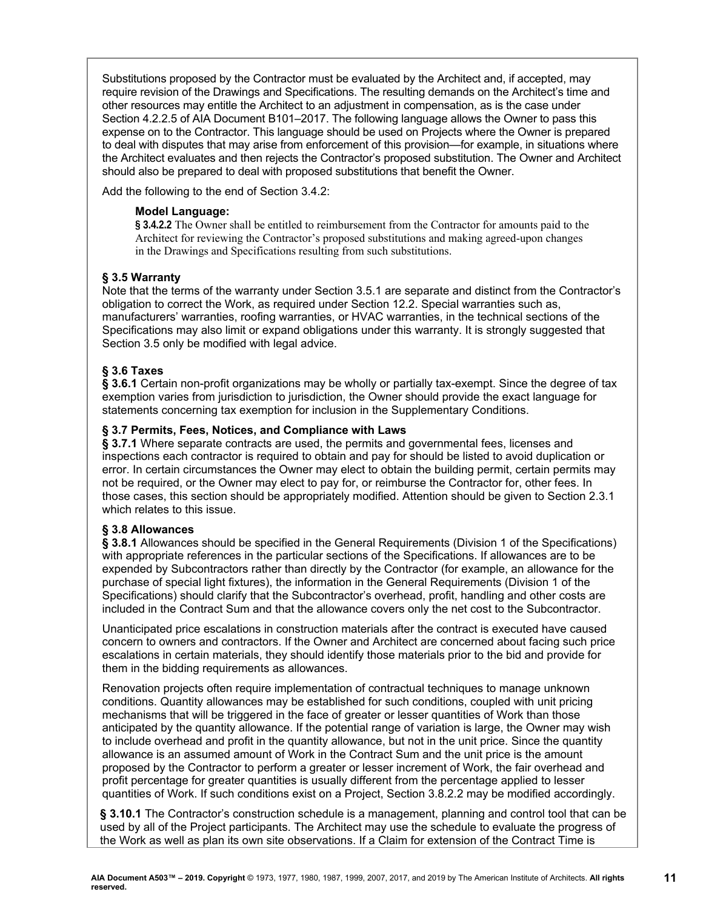Substitutions proposed by the Contractor must be evaluated by the Architect and, if accepted, may require revision of the Drawings and Specifications. The resulting demands on the Architect's time and other resources may entitle the Architect to an adjustment in compensation, as is the case under Section 4.2.2.5 of AIA Document B101–2017. The following language allows the Owner to pass this expense on to the Contractor. This language should be used on Projects where the Owner is prepared to deal with disputes that may arise from enforcement of this provision—for example, in situations where the Architect evaluates and then rejects the Contractor's proposed substitution. The Owner and Architect should also be prepared to deal with proposed substitutions that benefit the Owner.

Add the following to the end of Section 3.4.2:

> **Model Language:**
>
> **§ 3.4.2.2** The Owner shall be entitled to reimbursement from the Contractor for amounts paid to the Architect for reviewing the Contractor's proposed substitutions and making agreed-upon changes in the Drawings and Specifications resulting from such substitutions.

### § 3.5 Warranty

Note that the terms of the warranty under Section 3.5.1 are separate and distinct from the Contractor's obligation to correct the Work, as required under Section 12.2. Special warranties such as, manufacturers' warranties, roofing warranties, or HVAC warranties, in the technical sections of the Specifications may also limit or expand obligations under this warranty. It is strongly suggested that Section 3.5 only be modified with legal advice.

### § 3.6 Taxes

**§ 3.6.1** Certain non-profit organizations may be wholly or partially tax-exempt. Since the degree of tax exemption varies from jurisdiction to jurisdiction, the Owner should provide the exact language for statements concerning tax exemption for inclusion in the Supplementary Conditions.

### § 3.7 Permits, Fees, Notices, and Compliance with Laws

**§ 3.7.1** Where separate contracts are used, the permits and governmental fees, licenses and inspections each contractor is required to obtain and pay for should be listed to avoid duplication or error. In certain circumstances the Owner may elect to obtain the building permit, certain permits may not be required, or the Owner may elect to pay for, or reimburse the Contractor for, other fees. In those cases, this section should be appropriately modified. Attention should be given to Section 2.3.1 which relates to this issue.

### § 3.8 Allowances

**§ 3.8.1** Allowances should be specified in the General Requirements (Division 1 of the Specifications) with appropriate references in the particular sections of the Specifications. If allowances are to be expended by Subcontractors rather than directly by the Contractor (for example, an allowance for the purchase of special light fixtures), the information in the General Requirements (Division 1 of the Specifications) should clarify that the Subcontractor's overhead, profit, handling and other costs are included in the Contract Sum and that the allowance covers only the net cost to the Subcontractor.

Unanticipated price escalations in construction materials after the contract is executed have caused concern to owners and contractors. If the Owner and Architect are concerned about facing such price escalations in certain materials, they should identify those materials prior to the bid and provide for them in the bidding requirements as allowances.

Renovation projects often require implementation of contractual techniques to manage unknown conditions. Quantity allowances may be established for such conditions, coupled with unit pricing mechanisms that will be triggered in the face of greater or lesser quantities of Work than those anticipated by the quantity allowance. If the potential range of variation is large, the Owner may wish to include overhead and profit in the quantity allowance, but not in the unit price. Since the quantity allowance is an assumed amount of Work in the Contract Sum and the unit price is the amount proposed by the Contractor to perform a greater or lesser increment of Work, the fair overhead and profit percentage for greater quantities is usually different from the percentage applied to lesser quantities of Work. If such conditions exist on a Project, Section 3.8.2.2 may be modified accordingly.

**§ 3.10.1** The Contractor's construction schedule is a management, planning and control tool that can be used by all of the Project participants. The Architect may use the schedule to evaluate the progress of the Work as well as plan its own site observations. If a Claim for extension of the Contract Time is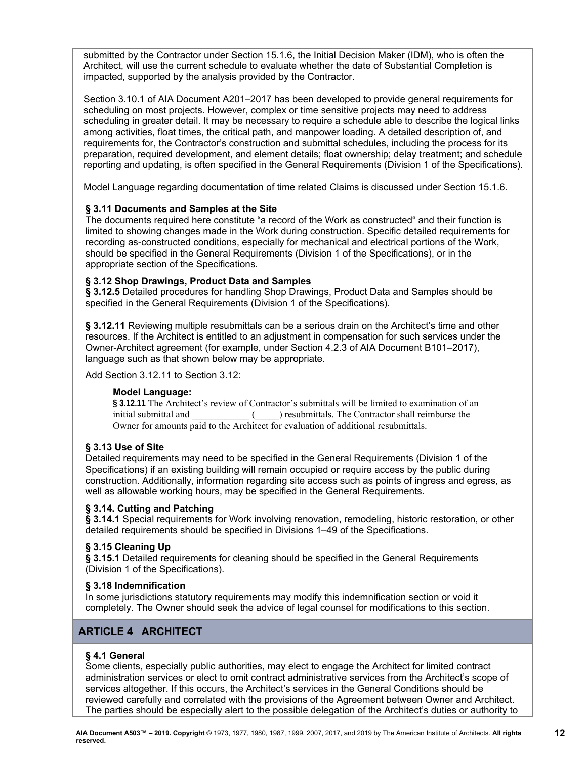submitted by the Contractor under Section 15.1.6, the Initial Decision Maker (IDM), who is often the Architect, will use the current schedule to evaluate whether the date of Substantial Completion is impacted, supported by the analysis provided by the Contractor.

Section 3.10.1 of AIA Document A201–2017 has been developed to provide general requirements for scheduling on most projects. However, complex or time sensitive projects may need to address scheduling in greater detail. It may be necessary to require a schedule able to describe the logical links among activities, float times, the critical path, and manpower loading. A detailed description of, and requirements for, the Contractor's construction and submittal schedules, including the process for its preparation, required development, and element details; float ownership; delay treatment; and schedule reporting and updating, is often specified in the General Requirements (Division 1 of the Specifications).

Model Language regarding documentation of time related Claims is discussed under Section 15.1.6.

**§ 3.11 Documents and Samples at the Site**

The documents required here constitute "a record of the Work as constructed" and their function is limited to showing changes made in the Work during construction. Specific detailed requirements for recording as-constructed conditions, especially for mechanical and electrical portions of the Work, should be specified in the General Requirements (Division 1 of the Specifications), or in the appropriate section of the Specifications.

**§ 3.12 Shop Drawings, Product Data and Samples**

**§ 3.12.5** Detailed procedures for handling Shop Drawings, Product Data and Samples should be specified in the General Requirements (Division 1 of the Specifications).

**§ 3.12.11** Reviewing multiple resubmittals can be a serious drain on the Architect's time and other resources. If the Architect is entitled to an adjustment in compensation for such services under the Owner-Architect agreement (for example, under Section 4.2.3 of AIA Document B101–2017), language such as that shown below may be appropriate.

Add Section 3.12.11 to Section 3.12:

> **Model Language:**
>
> **§ 3.12.11** The Architect's review of Contractor's submittals will be limited to examination of an initial submittal and ____________ (_____) resubmittals. The Contractor shall reimburse the Owner for amounts paid to the Architect for evaluation of additional resubmittals.

**§ 3.13 Use of Site**

Detailed requirements may need to be specified in the General Requirements (Division 1 of the Specifications) if an existing building will remain occupied or require access by the public during construction. Additionally, information regarding site access such as points of ingress and egress, as well as allowable working hours, may be specified in the General Requirements.

**§ 3.14. Cutting and Patching**

**§ 3.14.1** Special requirements for Work involving renovation, remodeling, historic restoration, or other detailed requirements should be specified in Divisions 1–49 of the Specifications.

**§ 3.15 Cleaning Up**

**§ 3.15.1** Detailed requirements for cleaning should be specified in the General Requirements (Division 1 of the Specifications).

**§ 3.18 Indemnification**

In some jurisdictions statutory requirements may modify this indemnification section or void it completely. The Owner should seek the advice of legal counsel for modifications to this section.

## ARTICLE 4 ARCHITECT

**§ 4.1 General**

Some clients, especially public authorities, may elect to engage the Architect for limited contract administration services or elect to omit contract administrative services from the Architect's scope of services altogether. If this occurs, the Architect's services in the General Conditions should be reviewed carefully and correlated with the provisions of the Agreement between Owner and Architect. The parties should be especially alert to the possible delegation of the Architect's duties or authority to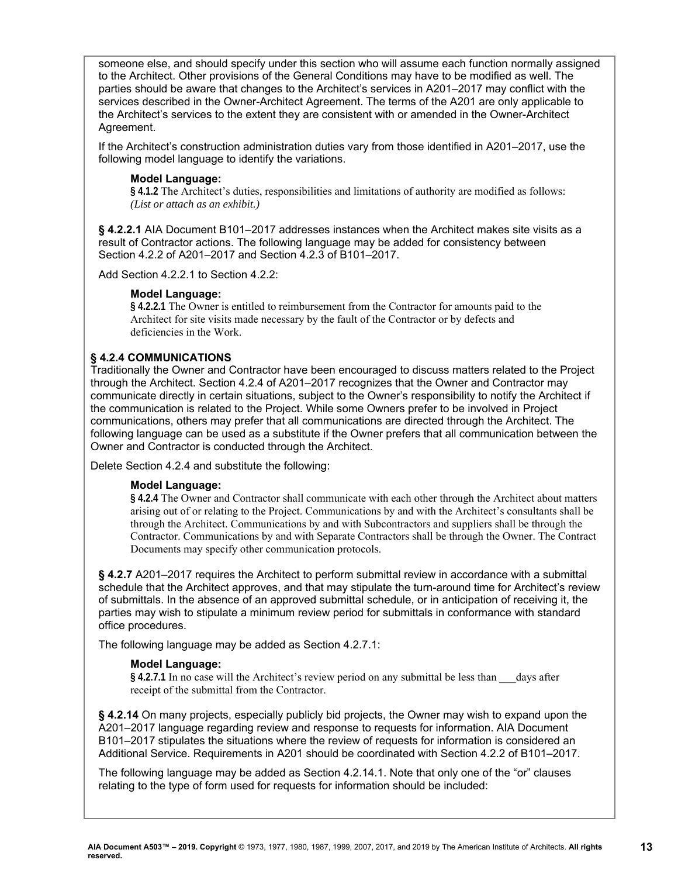someone else, and should specify under this section who will assume each function normally assigned to the Architect. Other provisions of the General Conditions may have to be modified as well. The parties should be aware that changes to the Architect's services in A201–2017 may conflict with the services described in the Owner-Architect Agreement. The terms of the A201 are only applicable to the Architect's services to the extent they are consistent with or amended in the Owner-Architect Agreement.

If the Architect's construction administration duties vary from those identified in A201–2017, use the following model language to identify the variations.

> **Model Language:**
> **§ 4.1.2** The Architect's duties, responsibilities and limitations of authority are modified as follows:
> *(List or attach as an exhibit.)*

**§ 4.2.2.1** AIA Document B101–2017 addresses instances when the Architect makes site visits as a result of Contractor actions. The following language may be added for consistency between Section 4.2.2 of A201–2017 and Section 4.2.3 of B101–2017.

Add Section 4.2.2.1 to Section 4.2.2:

> **Model Language:**
> **§ 4.2.2.1** The Owner is entitled to reimbursement from the Contractor for amounts paid to the Architect for site visits made necessary by the fault of the Contractor or by defects and deficiencies in the Work.

**§ 4.2.4 COMMUNICATIONS**

Traditionally the Owner and Contractor have been encouraged to discuss matters related to the Project through the Architect. Section 4.2.4 of A201–2017 recognizes that the Owner and Contractor may communicate directly in certain situations, subject to the Owner's responsibility to notify the Architect if the communication is related to the Project. While some Owners prefer to be involved in Project communications, others may prefer that all communications are directed through the Architect. The following language can be used as a substitute if the Owner prefers that all communication between the Owner and Contractor is conducted through the Architect.

Delete Section 4.2.4 and substitute the following:

> **Model Language:**
> **§ 4.2.4** The Owner and Contractor shall communicate with each other through the Architect about matters arising out of or relating to the Project. Communications by and with the Architect's consultants shall be through the Architect. Communications by and with Subcontractors and suppliers shall be through the Contractor. Communications by and with Separate Contractors shall be through the Owner. The Contract Documents may specify other communication protocols.

**§ 4.2.7** A201–2017 requires the Architect to perform submittal review in accordance with a submittal schedule that the Architect approves, and that may stipulate the turn-around time for Architect's review of submittals. In the absence of an approved submittal schedule, or in anticipation of receiving it, the parties may wish to stipulate a minimum review period for submittals in conformance with standard office procedures.

The following language may be added as Section 4.2.7.1:

> **Model Language:**
> **§ 4.2.7.1** In no case will the Architect's review period on any submittal be less than ___days after receipt of the submittal from the Contractor.

**§ 4.2.14** On many projects, especially publicly bid projects, the Owner may wish to expand upon the A201–2017 language regarding review and response to requests for information. AIA Document B101–2017 stipulates the situations where the review of requests for information is considered an Additional Service. Requirements in A201 should be coordinated with Section 4.2.2 of B101–2017.

The following language may be added as Section 4.2.14.1. Note that only one of the "or" clauses relating to the type of form used for requests for information should be included: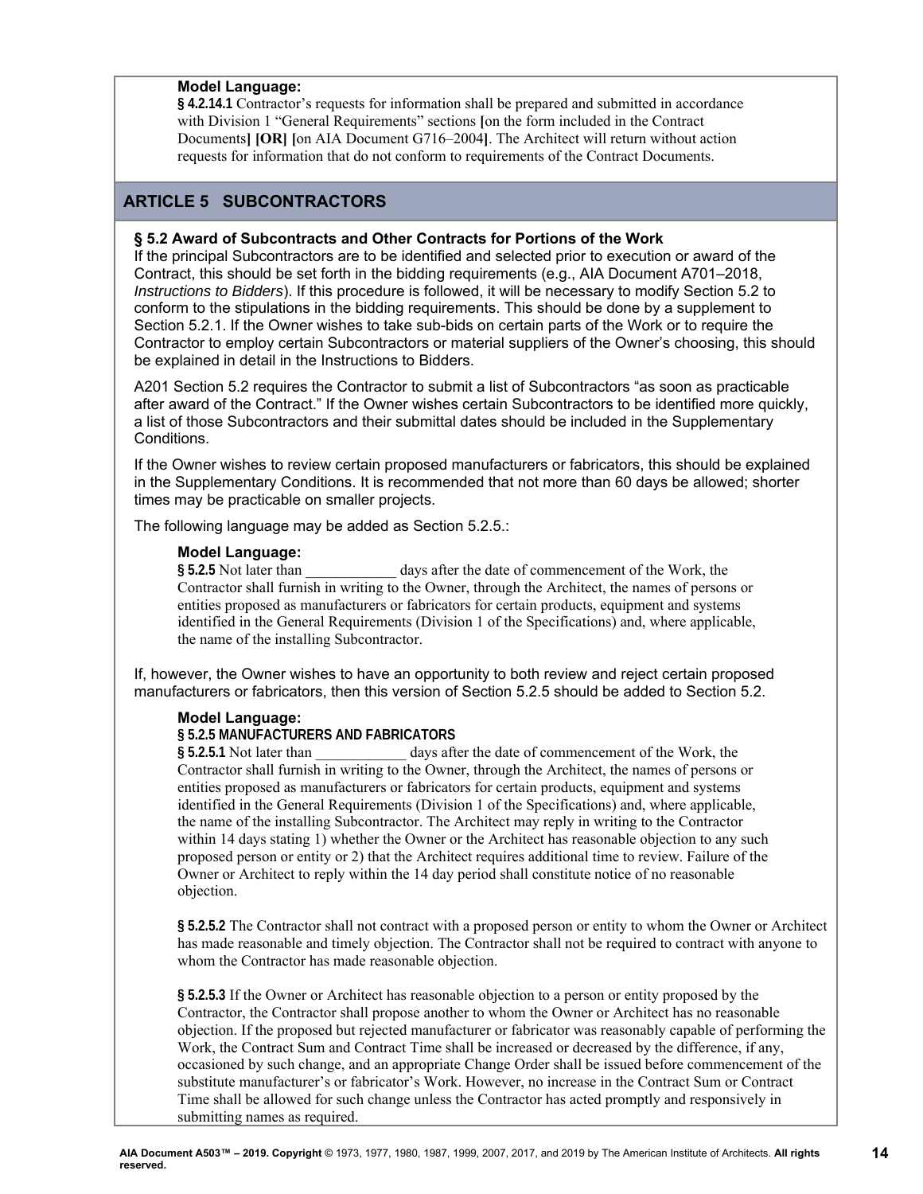**Model Language:**

**§ 4.2.14.1** Contractor's requests for information shall be prepared and submitted in accordance with Division 1 "General Requirements" sections **[**on the form included in the Contract Documents**] [OR] [**on AIA Document G716–2004**]**. The Architect will return without action requests for information that do not conform to requirements of the Contract Documents.

## ARTICLE 5 SUBCONTRACTORS

### § 5.2 Award of Subcontracts and Other Contracts for Portions of the Work

If the principal Subcontractors are to be identified and selected prior to execution or award of the Contract, this should be set forth in the bidding requirements (e.g., AIA Document A701–2018, *Instructions to Bidders*). If this procedure is followed, it will be necessary to modify Section 5.2 to conform to the stipulations in the bidding requirements. This should be done by a supplement to Section 5.2.1. If the Owner wishes to take sub-bids on certain parts of the Work or to require the Contractor to employ certain Subcontractors or material suppliers of the Owner's choosing, this should be explained in detail in the Instructions to Bidders.

A201 Section 5.2 requires the Contractor to submit a list of Subcontractors "as soon as practicable after award of the Contract." If the Owner wishes certain Subcontractors to be identified more quickly, a list of those Subcontractors and their submittal dates should be included in the Supplementary Conditions.

If the Owner wishes to review certain proposed manufacturers or fabricators, this should be explained in the Supplementary Conditions. It is recommended that not more than 60 days be allowed; shorter times may be practicable on smaller projects.

The following language may be added as Section 5.2.5.:

**Model Language:**

**§ 5.2.5** Not later than ____________ days after the date of commencement of the Work, the Contractor shall furnish in writing to the Owner, through the Architect, the names of persons or entities proposed as manufacturers or fabricators for certain products, equipment and systems identified in the General Requirements (Division 1 of the Specifications) and, where applicable, the name of the installing Subcontractor.

If, however, the Owner wishes to have an opportunity to both review and reject certain proposed manufacturers or fabricators, then this version of Section 5.2.5 should be added to Section 5.2.

**Model Language:**

**§ 5.2.5 MANUFACTURERS AND FABRICATORS**

**§ 5.2.5.1** Not later than ____________ days after the date of commencement of the Work, the Contractor shall furnish in writing to the Owner, through the Architect, the names of persons or entities proposed as manufacturers or fabricators for certain products, equipment and systems identified in the General Requirements (Division 1 of the Specifications) and, where applicable, the name of the installing Subcontractor. The Architect may reply in writing to the Contractor within 14 days stating 1) whether the Owner or the Architect has reasonable objection to any such proposed person or entity or 2) that the Architect requires additional time to review. Failure of the Owner or Architect to reply within the 14 day period shall constitute notice of no reasonable objection.

**§ 5.2.5.2** The Contractor shall not contract with a proposed person or entity to whom the Owner or Architect has made reasonable and timely objection. The Contractor shall not be required to contract with anyone to whom the Contractor has made reasonable objection.

**§ 5.2.5.3** If the Owner or Architect has reasonable objection to a person or entity proposed by the Contractor, the Contractor shall propose another to whom the Owner or Architect has no reasonable objection. If the proposed but rejected manufacturer or fabricator was reasonably capable of performing the Work, the Contract Sum and Contract Time shall be increased or decreased by the difference, if any, occasioned by such change, and an appropriate Change Order shall be issued before commencement of the substitute manufacturer's or fabricator's Work. However, no increase in the Contract Sum or Contract Time shall be allowed for such change unless the Contractor has acted promptly and responsively in submitting names as required.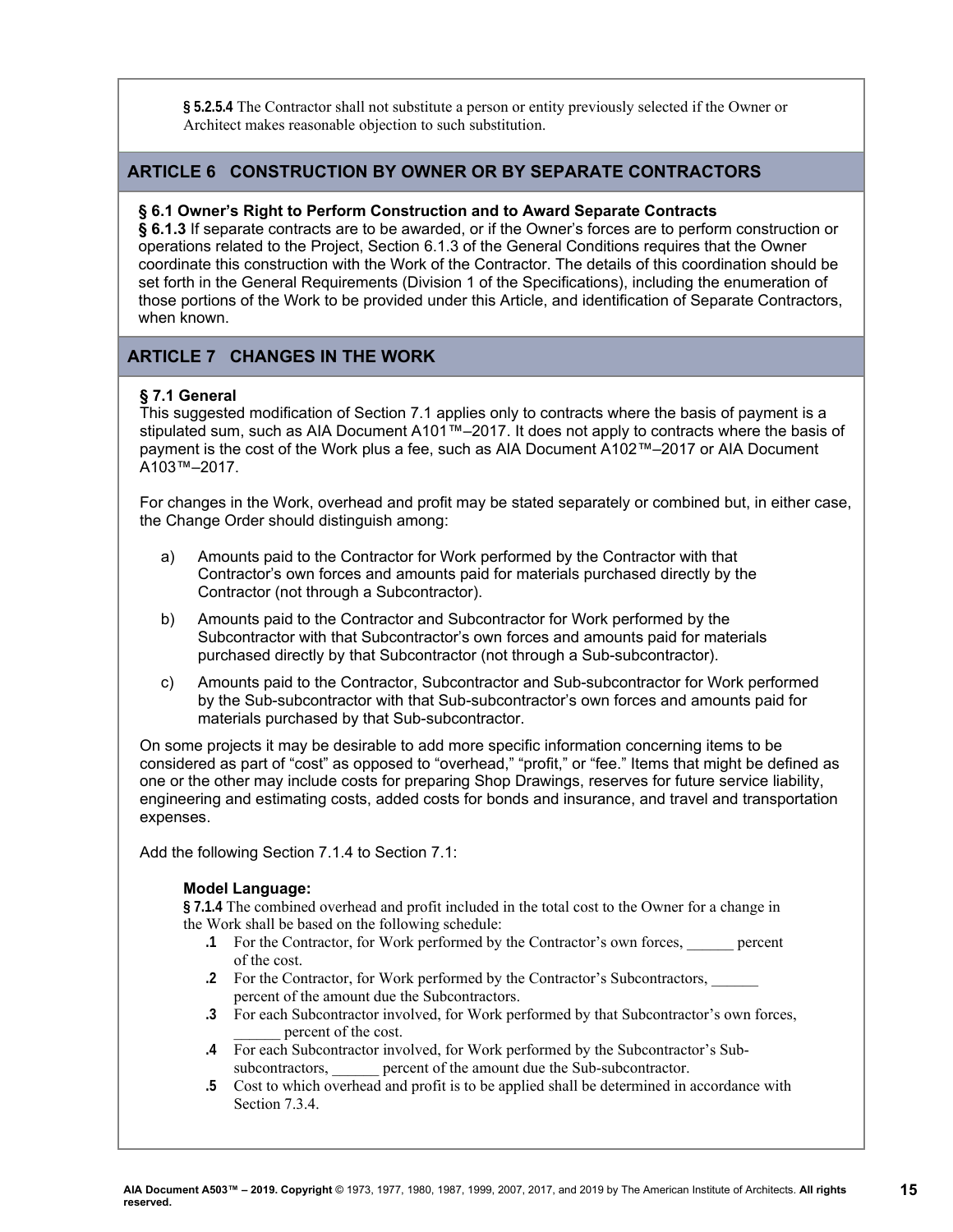**§ 5.2.5.4** The Contractor shall not substitute a person or entity previously selected if the Owner or Architect makes reasonable objection to such substitution.

## ARTICLE 6 CONSTRUCTION BY OWNER OR BY SEPARATE CONTRACTORS

**§ 6.1 Owner's Right to Perform Construction and to Award Separate Contracts**
**§ 6.1.3** If separate contracts are to be awarded, or if the Owner's forces are to perform construction or operations related to the Project, Section 6.1.3 of the General Conditions requires that the Owner coordinate this construction with the Work of the Contractor. The details of this coordination should be set forth in the General Requirements (Division 1 of the Specifications), including the enumeration of those portions of the Work to be provided under this Article, and identification of Separate Contractors, when known.

## ARTICLE 7 CHANGES IN THE WORK

**§ 7.1 General**
This suggested modification of Section 7.1 applies only to contracts where the basis of payment is a stipulated sum, such as AIA Document A101™–2017. It does not apply to contracts where the basis of payment is the cost of the Work plus a fee, such as AIA Document A102™–2017 or AIA Document A103™–2017.

For changes in the Work, overhead and profit may be stated separately or combined but, in either case, the Change Order should distinguish among:

a) Amounts paid to the Contractor for Work performed by the Contractor with that Contractor's own forces and amounts paid for materials purchased directly by the Contractor (not through a Subcontractor).

b) Amounts paid to the Contractor and Subcontractor for Work performed by the Subcontractor with that Subcontractor's own forces and amounts paid for materials purchased directly by that Subcontractor (not through a Sub-subcontractor).

c) Amounts paid to the Contractor, Subcontractor and Sub-subcontractor for Work performed by the Sub-subcontractor with that Sub-subcontractor's own forces and amounts paid for materials purchased by that Sub-subcontractor.

On some projects it may be desirable to add more specific information concerning items to be considered as part of "cost" as opposed to "overhead," "profit," or "fee." Items that might be defined as one or the other may include costs for preparing Shop Drawings, reserves for future service liability, engineering and estimating costs, added costs for bonds and insurance, and travel and transportation expenses.

Add the following Section 7.1.4 to Section 7.1:

**Model Language:**
**§ 7.1.4** The combined overhead and profit included in the total cost to the Owner for a change in the Work shall be based on the following schedule:

**.1** For the Contractor, for Work performed by the Contractor's own forces, ______ percent of the cost.

**.2** For the Contractor, for Work performed by the Contractor's Subcontractors, ______ percent of the amount due the Subcontractors.

**.3** For each Subcontractor involved, for Work performed by that Subcontractor's own forces, ______ percent of the cost.

**.4** For each Subcontractor involved, for Work performed by the Subcontractor's Sub-subcontractors, ______ percent of the amount due the Sub-subcontractor.

**.5** Cost to which overhead and profit is to be applied shall be determined in accordance with Section 7.3.4.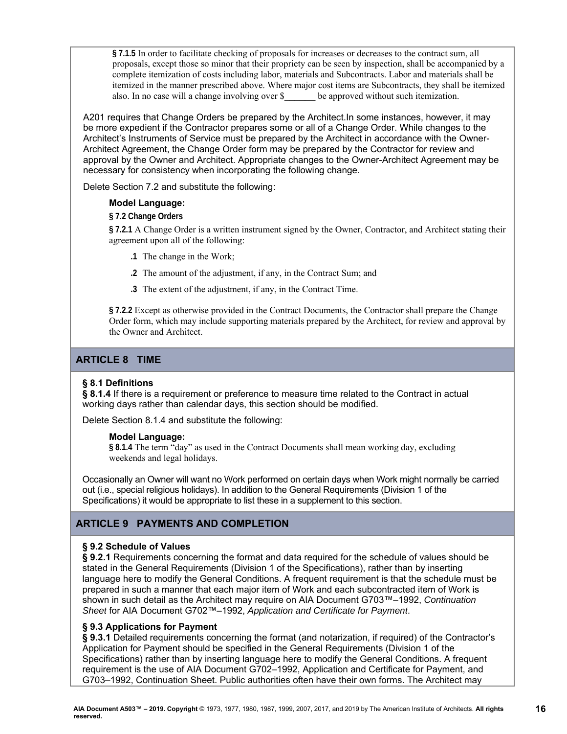**§ 7.1.5** In order to facilitate checking of proposals for increases or decreases to the contract sum, all proposals, except those so minor that their propriety can be seen by inspection, shall be accompanied by a complete itemization of costs including labor, materials and Subcontracts. Labor and materials shall be itemized in the manner prescribed above. Where major cost items are Subcontracts, they shall be itemized also. In no case will a change involving over $_______ be approved without such itemization.

A201 requires that Change Orders be prepared by the Architect.In some instances, however, it may be more expedient if the Contractor prepares some or all of a Change Order. While changes to the Architect's Instruments of Service must be prepared by the Architect in accordance with the Owner-Architect Agreement, the Change Order form may be prepared by the Contractor for review and approval by the Owner and Architect. Appropriate changes to the Owner-Architect Agreement may be necessary for consistency when incorporating the following change.

Delete Section 7.2 and substitute the following:

**Model Language:**

**§ 7.2 Change Orders**

**§ 7.2.1** A Change Order is a written instrument signed by the Owner, Contractor, and Architect stating their agreement upon all of the following:

**.1** The change in the Work;

**.2** The amount of the adjustment, if any, in the Contract Sum; and

**.3** The extent of the adjustment, if any, in the Contract Time.

**§ 7.2.2** Except as otherwise provided in the Contract Documents, the Contractor shall prepare the Change Order form, which may include supporting materials prepared by the Architect, for review and approval by the Owner and Architect.

## ARTICLE 8 TIME

### § 8.1 Definitions

**§ 8.1.4** If there is a requirement or preference to measure time related to the Contract in actual working days rather than calendar days, this section should be modified.

Delete Section 8.1.4 and substitute the following:

**Model Language:**

**§ 8.1.4** The term "day" as used in the Contract Documents shall mean working day, excluding weekends and legal holidays.

Occasionally an Owner will want no Work performed on certain days when Work might normally be carried out (i.e., special religious holidays). In addition to the General Requirements (Division 1 of the Specifications) it would be appropriate to list these in a supplement to this section.

## ARTICLE 9 PAYMENTS AND COMPLETION

### § 9.2 Schedule of Values

**§ 9.2.1** Requirements concerning the format and data required for the schedule of values should be stated in the General Requirements (Division 1 of the Specifications), rather than by inserting language here to modify the General Conditions. A frequent requirement is that the schedule must be prepared in such a manner that each major item of Work and each subcontracted item of Work is shown in such detail as the Architect may require on AIA Document G703™–1992, *Continuation Sheet* for AIA Document G702™–1992, *Application and Certificate for Payment*.

### § 9.3 Applications for Payment

**§ 9.3.1** Detailed requirements concerning the format (and notarization, if required) of the Contractor's Application for Payment should be specified in the General Requirements (Division 1 of the Specifications) rather than by inserting language here to modify the General Conditions. A frequent requirement is the use of AIA Document G702–1992, Application and Certificate for Payment, and G703–1992, Continuation Sheet. Public authorities often have their own forms. The Architect may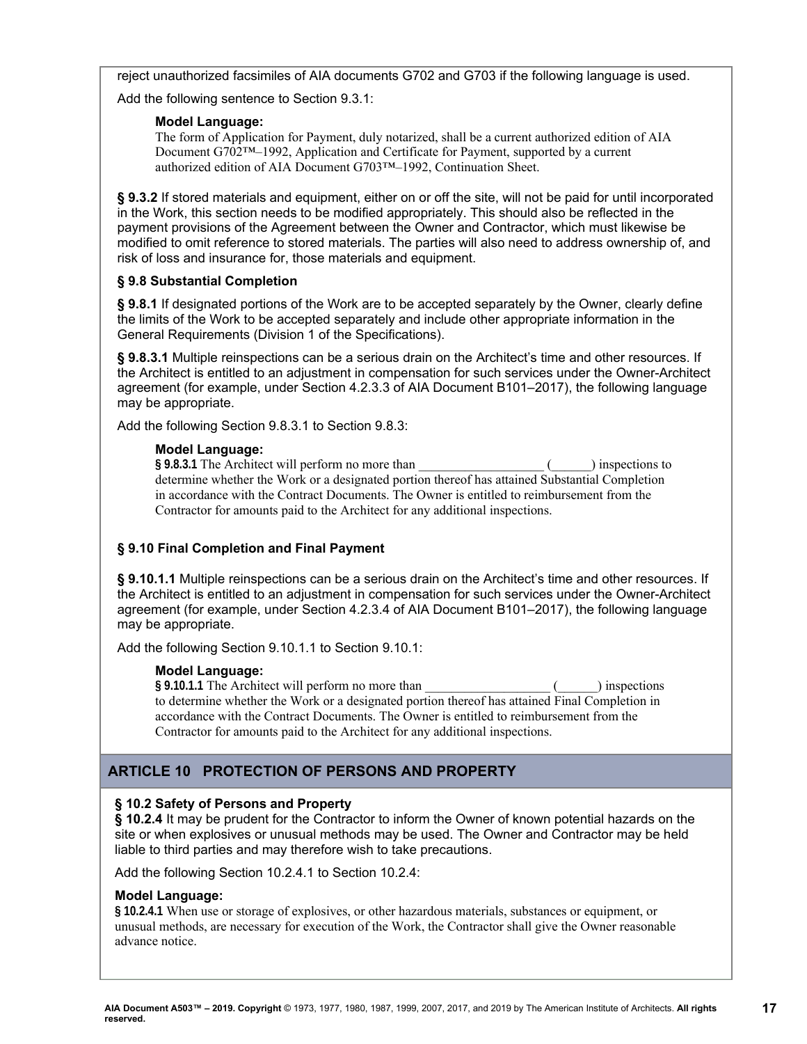reject unauthorized facsimiles of AIA documents G702 and G703 if the following language is used.

Add the following sentence to Section 9.3.1:

> **Model Language:**
> The form of Application for Payment, duly notarized, shall be a current authorized edition of AIA Document G702™–1992, Application and Certificate for Payment, supported by a current authorized edition of AIA Document G703™–1992, Continuation Sheet.

**§ 9.3.2** If stored materials and equipment, either on or off the site, will not be paid for until incorporated in the Work, this section needs to be modified appropriately. This should also be reflected in the payment provisions of the Agreement between the Owner and Contractor, which must likewise be modified to omit reference to stored materials. The parties will also need to address ownership of, and risk of loss and insurance for, those materials and equipment.

**§ 9.8 Substantial Completion**

**§ 9.8.1** If designated portions of the Work are to be accepted separately by the Owner, clearly define the limits of the Work to be accepted separately and include other appropriate information in the General Requirements (Division 1 of the Specifications).

**§ 9.8.3.1** Multiple reinspections can be a serious drain on the Architect's time and other resources. If the Architect is entitled to an adjustment in compensation for such services under the Owner-Architect agreement (for example, under Section 4.2.3.3 of AIA Document B101–2017), the following language may be appropriate.

Add the following Section 9.8.3.1 to Section 9.8.3:

> **Model Language:**
> **§ 9.8.3.1** The Architect will perform no more than ___________________ (______) inspections to determine whether the Work or a designated portion thereof has attained Substantial Completion in accordance with the Contract Documents. The Owner is entitled to reimbursement from the Contractor for amounts paid to the Architect for any additional inspections.

**§ 9.10 Final Completion and Final Payment**

**§ 9.10.1.1** Multiple reinspections can be a serious drain on the Architect's time and other resources. If the Architect is entitled to an adjustment in compensation for such services under the Owner-Architect agreement (for example, under Section 4.2.3.4 of AIA Document B101–2017), the following language may be appropriate.

Add the following Section 9.10.1.1 to Section 9.10.1:

> **Model Language:**
> **§ 9.10.1.1** The Architect will perform no more than ___________________ (______) inspections to determine whether the Work or a designated portion thereof has attained Final Completion in accordance with the Contract Documents. The Owner is entitled to reimbursement from the Contractor for amounts paid to the Architect for any additional inspections.

## ARTICLE 10 PROTECTION OF PERSONS AND PROPERTY

**§ 10.2 Safety of Persons and Property**
**§ 10.2.4** It may be prudent for the Contractor to inform the Owner of known potential hazards on the site or when explosives or unusual methods may be used. The Owner and Contractor may be held liable to third parties and may therefore wish to take precautions.

Add the following Section 10.2.4.1 to Section 10.2.4:

**Model Language:**
**§ 10.2.4.1** When use or storage of explosives, or other hazardous materials, substances or equipment, or unusual methods, are necessary for execution of the Work, the Contractor shall give the Owner reasonable advance notice.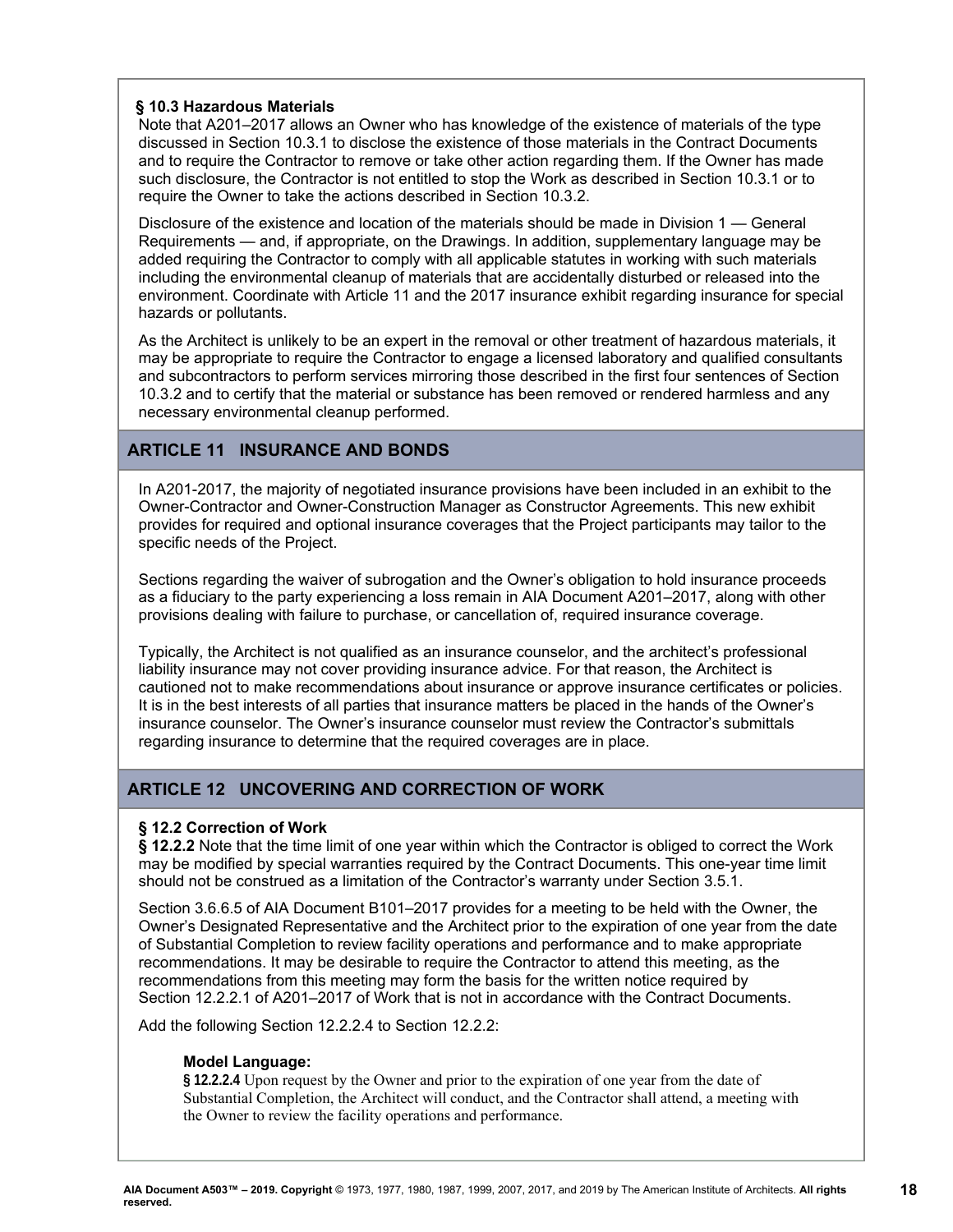### § 10.3 Hazardous Materials

Note that A201–2017 allows an Owner who has knowledge of the existence of materials of the type discussed in Section 10.3.1 to disclose the existence of those materials in the Contract Documents and to require the Contractor to remove or take other action regarding them. If the Owner has made such disclosure, the Contractor is not entitled to stop the Work as described in Section 10.3.1 or to require the Owner to take the actions described in Section 10.3.2.

Disclosure of the existence and location of the materials should be made in Division 1 — General Requirements — and, if appropriate, on the Drawings. In addition, supplementary language may be added requiring the Contractor to comply with all applicable statutes in working with such materials including the environmental cleanup of materials that are accidentally disturbed or released into the environment. Coordinate with Article 11 and the 2017 insurance exhibit regarding insurance for special hazards or pollutants.

As the Architect is unlikely to be an expert in the removal or other treatment of hazardous materials, it may be appropriate to require the Contractor to engage a licensed laboratory and qualified consultants and subcontractors to perform services mirroring those described in the first four sentences of Section 10.3.2 and to certify that the material or substance has been removed or rendered harmless and any necessary environmental cleanup performed.

## ARTICLE 11 INSURANCE AND BONDS

In A201-2017, the majority of negotiated insurance provisions have been included in an exhibit to the Owner-Contractor and Owner-Construction Manager as Constructor Agreements. This new exhibit provides for required and optional insurance coverages that the Project participants may tailor to the specific needs of the Project.

Sections regarding the waiver of subrogation and the Owner's obligation to hold insurance proceeds as a fiduciary to the party experiencing a loss remain in AIA Document A201–2017, along with other provisions dealing with failure to purchase, or cancellation of, required insurance coverage.

Typically, the Architect is not qualified as an insurance counselor, and the architect's professional liability insurance may not cover providing insurance advice. For that reason, the Architect is cautioned not to make recommendations about insurance or approve insurance certificates or policies. It is in the best interests of all parties that insurance matters be placed in the hands of the Owner's insurance counselor. The Owner's insurance counselor must review the Contractor's submittals regarding insurance to determine that the required coverages are in place.

## ARTICLE 12 UNCOVERING AND CORRECTION OF WORK

### § 12.2 Correction of Work

**§ 12.2.2** Note that the time limit of one year within which the Contractor is obliged to correct the Work may be modified by special warranties required by the Contract Documents. This one-year time limit should not be construed as a limitation of the Contractor's warranty under Section 3.5.1.

Section 3.6.6.5 of AIA Document B101–2017 provides for a meeting to be held with the Owner, the Owner's Designated Representative and the Architect prior to the expiration of one year from the date of Substantial Completion to review facility operations and performance and to make appropriate recommendations. It may be desirable to require the Contractor to attend this meeting, as the recommendations from this meeting may form the basis for the written notice required by Section 12.2.2.1 of A201–2017 of Work that is not in accordance with the Contract Documents.

Add the following Section 12.2.2.4 to Section 12.2.2:

**Model Language:**

**§ 12.2.2.4** Upon request by the Owner and prior to the expiration of one year from the date of Substantial Completion, the Architect will conduct, and the Contractor shall attend, a meeting with the Owner to review the facility operations and performance.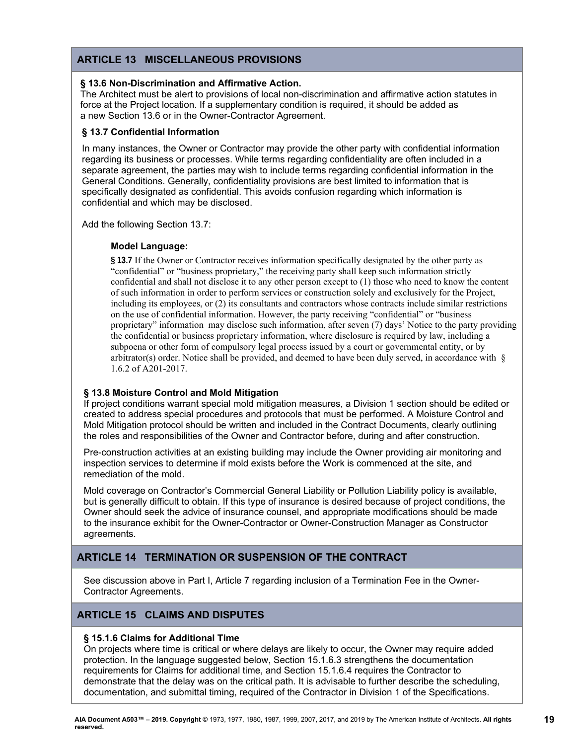## ARTICLE 13 MISCELLANEOUS PROVISIONS

**§ 13.6 Non-Discrimination and Affirmative Action.**
The Architect must be alert to provisions of local non-discrimination and affirmative action statutes in force at the Project location. If a supplementary condition is required, it should be added as a new Section 13.6 or in the Owner-Contractor Agreement.

**§ 13.7 Confidential Information**

In many instances, the Owner or Contractor may provide the other party with confidential information regarding its business or processes. While terms regarding confidentiality are often included in a separate agreement, the parties may wish to include terms regarding confidential information in the General Conditions. Generally, confidentiality provisions are best limited to information that is specifically designated as confidential. This avoids confusion regarding which information is confidential and which may be disclosed.

Add the following Section 13.7:

> **Model Language:**
>
> **§ 13.7** If the Owner or Contractor receives information specifically designated by the other party as "confidential" or "business proprietary," the receiving party shall keep such information strictly confidential and shall not disclose it to any other person except to (1) those who need to know the content of such information in order to perform services or construction solely and exclusively for the Project, including its employees, or (2) its consultants and contractors whose contracts include similar restrictions on the use of confidential information. However, the party receiving "confidential" or "business proprietary" information may disclose such information, after seven (7) days' Notice to the party providing the confidential or business proprietary information, where disclosure is required by law, including a subpoena or other form of compulsory legal process issued by a court or governmental entity, or by arbitrator(s) order. Notice shall be provided, and deemed to have been duly served, in accordance with § 1.6.2 of A201-2017.

**§ 13.8 Moisture Control and Mold Mitigation**
If project conditions warrant special mold mitigation measures, a Division 1 section should be edited or created to address special procedures and protocols that must be performed. A Moisture Control and Mold Mitigation protocol should be written and included in the Contract Documents, clearly outlining the roles and responsibilities of the Owner and Contractor before, during and after construction.

Pre-construction activities at an existing building may include the Owner providing air monitoring and inspection services to determine if mold exists before the Work is commenced at the site, and remediation of the mold.

Mold coverage on Contractor's Commercial General Liability or Pollution Liability policy is available, but is generally difficult to obtain. If this type of insurance is desired because of project conditions, the Owner should seek the advice of insurance counsel, and appropriate modifications should be made to the insurance exhibit for the Owner-Contractor or Owner-Construction Manager as Constructor agreements.

## ARTICLE 14 TERMINATION OR SUSPENSION OF THE CONTRACT

See discussion above in Part I, Article 7 regarding inclusion of a Termination Fee in the Owner-Contractor Agreements.

## ARTICLE 15 CLAIMS AND DISPUTES

**§ 15.1.6 Claims for Additional Time**
On projects where time is critical or where delays are likely to occur, the Owner may require added protection. In the language suggested below, Section 15.1.6.3 strengthens the documentation requirements for Claims for additional time, and Section 15.1.6.4 requires the Contractor to demonstrate that the delay was on the critical path. It is advisable to further describe the scheduling, documentation, and submittal timing, required of the Contractor in Division 1 of the Specifications.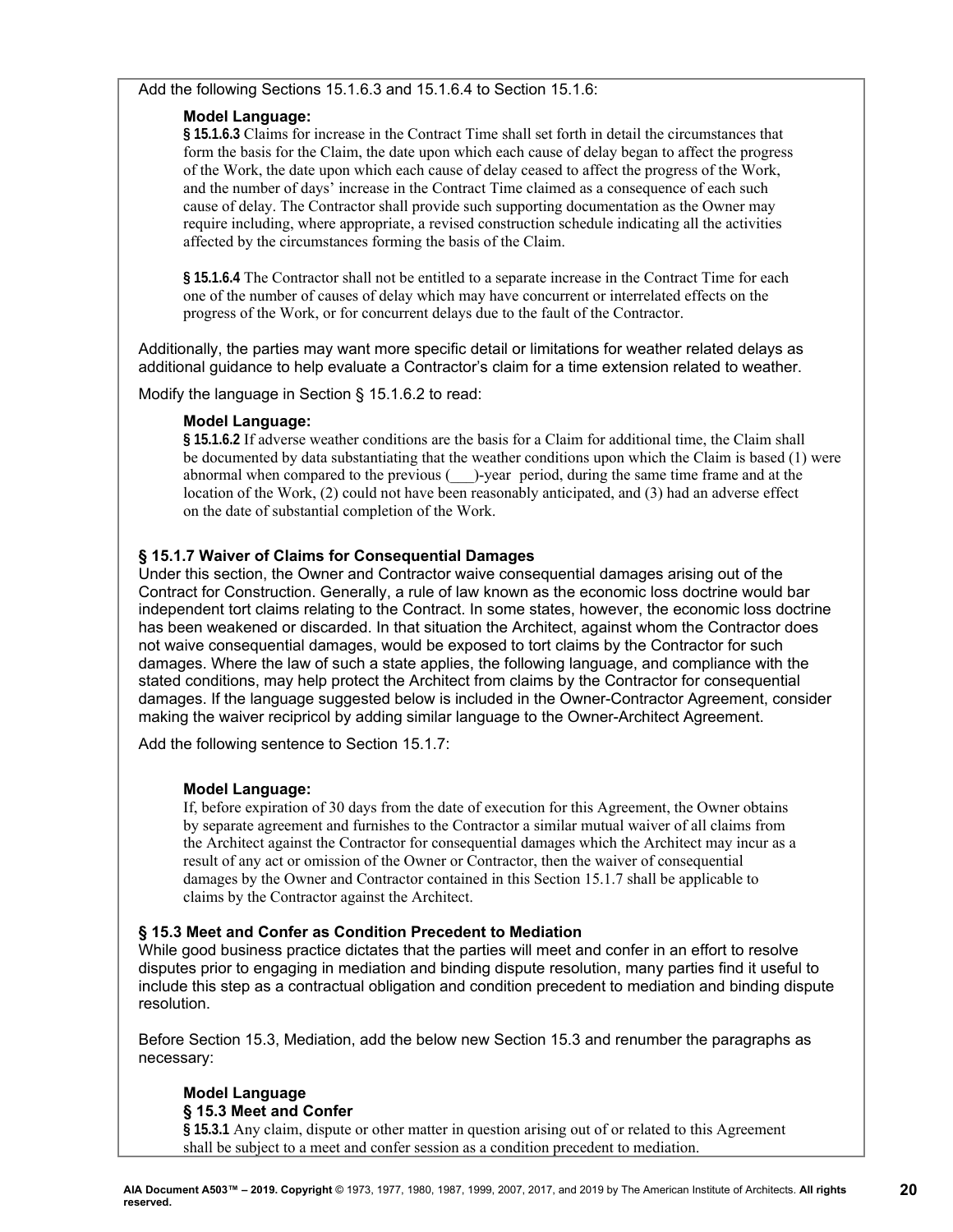Add the following Sections 15.1.6.3 and 15.1.6.4 to Section 15.1.6:

> **Model Language:**
> **§ 15.1.6.3** Claims for increase in the Contract Time shall set forth in detail the circumstances that form the basis for the Claim, the date upon which each cause of delay began to affect the progress of the Work, the date upon which each cause of delay ceased to affect the progress of the Work, and the number of days' increase in the Contract Time claimed as a consequence of each such cause of delay. The Contractor shall provide such supporting documentation as the Owner may require including, where appropriate, a revised construction schedule indicating all the activities affected by the circumstances forming the basis of the Claim.
>
> **§ 15.1.6.4** The Contractor shall not be entitled to a separate increase in the Contract Time for each one of the number of causes of delay which may have concurrent or interrelated effects on the progress of the Work, or for concurrent delays due to the fault of the Contractor.

Additionally, the parties may want more specific detail or limitations for weather related delays as additional guidance to help evaluate a Contractor's claim for a time extension related to weather.

Modify the language in Section § 15.1.6.2 to read:

> **Model Language:**
> **§ 15.1.6.2** If adverse weather conditions are the basis for a Claim for additional time, the Claim shall be documented by data substantiating that the weather conditions upon which the Claim is based (1) were abnormal when compared to the previous (___)-year period, during the same time frame and at the location of the Work, (2) could not have been reasonably anticipated, and (3) had an adverse effect on the date of substantial completion of the Work.

### § 15.1.7 Waiver of Claims for Consequential Damages

Under this section, the Owner and Contractor waive consequential damages arising out of the Contract for Construction. Generally, a rule of law known as the economic loss doctrine would bar independent tort claims relating to the Contract. In some states, however, the economic loss doctrine has been weakened or discarded. In that situation the Architect, against whom the Contractor does not waive consequential damages, would be exposed to tort claims by the Contractor for such damages. Where the law of such a state applies, the following language, and compliance with the stated conditions, may help protect the Architect from claims by the Contractor for consequential damages. If the language suggested below is included in the Owner-Contractor Agreement, consider making the waiver recipricol by adding similar language to the Owner-Architect Agreement.

Add the following sentence to Section 15.1.7:

> **Model Language:**
> If, before expiration of 30 days from the date of execution for this Agreement, the Owner obtains by separate agreement and furnishes to the Contractor a similar mutual waiver of all claims from the Architect against the Contractor for consequential damages which the Architect may incur as a result of any act or omission of the Owner or Contractor, then the waiver of consequential damages by the Owner and Contractor contained in this Section 15.1.7 shall be applicable to claims by the Contractor against the Architect.

### § 15.3 Meet and Confer as Condition Precedent to Mediation

While good business practice dictates that the parties will meet and confer in an effort to resolve disputes prior to engaging in mediation and binding dispute resolution, many parties find it useful to include this step as a contractual obligation and condition precedent to mediation and binding dispute resolution.

Before Section 15.3, Mediation, add the below new Section 15.3 and renumber the paragraphs as necessary:

> **Model Language**
> **§ 15.3 Meet and Confer**
> **§ 15.3.1** Any claim, dispute or other matter in question arising out of or related to this Agreement shall be subject to a meet and confer session as a condition precedent to mediation.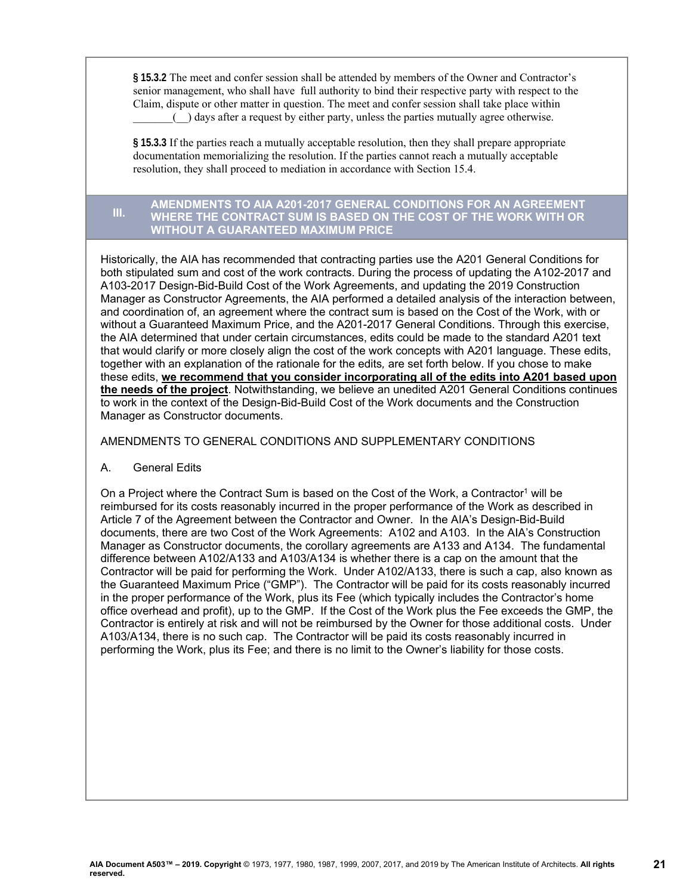**§ 15.3.2** The meet and confer session shall be attended by members of the Owner and Contractor's senior management, who shall have full authority to bind their respective party with respect to the Claim, dispute or other matter in question. The meet and confer session shall take place within _______(__) days after a request by either party, unless the parties mutually agree otherwise.

**§ 15.3.3** If the parties reach a mutually acceptable resolution, then they shall prepare appropriate documentation memorializing the resolution. If the parties cannot reach a mutually acceptable resolution, they shall proceed to mediation in accordance with Section 15.4.

## III. AMENDMENTS TO AIA A201-2017 GENERAL CONDITIONS FOR AN AGREEMENT WHERE THE CONTRACT SUM IS BASED ON THE COST OF THE WORK WITH OR WITHOUT A GUARANTEED MAXIMUM PRICE

Historically, the AIA has recommended that contracting parties use the A201 General Conditions for both stipulated sum and cost of the work contracts. During the process of updating the A102-2017 and A103-2017 Design-Bid-Build Cost of the Work Agreements, and updating the 2019 Construction Manager as Constructor Agreements, the AIA performed a detailed analysis of the interaction between, and coordination of, an agreement where the contract sum is based on the Cost of the Work, with or without a Guaranteed Maximum Price, and the A201-2017 General Conditions. Through this exercise, the AIA determined that under certain circumstances, edits could be made to the standard A201 text that would clarify or more closely align the cost of the work concepts with A201 language. These edits, together with an explanation of the rationale for the edits, are set forth below. If you chose to make these edits, **we recommend that you consider incorporating all of the edits into A201 based upon the needs of the project**. Notwithstanding, we believe an unedited A201 General Conditions continues to work in the context of the Design-Bid-Build Cost of the Work documents and the Construction Manager as Constructor documents.

AMENDMENTS TO GENERAL CONDITIONS AND SUPPLEMENTARY CONDITIONS

A. General Edits

On a Project where the Contract Sum is based on the Cost of the Work, a Contractor[1] will be reimbursed for its costs reasonably incurred in the proper performance of the Work as described in Article 7 of the Agreement between the Contractor and Owner. In the AIA's Design-Bid-Build documents, there are two Cost of the Work Agreements: A102 and A103. In the AIA's Construction Manager as Constructor documents, the corollary agreements are A133 and A134. The fundamental difference between A102/A133 and A103/A134 is whether there is a cap on the amount that the Contractor will be paid for performing the Work. Under A102/A133, there is such a cap, also known as the Guaranteed Maximum Price ("GMP"). The Contractor will be paid for its costs reasonably incurred in the proper performance of the Work, plus its Fee (which typically includes the Contractor's home office overhead and profit), up to the GMP. If the Cost of the Work plus the Fee exceeds the GMP, the Contractor is entirely at risk and will not be reimbursed by the Owner for those additional costs. Under A103/A134, there is no such cap. The Contractor will be paid its costs reasonably incurred in performing the Work, plus its Fee; and there is no limit to the Owner's liability for those costs.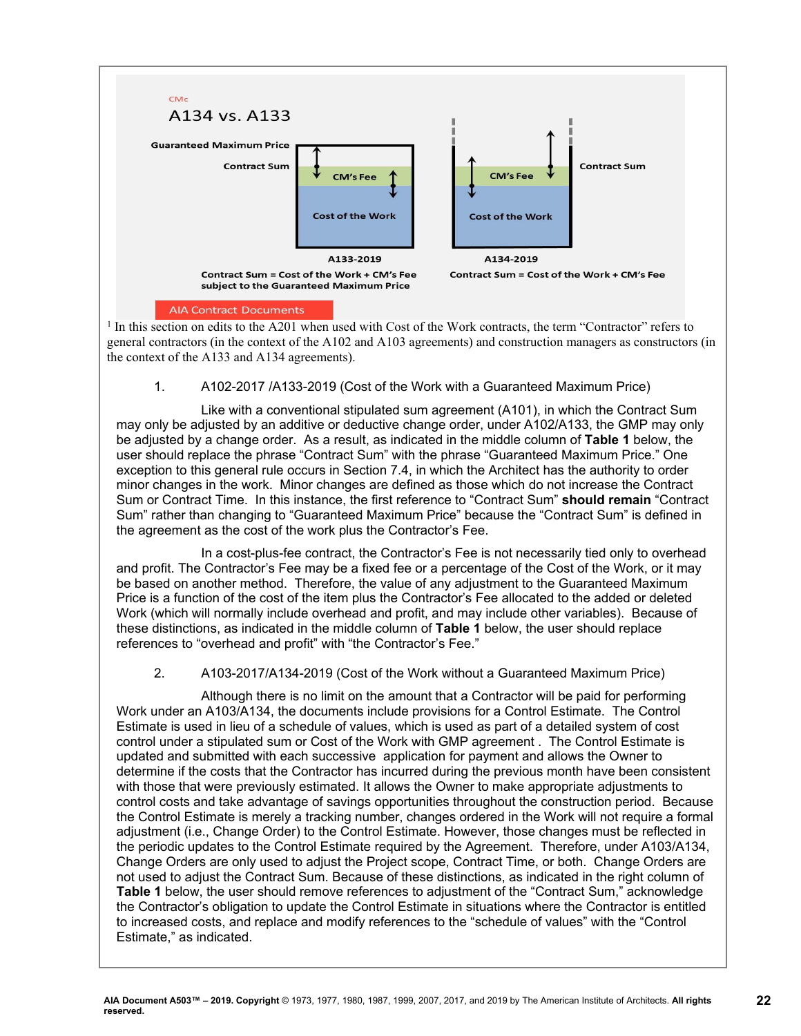CMc

A134 vs. A133

Guaranteed Maximum Price

Contract Sum

CM's Fee

Cost of the Work

A133-2019

Contract Sum = Cost of the Work + CM's Fee subject to the Guaranteed Maximum Price

CM's Fee

Cost of the Work

Contract Sum

A134-2019

Contract Sum = Cost of the Work + CM's Fee

AIA Contract Documents

[1] In this section on edits to the A201 when used with Cost of the Work contracts, the term "Contractor" refers to general contractors (in the context of the A102 and A103 agreements) and construction managers as constructors (in the context of the A133 and A134 agreements).

1. A102-2017 /A133-2019 (Cost of the Work with a Guaranteed Maximum Price)

Like with a conventional stipulated sum agreement (A101), in which the Contract Sum may only be adjusted by an additive or deductive change order, under A102/A133, the GMP may only be adjusted by a change order. As a result, as indicated in the middle column of **Table 1** below, the user should replace the phrase "Contract Sum" with the phrase "Guaranteed Maximum Price." One exception to this general rule occurs in Section 7.4, in which the Architect has the authority to order minor changes in the work. Minor changes are defined as those which do not increase the Contract Sum or Contract Time. In this instance, the first reference to "Contract Sum" **should remain** "Contract Sum" rather than changing to "Guaranteed Maximum Price" because the "Contract Sum" is defined in the agreement as the cost of the work plus the Contractor's Fee.

In a cost-plus-fee contract, the Contractor's Fee is not necessarily tied only to overhead and profit. The Contractor's Fee may be a fixed fee or a percentage of the Cost of the Work, or it may be based on another method. Therefore, the value of any adjustment to the Guaranteed Maximum Price is a function of the cost of the item plus the Contractor's Fee allocated to the added or deleted Work (which will normally include overhead and profit, and may include other variables). Because of these distinctions, as indicated in the middle column of **Table 1** below, the user should replace references to "overhead and profit" with "the Contractor's Fee."

2. A103-2017/A134-2019 (Cost of the Work without a Guaranteed Maximum Price)

Although there is no limit on the amount that a Contractor will be paid for performing Work under an A103/A134, the documents include provisions for a Control Estimate. The Control Estimate is used in lieu of a schedule of values, which is used as part of a detailed system of cost control under a stipulated sum or Cost of the Work with GMP agreement . The Control Estimate is updated and submitted with each successive application for payment and allows the Owner to determine if the costs that the Contractor has incurred during the previous month have been consistent with those that were previously estimated. It allows the Owner to make appropriate adjustments to control costs and take advantage of savings opportunities throughout the construction period. Because the Control Estimate is merely a tracking number, changes ordered in the Work will not require a formal adjustment (i.e., Change Order) to the Control Estimate. However, those changes must be reflected in the periodic updates to the Control Estimate required by the Agreement. Therefore, under A103/A134, Change Orders are only used to adjust the Project scope, Contract Time, or both. Change Orders are not used to adjust the Contract Sum. Because of these distinctions, as indicated in the right column of **Table 1** below, the user should remove references to adjustment of the "Contract Sum," acknowledge the Contractor's obligation to update the Control Estimate in situations where the Contractor is entitled to increased costs, and replace and modify references to the "schedule of values" with the "Control Estimate," as indicated.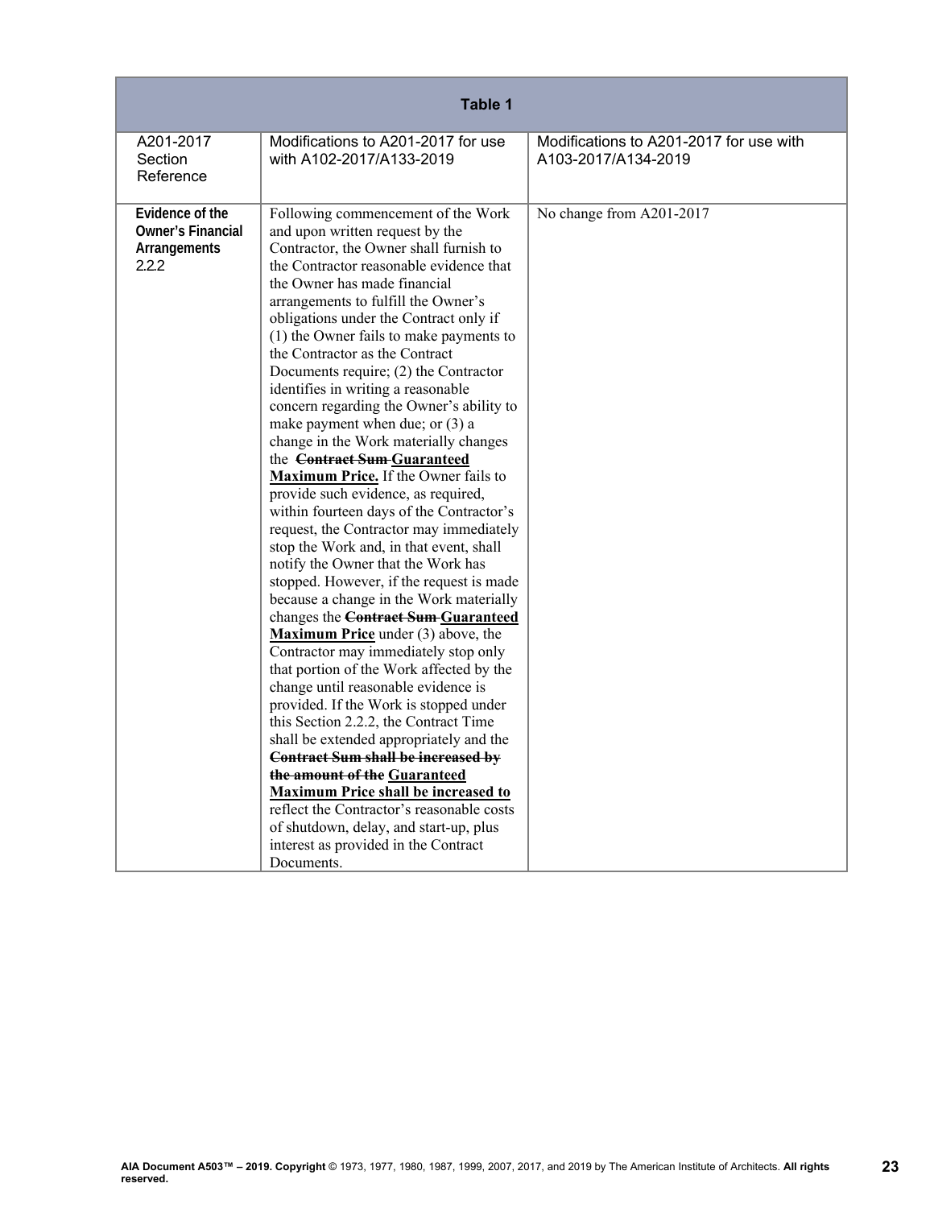| Table 1 | | |
|---|---|---|
| A201-2017 Section Reference | Modifications to A201-2017 for use with A102-2017/A133-2019 | Modifications to A201-2017 for use with A103-2017/A134-2019 |
| **Evidence of the Owner's Financial Arrangements** 2.2.2 | Following commencement of the Work and upon written request by the Contractor, the Owner shall furnish to the Contractor reasonable evidence that the Owner has made financial arrangements to fulfill the Owner's obligations under the Contract only if (1) the Owner fails to make payments to the Contractor as the Contract Documents require; (2) the Contractor identifies in writing a reasonable concern regarding the Owner's ability to make payment when due; or (3) a change in the Work materially changes the ~~**Contract Sum**~~ **Guaranteed Maximum Price.** If the Owner fails to provide such evidence, as required, within fourteen days of the Contractor's request, the Contractor may immediately stop the Work and, in that event, shall notify the Owner that the Work has stopped. However, if the request is made because a change in the Work materially changes the ~~**Contract Sum**~~ **Guaranteed Maximum Price** under (3) above, the Contractor may immediately stop only that portion of the Work affected by the change until reasonable evidence is provided. If the Work is stopped under this Section 2.2.2, the Contract Time shall be extended appropriately and the ~~**Contract Sum shall be increased by the amount of the**~~ **Guaranteed Maximum Price shall be increased to** reflect the Contractor's reasonable costs of shutdown, delay, and start-up, plus interest as provided in the Contract Documents. | No change from A201-2017 |

**AIA Document A503™ – 2019. Copyright** © 1973, 1977, 1980, 1987, 1999, 2007, 2017, and 2019 by The American Institute of Architects. **All rights reserved.**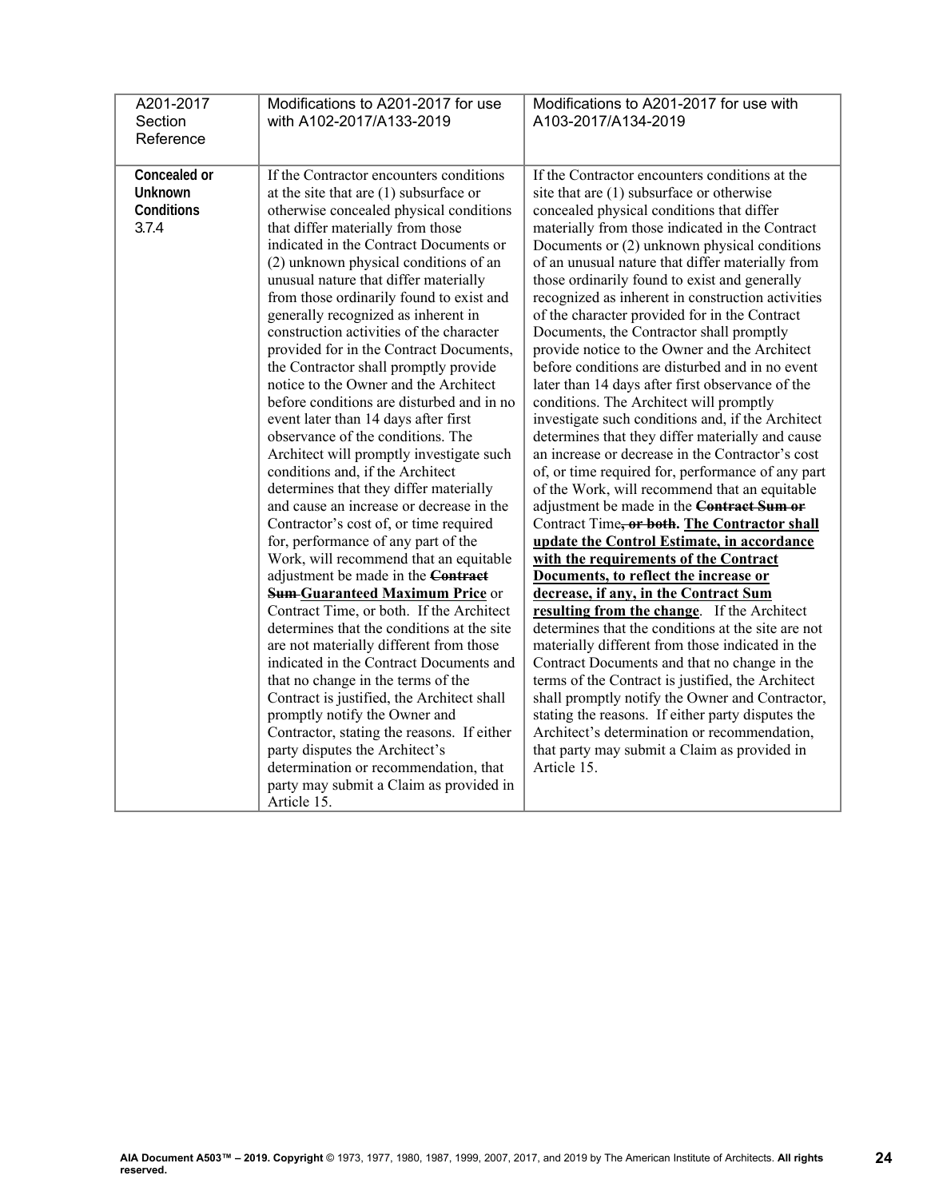| A201-2017 Section Reference | Modifications to A201-2017 for use with A102-2017/A133-2019 | Modifications to A201-2017 for use with A103-2017/A134-2019 |
|---|---|---|
| **Concealed or Unknown Conditions** 3.7.4 | If the Contractor encounters conditions at the site that are (1) subsurface or otherwise concealed physical conditions that differ materially from those indicated in the Contract Documents or (2) unknown physical conditions of an unusual nature that differ materially from those ordinarily found to exist and generally recognized as inherent in construction activities of the character provided for in the Contract Documents, the Contractor shall promptly provide notice to the Owner and the Architect before conditions are disturbed and in no event later than 14 days after first observance of the conditions. The Architect will promptly investigate such conditions and, if the Architect determines that they differ materially and cause an increase or decrease in the Contractor's cost of, or time required for, performance of any part of the Work, will recommend that an equitable adjustment be made in the ~~**Contract Sum**~~ <u>**Guaranteed Maximum Price**</u> or Contract Time, or both. If the Architect determines that the conditions at the site are not materially different from those indicated in the Contract Documents and that no change in the terms of the Contract is justified, the Architect shall promptly notify the Owner and Contractor, stating the reasons. If either party disputes the Architect's determination or recommendation, that party may submit a Claim as provided in Article 15. | If the Contractor encounters conditions at the site that are (1) subsurface or otherwise concealed physical conditions that differ materially from those indicated in the Contract Documents or (2) unknown physical conditions of an unusual nature that differ materially from those ordinarily found to exist and generally recognized as inherent in construction activities of the character provided for in the Contract Documents, the Contractor shall promptly provide notice to the Owner and the Architect before conditions are disturbed and in no event later than 14 days after first observance of the conditions. The Architect will promptly investigate such conditions and, if the Architect determines that they differ materially and cause an increase or decrease in the Contractor's cost of, or time required for, performance of any part of the Work, will recommend that an equitable adjustment be made in the ~~**Contract Sum or**~~ Contract Time~~**, or both**~~**.** <u>**The Contractor shall update the Control Estimate, in accordance with the requirements of the Contract Documents, to reflect the increase or decrease, if any, in the Contract Sum resulting from the change**</u>. If the Architect determines that the conditions at the site are not materially different from those indicated in the Contract Documents and that no change in the terms of the Contract is justified, the Architect shall promptly notify the Owner and Contractor, stating the reasons. If either party disputes the Architect's determination or recommendation, that party may submit a Claim as provided in Article 15. |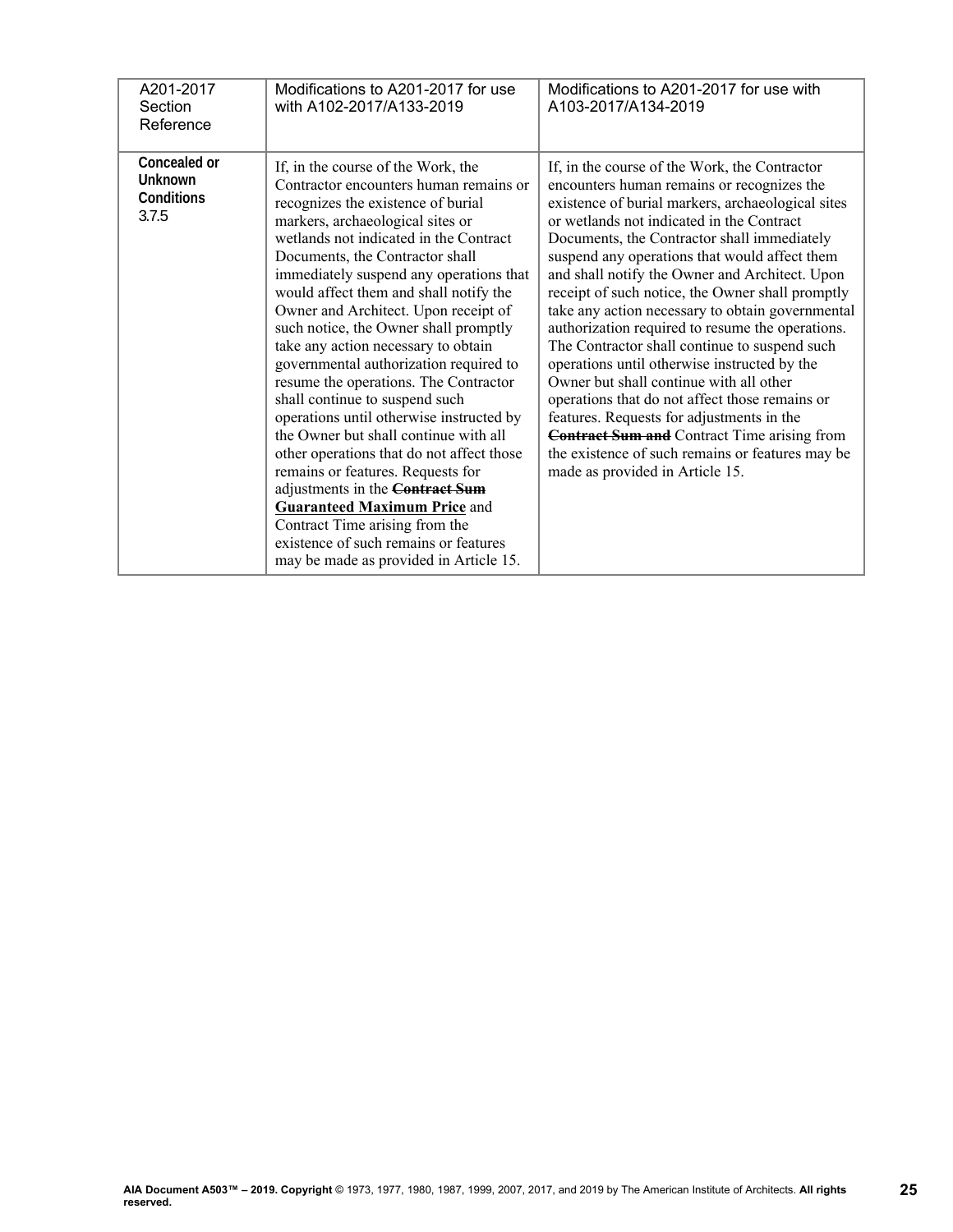| A201-2017 Section Reference | Modifications to A201-2017 for use with A102-2017/A133-2019 | Modifications to A201-2017 for use with A103-2017/A134-2019 |
|---|---|---|
| **Concealed or Unknown Conditions** 3.7.5 | If, in the course of the Work, the Contractor encounters human remains or recognizes the existence of burial markers, archaeological sites or wetlands not indicated in the Contract Documents, the Contractor shall immediately suspend any operations that would affect them and shall notify the Owner and Architect. Upon receipt of such notice, the Owner shall promptly take any action necessary to obtain governmental authorization required to resume the operations. The Contractor shall continue to suspend such operations until otherwise instructed by the Owner but shall continue with all other operations that do not affect those remains or features. Requests for adjustments in the ~~**Contract Sum**~~ <u>**Guaranteed Maximum Price**</u> and Contract Time arising from the existence of such remains or features may be made as provided in Article 15. | If, in the course of the Work, the Contractor encounters human remains or recognizes the existence of burial markers, archaeological sites or wetlands not indicated in the Contract Documents, the Contractor shall immediately suspend any operations that would affect them and shall notify the Owner and Architect. Upon receipt of such notice, the Owner shall promptly take any action necessary to obtain governmental authorization required to resume the operations. The Contractor shall continue to suspend such operations until otherwise instructed by the Owner but shall continue with all other operations that do not affect those remains or features. Requests for adjustments in the ~~**Contract Sum and**~~ Contract Time arising from the existence of such remains or features may be made as provided in Article 15. |

**AIA Document A503™ – 2019. Copyright** © 1973, 1977, 1980, 1987, 1999, 2007, 2017, and 2019 by The American Institute of Architects. **All rights reserved.**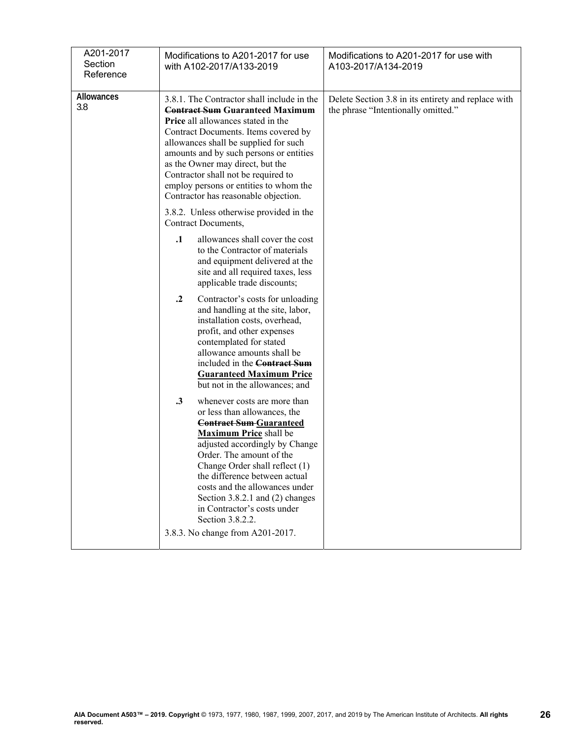| A201-2017 Section Reference | Modifications to A201-2017 for use with A102-2017/A133-2019 | Modifications to A201-2017 for use with A103-2017/A134-2019 |
|---|---|---|
| **Allowances** 3.8 | 3.8.1. The Contractor shall include in the ~~**Contract Sum**~~ **Guaranteed Maximum Price** all allowances stated in the Contract Documents. Items covered by allowances shall be supplied for such amounts and by such persons or entities as the Owner may direct, but the Contractor shall not be required to employ persons or entities to whom the Contractor has reasonable objection.<br><br>3.8.2. Unless otherwise provided in the Contract Documents,<br><br>**.1** allowances shall cover the cost to the Contractor of materials and equipment delivered at the site and all required taxes, less applicable trade discounts;<br><br>**.2** Contractor's costs for unloading and handling at the site, labor, installation costs, overhead, profit, and other expenses contemplated for stated allowance amounts shall be included in the ~~**Contract Sum**~~ <u>**Guaranteed Maximum Price**</u> but not in the allowances; and<br><br>**.3** whenever costs are more than or less than allowances, the ~~**Contract Sum**~~ <u>**Guaranteed Maximum Price**</u> shall be adjusted accordingly by Change Order. The amount of the Change Order shall reflect (1) the difference between actual costs and the allowances under Section 3.8.2.1 and (2) changes in Contractor's costs under Section 3.8.2.2.<br><br>3.8.3. No change from A201-2017. | Delete Section 3.8 in its entirety and replace with the phrase "Intentionally omitted." |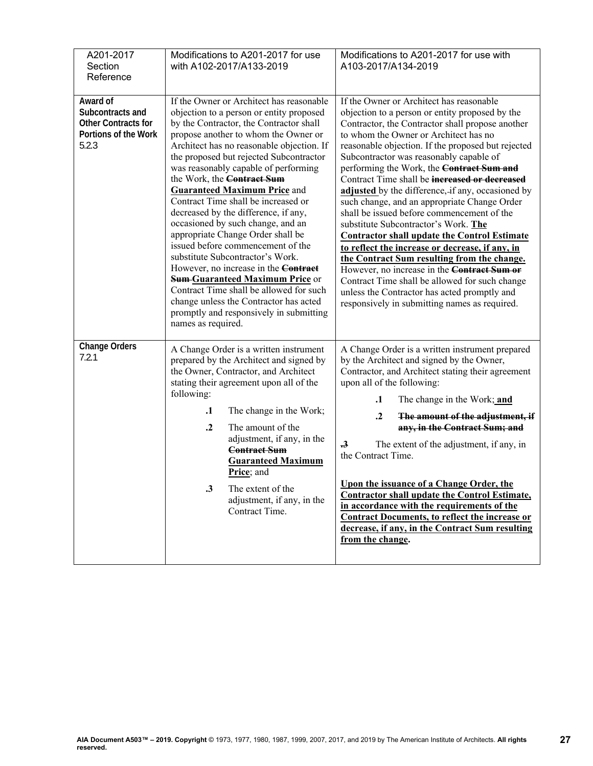| A201-2017 Section Reference | Modifications to A201-2017 for use with A102-2017/A133-2019 | Modifications to A201-2017 for use with A103-2017/A134-2019 |
|---|---|---|
| **Award of Subcontracts and Other Contracts for Portions of the Work** 5.2.3 | If the Owner or Architect has reasonable objection to a person or entity proposed by the Contractor, the Contractor shall propose another to whom the Owner or Architect has no reasonable objection. If the proposed but rejected Subcontractor was reasonably capable of performing the Work, the ~~**Contract Sum**~~ **<u>Guaranteed Maximum Price</u>** and Contract Time shall be increased or decreased by the difference, if any, occasioned by such change, and an appropriate Change Order shall be issued before commencement of the substitute Subcontractor's Work. However, no increase in the ~~**Contract Sum**~~ **<u>Guaranteed Maximum Price</u>** or Contract Time shall be allowed for such change unless the Contractor has acted promptly and responsively in submitting names as required. | If the Owner or Architect has reasonable objection to a person or entity proposed by the Contractor, the Contractor shall propose another to whom the Owner or Architect has no reasonable objection. If the proposed but rejected Subcontractor was reasonably capable of performing the Work, the ~~**Contract Sum and**~~ Contract Time shall be ~~**increased or decreased**~~ **<u>adjusted</u>** by the difference, if any, occasioned by such change, and an appropriate Change Order shall be issued before commencement of the substitute Subcontractor's Work. **<u>The Contractor shall update the Control Estimate to reflect the increase or decrease, if any, in the Contract Sum resulting from the change.</u>** However, no increase in the ~~**Contract Sum or**~~ Contract Time shall be allowed for such change unless the Contractor has acted promptly and responsively in submitting names as required. |
| **Change Orders** 7.2.1 | A Change Order is a written instrument prepared by the Architect and signed by the Owner, Contractor, and Architect stating their agreement upon all of the following:<br>**.1** The change in the Work;<br>**.2** The amount of the adjustment, if any, in the ~~**Contract Sum**~~ **<u>Guaranteed Maximum Price</u>**; and<br>**.3** The extent of the adjustment, if any, in the Contract Time. | A Change Order is a written instrument prepared by the Architect and signed by the Owner, Contractor, and Architect stating their agreement upon all of the following:<br>**.1** The change in the Work; **<u>and</u>**<br>~~**.2 The amount of the adjustment, if any, in the Contract Sum; and**~~<br>~~**.3**~~ The extent of the adjustment, if any, in the Contract Time.<br><br>**<u>Upon the issuance of a Change Order, the Contractor shall update the Control Estimate, in accordance with the requirements of the Contract Documents, to reflect the increase or decrease, if any, in the Contract Sum resulting from the change</u>.** |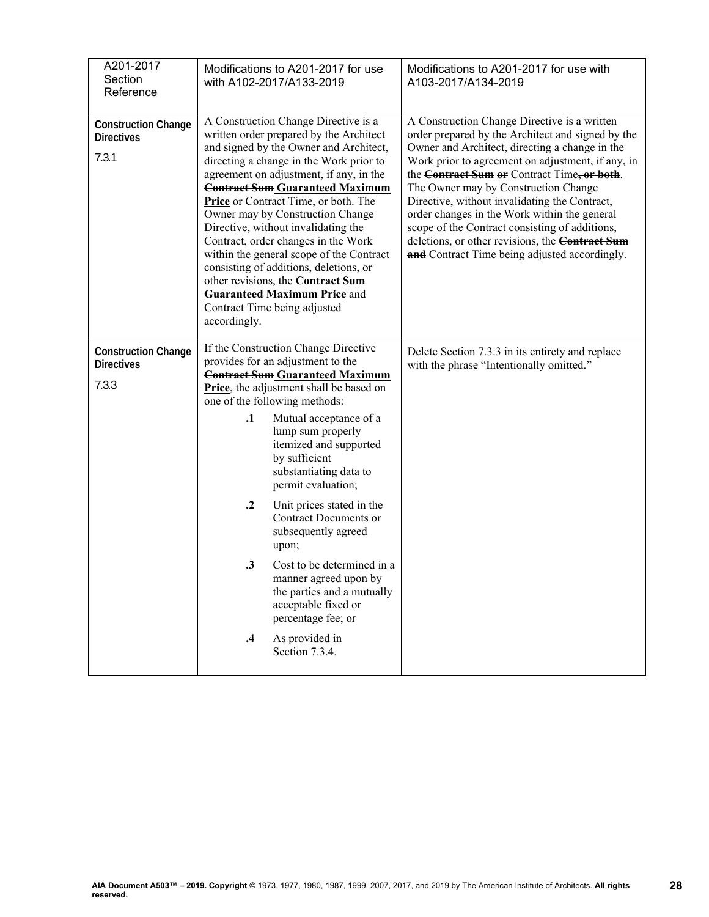| A201-2017 Section Reference | Modifications to A201-2017 for use with A102-2017/A133-2019 | Modifications to A201-2017 for use with A103-2017/A134-2019 |
|---|---|---|
| **Construction Change Directives** 7.3.1 | A Construction Change Directive is a written order prepared by the Architect and signed by the Owner and Architect, directing a change in the Work prior to agreement on adjustment, if any, in the ~~**Contract Sum**~~ **Guaranteed Maximum Price** or Contract Time, or both. The Owner may by Construction Change Directive, without invalidating the Contract, order changes in the Work within the general scope of the Contract consisting of additions, deletions, or other revisions, the ~~**Contract Sum**~~ **Guaranteed Maximum Price** and Contract Time being adjusted accordingly. | A Construction Change Directive is a written order prepared by the Architect and signed by the Owner and Architect, directing a change in the Work prior to agreement on adjustment, if any, in the ~~**Contract Sum or**~~ Contract Time~~**, or both**~~. The Owner may by Construction Change Directive, without invalidating the Contract, order changes in the Work within the general scope of the Contract consisting of additions, deletions, or other revisions, the ~~**Contract Sum and**~~ Contract Time being adjusted accordingly. |
| **Construction Change Directives** 7.3.3 | If the Construction Change Directive provides for an adjustment to the ~~**Contract Sum**~~ **Guaranteed Maximum Price**, the adjustment shall be based on one of the following methods:<br>**.1** Mutual acceptance of a lump sum properly itemized and supported by sufficient substantiating data to permit evaluation;<br>**.2** Unit prices stated in the Contract Documents or subsequently agreed upon;<br>**.3** Cost to be determined in a manner agreed upon by the parties and a mutually acceptable fixed or percentage fee; or<br>**.4** As provided in Section 7.3.4. | Delete Section 7.3.3 in its entirety and replace with the phrase "Intentionally omitted." |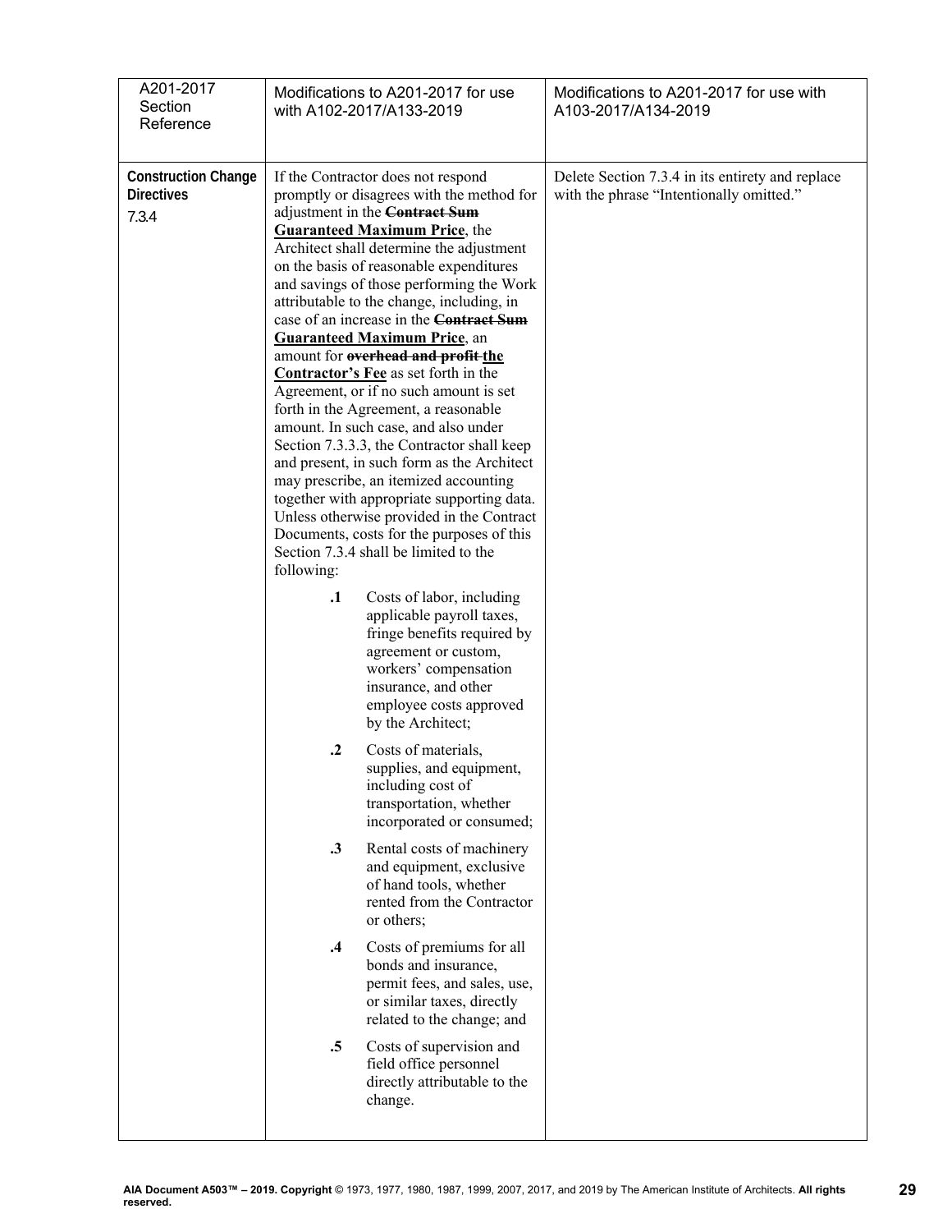| A201-2017 Section Reference | Modifications to A201-2017 for use with A102-2017/A133-2019 | Modifications to A201-2017 for use with A103-2017/A134-2019 |
|---|---|---|
| **Construction Change Directives** 7.3.4 | If the Contractor does not respond promptly or disagrees with the method for adjustment in the ~~**Contract Sum**~~ **Guaranteed Maximum Price**, the Architect shall determine the adjustment on the basis of reasonable expenditures and savings of those performing the Work attributable to the change, including, in case of an increase in the ~~**Contract Sum**~~ **Guaranteed Maximum Price**, an amount for ~~**overhead and profit**~~ **the Contractor's Fee** as set forth in the Agreement, or if no such amount is set forth in the Agreement, a reasonable amount. In such case, and also under Section 7.3.3.3, the Contractor shall keep and present, in such form as the Architect may prescribe, an itemized accounting together with appropriate supporting data. Unless otherwise provided in the Contract Documents, costs for the purposes of this Section 7.3.4 shall be limited to the following:<br><br>**.1** Costs of labor, including applicable payroll taxes, fringe benefits required by agreement or custom, workers' compensation insurance, and other employee costs approved by the Architect;<br><br>**.2** Costs of materials, supplies, and equipment, including cost of transportation, whether incorporated or consumed;<br><br>**.3** Rental costs of machinery and equipment, exclusive of hand tools, whether rented from the Contractor or others;<br><br>**.4** Costs of premiums for all bonds and insurance, permit fees, and sales, use, or similar taxes, directly related to the change; and<br><br>**.5** Costs of supervision and field office personnel directly attributable to the change. | Delete Section 7.3.4 in its entirety and replace with the phrase "Intentionally omitted." |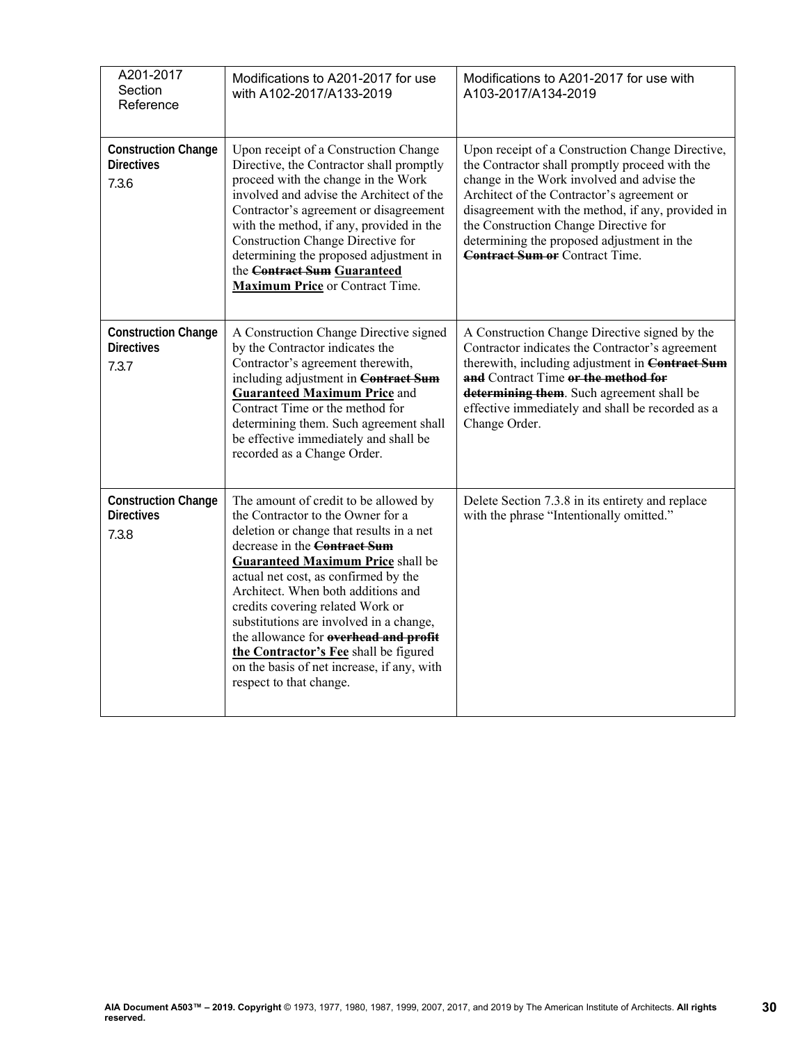| A201-2017 Section Reference | Modifications to A201-2017 for use with A102-2017/A133-2019 | Modifications to A201-2017 for use with A103-2017/A134-2019 |
|---|---|---|
| **Construction Change Directives** 7.3.6 | Upon receipt of a Construction Change Directive, the Contractor shall promptly proceed with the change in the Work involved and advise the Architect of the Contractor's agreement or disagreement with the method, if any, provided in the Construction Change Directive for determining the proposed adjustment in the ~~**Contract Sum**~~ <u>**Guaranteed Maximum Price**</u> or Contract Time. | Upon receipt of a Construction Change Directive, the Contractor shall promptly proceed with the change in the Work involved and advise the Architect of the Contractor's agreement or disagreement with the method, if any, provided in the Construction Change Directive for determining the proposed adjustment in the ~~**Contract Sum or**~~ Contract Time. |
| **Construction Change Directives** 7.3.7 | A Construction Change Directive signed by the Contractor indicates the Contractor's agreement therewith, including adjustment in ~~**Contract Sum**~~ <u>**Guaranteed Maximum Price**</u> and Contract Time or the method for determining them. Such agreement shall be effective immediately and shall be recorded as a Change Order. | A Construction Change Directive signed by the Contractor indicates the Contractor's agreement therewith, including adjustment in ~~**Contract Sum and**~~ Contract Time ~~**or the method for determining them**~~. Such agreement shall be effective immediately and shall be recorded as a Change Order. |
| **Construction Change Directives** 7.3.8 | The amount of credit to be allowed by the Contractor to the Owner for a deletion or change that results in a net decrease in the ~~**Contract Sum**~~ <u>**Guaranteed Maximum Price**</u> shall be actual net cost, as confirmed by the Architect. When both additions and credits covering related Work or substitutions are involved in a change, the allowance for ~~**overhead and profit**~~ <u>**the Contractor's Fee**</u> shall be figured on the basis of net increase, if any, with respect to that change. | Delete Section 7.3.8 in its entirety and replace with the phrase "Intentionally omitted." |

**AIA Document A503™ – 2019. Copyright** © 1973, 1977, 1980, 1987, 1999, 2007, 2017, and 2019 by The American Institute of Architects. **All rights reserved.**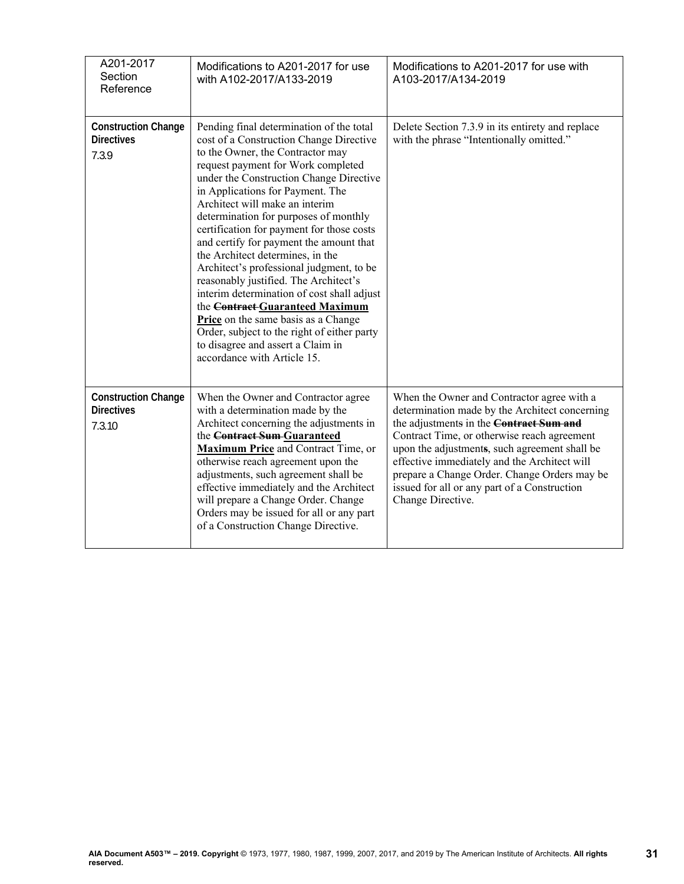| A201-2017 Section Reference | Modifications to A201-2017 for use with A102-2017/A133-2019 | Modifications to A201-2017 for use with A103-2017/A134-2019 |
|---|---|---|
| **Construction Change Directives** 7.3.9 | Pending final determination of the total cost of a Construction Change Directive to the Owner, the Contractor may request payment for Work completed under the Construction Change Directive in Applications for Payment. The Architect will make an interim determination for purposes of monthly certification for payment for those costs and certify for payment the amount that the Architect determines, in the Architect's professional judgment, to be reasonably justified. The Architect's interim determination of cost shall adjust the ~~**Contract**~~ <u>**Guaranteed Maximum Price**</u> on the same basis as a Change Order, subject to the right of either party to disagree and assert a Claim in accordance with Article 15. | Delete Section 7.3.9 in its entirety and replace with the phrase "Intentionally omitted." |
| **Construction Change Directives** 7.3.10 | When the Owner and Contractor agree with a determination made by the Architect concerning the adjustments in the ~~**Contract Sum**~~ <u>**Guaranteed Maximum Price**</u> and Contract Time, or otherwise reach agreement upon the adjustments, such agreement shall be effective immediately and the Architect will prepare a Change Order. Change Orders may be issued for all or any part of a Construction Change Directive. | When the Owner and Contractor agree with a determination made by the Architect concerning the adjustment~~s~~ in the ~~**Contract Sum and**~~ Contract Time, or otherwise reach agreement upon the adjustment**s**, such agreement shall be effective immediately and the Architect will prepare a Change Order. Change Orders may be issued for all or any part of a Construction Change Directive. |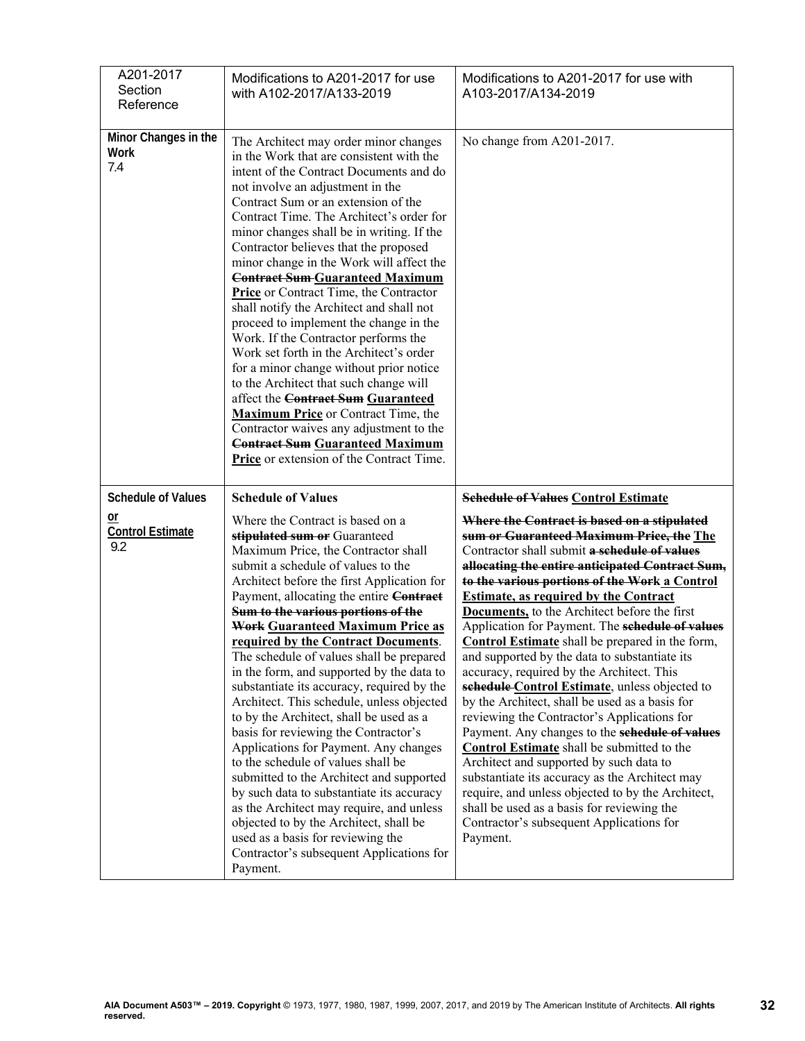| A201-2017 Section Reference | Modifications to A201-2017 for use with A102-2017/A133-2019 | Modifications to A201-2017 for use with A103-2017/A134-2019 |
|---|---|---|
| **Minor Changes in the Work** 7.4 | The Architect may order minor changes in the Work that are consistent with the intent of the Contract Documents and do not involve an adjustment in the Contract Sum or an extension of the Contract Time. The Architect's order for minor changes shall be in writing. If the Contractor believes that the proposed minor change in the Work will affect the ~~**Contract Sum**~~ **<u>Guaranteed Maximum Price</u>** or Contract Time, the Contractor shall notify the Architect and shall not proceed to implement the change in the Work. If the Contractor performs the Work set forth in the Architect's order for a minor change without prior notice to the Architect that such change will affect the ~~**Contract Sum**~~ **<u>Guaranteed Maximum Price</u>** or Contract Time, the Contractor waives any adjustment to the ~~**Contract Sum**~~ **<u>Guaranteed Maximum Price</u>** or extension of the Contract Time. | No change from A201-2017. |
| **Schedule of Values <u>or</u> <u>Control Estimate</u>** 9.2 | **Schedule of Values**<br><br>Where the Contract is based on a ~~**stipulated sum or**~~ Guaranteed Maximum Price, the Contractor shall submit a schedule of values to the Architect before the first Application for Payment, allocating the entire ~~**Contract Sum to the various portions of the Work**~~ **<u>Guaranteed Maximum Price as required by the Contract Documents</u>**. The schedule of values shall be prepared in the form, and supported by the data to substantiate its accuracy, required by the Architect. This schedule, unless objected to by the Architect, shall be used as a basis for reviewing the Contractor's Applications for Payment. Any changes to the schedule of values shall be submitted to the Architect and supported by such data to substantiate its accuracy as the Architect may require, and unless objected to by the Architect, shall be used as a basis for reviewing the Contractor's subsequent Applications for Payment. | ~~**Schedule of Values**~~ **<u>Control Estimate</u>**<br><br>~~**Where the Contract is based on a stipulated sum or Guaranteed Maximum Price, the**~~ **<u>The</u>** Contractor shall submit ~~**a schedule of values allocating the entire anticipated Contract Sum, to the various portions of the Work**~~ **<u>a Control Estimate, as required by the Contract Documents,</u>** to the Architect before the first Application for Payment. The ~~**schedule of values**~~ **<u>Control Estimate</u>** shall be prepared in the form, and supported by the data to substantiate its accuracy, required by the Architect. This ~~**schedule**~~ **<u>Control Estimate</u>**, unless objected to by the Architect, shall be used as a basis for reviewing the Contractor's Applications for Payment. Any changes to the ~~**schedule of values**~~ **<u>Control Estimate</u>** shall be submitted to the Architect and supported by such data to substantiate its accuracy as the Architect may require, and unless objected to by the Architect, shall be used as a basis for reviewing the Contractor's subsequent Applications for Payment. |

**AIA Document A503™ – 2019. Copyright** © 1973, 1977, 1980, 1987, 1999, 2007, 2017, and 2019 by The American Institute of Architects. **All rights reserved.**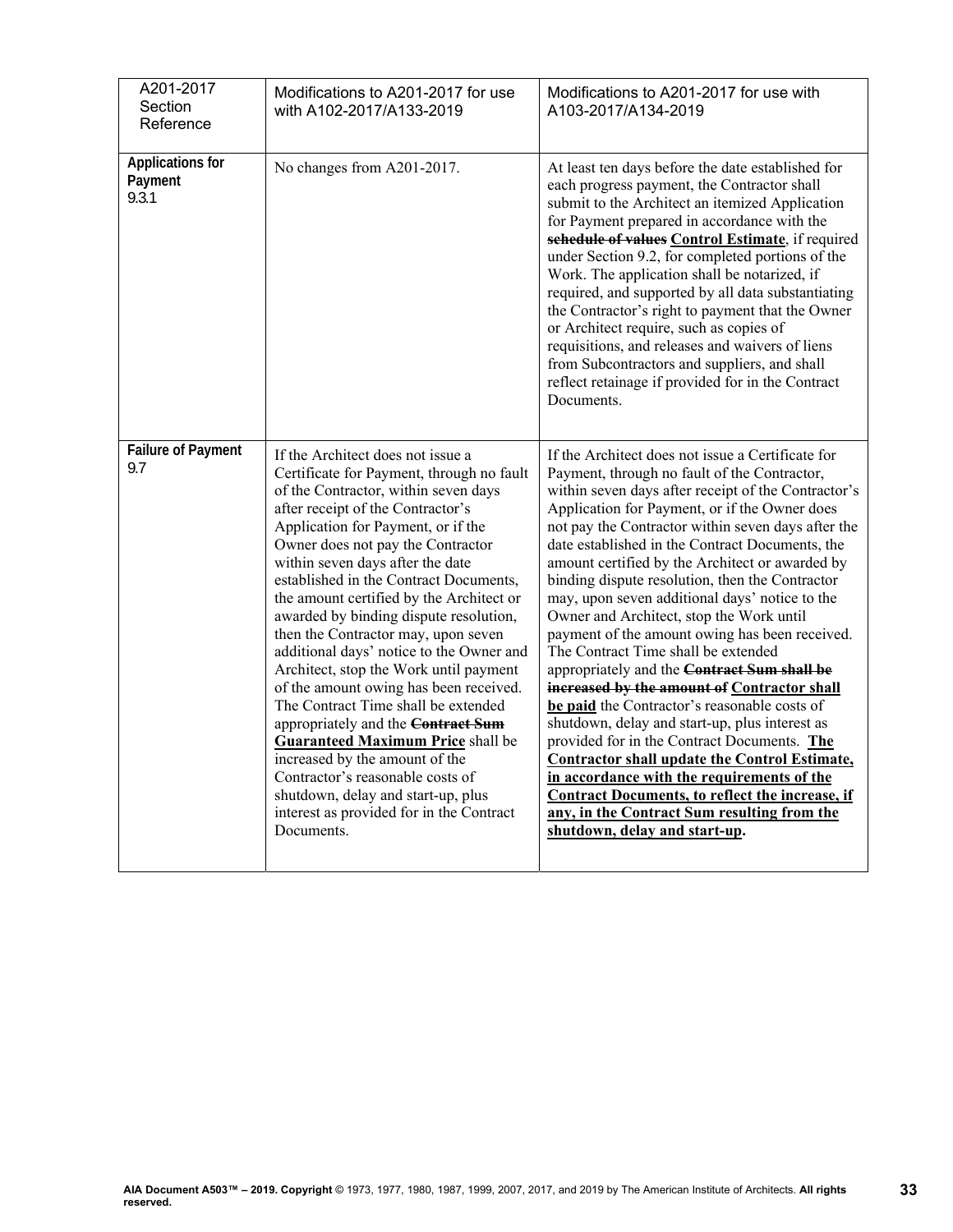| A201-2017 Section Reference | Modifications to A201-2017 for use with A102-2017/A133-2019 | Modifications to A201-2017 for use with A103-2017/A134-2019 |
|---|---|---|
| **Applications for Payment** 9.3.1 | No changes from A201-2017. | At least ten days before the date established for each progress payment, the Contractor shall submit to the Architect an itemized Application for Payment prepared in accordance with the ~~schedule of values~~ **Control Estimate**, if required under Section 9.2, for completed portions of the Work. The application shall be notarized, if required, and supported by all data substantiating the Contractor's right to payment that the Owner or Architect require, such as copies of requisitions, and releases and waivers of liens from Subcontractors and suppliers, and shall reflect retainage if provided for in the Contract Documents. |
| **Failure of Payment** 9.7 | If the Architect does not issue a Certificate for Payment, through no fault of the Contractor, within seven days after receipt of the Contractor's Application for Payment, or if the Owner does not pay the Contractor within seven days after the date established in the Contract Documents, the amount certified by the Architect or awarded by binding dispute resolution, then the Contractor may, upon seven additional days' notice to the Owner and Architect, stop the Work until payment of the amount owing has been received. The Contract Time shall be extended appropriately and the ~~Contract Sum~~ **Guaranteed Maximum Price** shall be increased by the amount of the Contractor's reasonable costs of shutdown, delay and start-up, plus interest as provided for in the Contract Documents. | If the Architect does not issue a Certificate for Payment, through no fault of the Contractor, within seven days after receipt of the Contractor's Application for Payment, or if the Owner does not pay the Contractor within seven days after the date established in the Contract Documents, the amount certified by the Architect or awarded by binding dispute resolution, then the Contractor may, upon seven additional days' notice to the Owner and Architect, stop the Work until payment of the amount owing has been received. The Contract Time shall be extended appropriately and the ~~Contract Sum shall be increased by the amount of~~ **Contractor shall be paid** the Contractor's reasonable costs of shutdown, delay and start-up, plus interest as provided for in the Contract Documents. **The Contractor shall update the Control Estimate, in accordance with the requirements of the Contract Documents, to reflect the increase, if any, in the Contract Sum resulting from the shutdown, delay and start-up.** |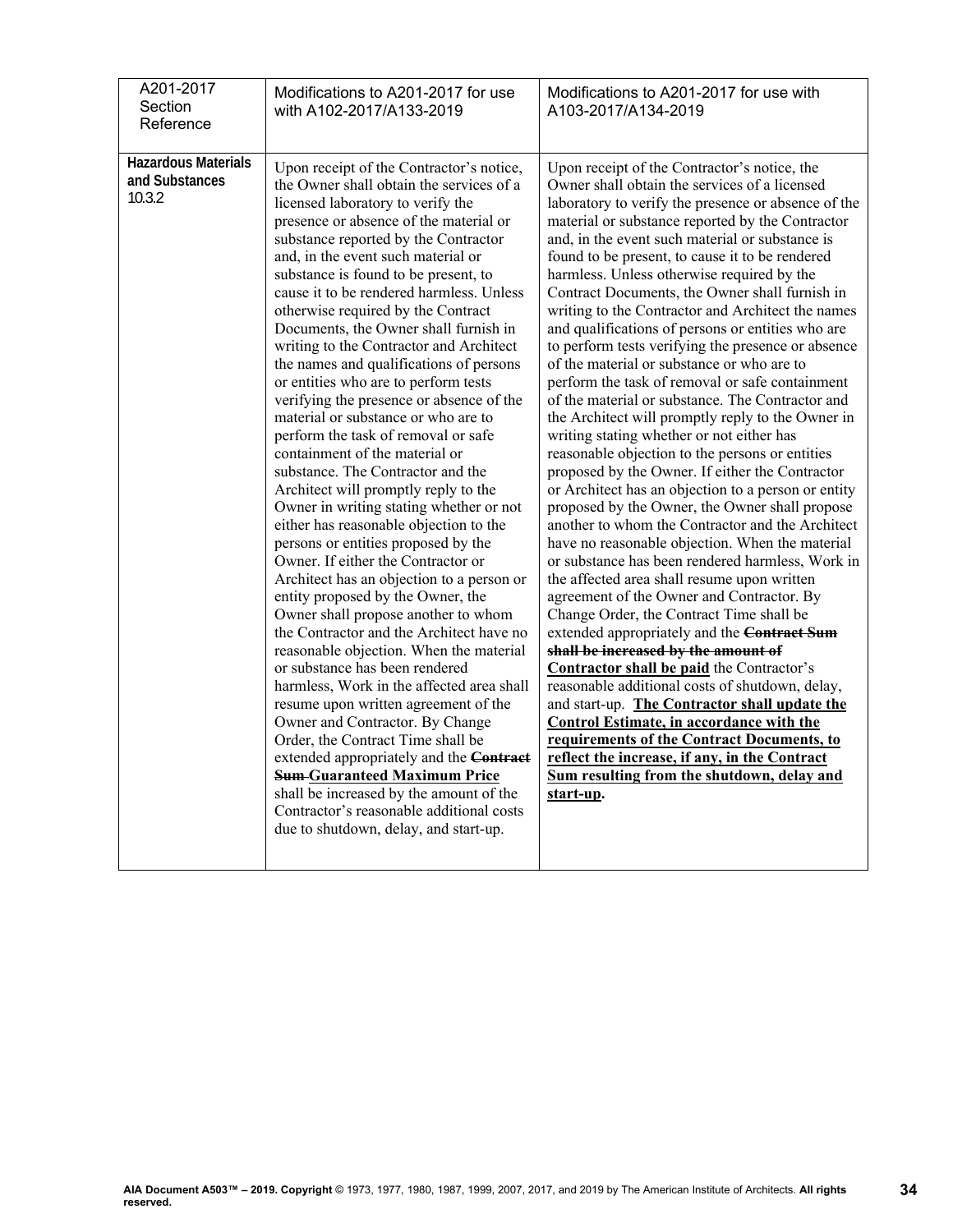| A201-2017 Section Reference | Modifications to A201-2017 for use with A102-2017/A133-2019 | Modifications to A201-2017 for use with A103-2017/A134-2019 |
|---|---|---|
| **Hazardous Materials and Substances** 10.3.2 | Upon receipt of the Contractor's notice, the Owner shall obtain the services of a licensed laboratory to verify the presence or absence of the material or substance reported by the Contractor and, in the event such material or substance is found to be present, to cause it to be rendered harmless. Unless otherwise required by the Contract Documents, the Owner shall furnish in writing to the Contractor and Architect the names and qualifications of persons or entities who are to perform tests verifying the presence or absence of the material or substance or who are to perform the task of removal or safe containment of the material or substance. The Contractor and the Architect will promptly reply to the Owner in writing stating whether or not either has reasonable objection to the persons or entities proposed by the Owner. If either the Contractor or Architect has an objection to a person or entity proposed by the Owner, the Owner shall propose another to whom the Contractor and the Architect have no reasonable objection. When the material or substance has been rendered harmless, Work in the affected area shall resume upon written agreement of the Owner and Contractor. By Change Order, the Contract Time shall be extended appropriately and the ~~**Contract Sum**~~ **Guaranteed Maximum Price** shall be increased by the amount of the Contractor's reasonable additional costs due to shutdown, delay, and start-up. | Upon receipt of the Contractor's notice, the Owner shall obtain the services of a licensed laboratory to verify the presence or absence of the material or substance reported by the Contractor and, in the event such material or substance is found to be present, to cause it to be rendered harmless. Unless otherwise required by the Contract Documents, the Owner shall furnish in writing to the Contractor and Architect the names and qualifications of persons or entities who are to perform tests verifying the presence or absence of the material or substance or who are to perform the task of removal or safe containment of the material or substance. The Contractor and the Architect will promptly reply to the Owner in writing stating whether or not either has reasonable objection to the persons or entities proposed by the Owner. If either the Contractor or Architect has an objection to a person or entity proposed by the Owner, the Owner shall propose another to whom the Contractor and the Architect have no reasonable objection. When the material or substance has been rendered harmless, Work in the affected area shall resume upon written agreement of the Owner and Contractor. By Change Order, the Contract Time shall be extended appropriately and the ~~**Contract Sum shall be increased by the amount of**~~ **<u>Contractor shall be paid</u>** the Contractor's reasonable additional costs of shutdown, delay, and start-up. **<u>The Contractor shall update the Control Estimate, in accordance with the requirements of the Contract Documents, to reflect the increase, if any, in the Contract Sum resulting from the shutdown, delay and start-up</u>.** |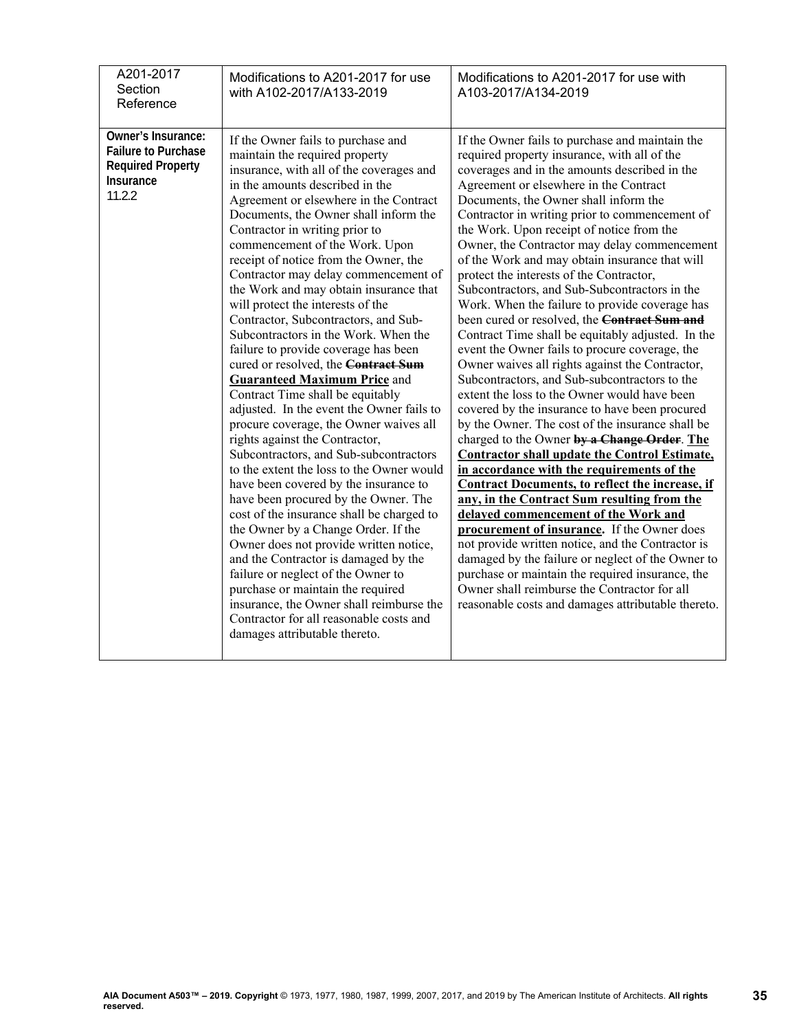| A201-2017 Section Reference | Modifications to A201-2017 for use with A102-2017/A133-2019 | Modifications to A201-2017 for use with A103-2017/A134-2019 |
|---|---|---|
| **Owner's Insurance: Failure to Purchase Required Property Insurance** 11.2.2 | If the Owner fails to purchase and maintain the required property insurance, with all of the coverages and in the amounts described in the Agreement or elsewhere in the Contract Documents, the Owner shall inform the Contractor in writing prior to commencement of the Work. Upon receipt of notice from the Owner, the Contractor may delay commencement of the Work and may obtain insurance that will protect the interests of the Contractor, Subcontractors, and Sub-Subcontractors in the Work. When the failure to provide coverage has been cured or resolved, the ~~**Contract Sum**~~ **<u>Guaranteed Maximum Price</u>** and Contract Time shall be equitably adjusted. In the event the Owner fails to procure coverage, the Owner waives all rights against the Contractor, Subcontractors, and Sub-subcontractors to the extent the loss to the Owner would have been covered by the insurance to have been procured by the Owner. The cost of the insurance shall be charged to the Owner by a Change Order. If the Owner does not provide written notice, and the Contractor is damaged by the failure or neglect of the Owner to purchase or maintain the required insurance, the Owner shall reimburse the Contractor for all reasonable costs and damages attributable thereto. | If the Owner fails to purchase and maintain the required property insurance, with all of the coverages and in the amounts described in the Agreement or elsewhere in the Contract Documents, the Owner shall inform the Contractor in writing prior to commencement of the Work. Upon receipt of notice from the Owner, the Contractor may delay commencement of the Work and may obtain insurance that will protect the interests of the Contractor, Subcontractors, and Sub-Subcontractors in the Work. When the failure to provide coverage has been cured or resolved, the ~~**Contract Sum and**~~ Contract Time shall be equitably adjusted. In the event the Owner fails to procure coverage, the Owner waives all rights against the Contractor, Subcontractors, and Sub-subcontractors to the extent the loss to the Owner would have been covered by the insurance to have been procured by the Owner. The cost of the insurance shall be charged to the Owner ~~**by a Change Order**~~. **<u>The Contractor shall update the Control Estimate, in accordance with the requirements of the Contract Documents, to reflect the increase, if any, in the Contract Sum resulting from the delayed commencement of the Work and procurement of insurance.</u>** If the Owner does not provide written notice, and the Contractor is damaged by the failure or neglect of the Owner to purchase or maintain the required insurance, the Owner shall reimburse the Contractor for all reasonable costs and damages attributable thereto. |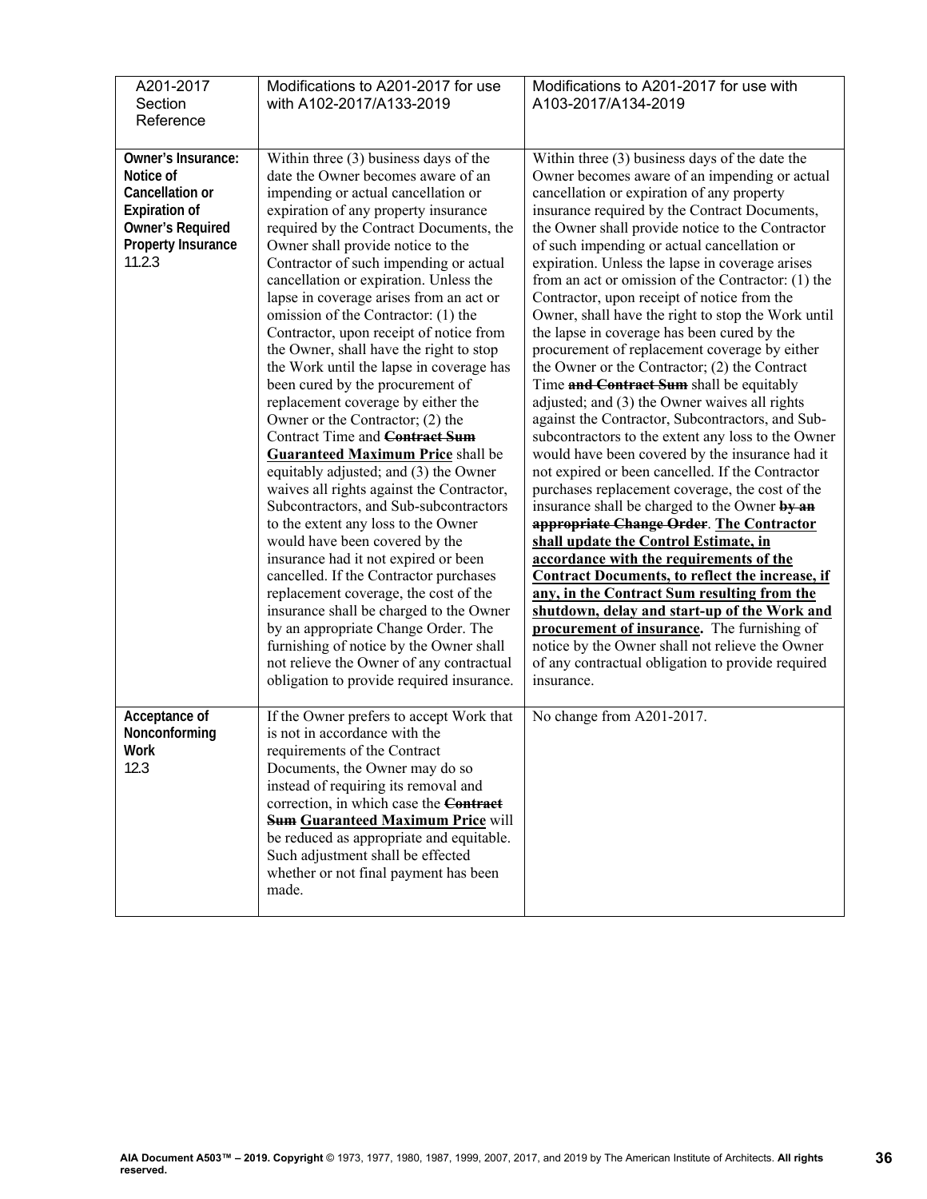| A201-2017 Section Reference | Modifications to A201-2017 for use with A102-2017/A133-2019 | Modifications to A201-2017 for use with A103-2017/A134-2019 |
|---|---|---|
| **Owner's Insurance: Notice of Cancellation or Expiration of Owner's Required Property Insurance** 11.2.3 | Within three (3) business days of the date the Owner becomes aware of an impending or actual cancellation or expiration of any property insurance required by the Contract Documents, the Owner shall provide notice to the Contractor of such impending or actual cancellation or expiration. Unless the lapse in coverage arises from an act or omission of the Contractor: (1) the Contractor, upon receipt of notice from the Owner, shall have the right to stop the Work until the lapse in coverage has been cured by the procurement of replacement coverage by either the Owner or the Contractor; (2) the Contract Time and ~~**Contract Sum**~~ **Guaranteed Maximum Price** shall be equitably adjusted; and (3) the Owner waives all rights against the Contractor, Subcontractors, and Sub-subcontractors to the extent any loss to the Owner would have been covered by the insurance had it not expired or been cancelled. If the Contractor purchases replacement coverage, the cost of the insurance shall be charged to the Owner by an appropriate Change Order. The furnishing of notice by the Owner shall not relieve the Owner of any contractual obligation to provide required insurance. | Within three (3) business days of the date the Owner becomes aware of an impending or actual cancellation or expiration of any property insurance required by the Contract Documents, the Owner shall provide notice to the Contractor of such impending or actual cancellation or expiration. Unless the lapse in coverage arises from an act or omission of the Contractor: (1) the Contractor, upon receipt of notice from the Owner, shall have the right to stop the Work until the lapse in coverage has been cured by the procurement of replacement coverage by either the Owner or the Contractor; (2) the Contract Time ~~**and Contract Sum**~~ shall be equitably adjusted; and (3) the Owner waives all rights against the Contractor, Subcontractors, and Sub-subcontractors to the extent any loss to the Owner would have been covered by the insurance had it not expired or been cancelled. If the Contractor purchases replacement coverage, the cost of the insurance shall be charged to the Owner ~~**by an appropriate Change Order**~~. **The Contractor shall update the Control Estimate, in accordance with the requirements of the Contract Documents, to reflect the increase, if any, in the Contract Sum resulting from the shutdown, delay and start-up of the Work and procurement of insurance.** The furnishing of notice by the Owner shall not relieve the Owner of any contractual obligation to provide required insurance. |
| **Acceptance of Nonconforming Work** 12.3 | If the Owner prefers to accept Work that is not in accordance with the requirements of the Contract Documents, the Owner may do so instead of requiring its removal and correction, in which case the ~~**Contract Sum**~~ **Guaranteed Maximum Price** will be reduced as appropriate and equitable. Such adjustment shall be effected whether or not final payment has been made. | No change from A201-2017. |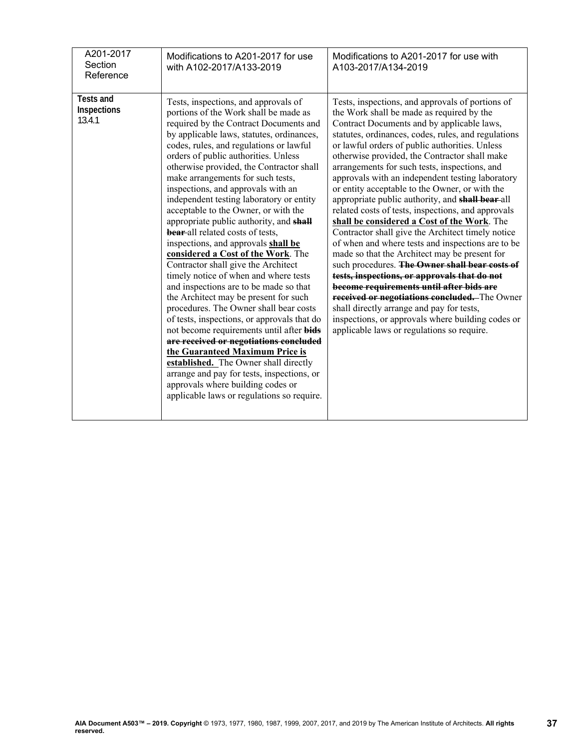| A201-2017 Section Reference | Modifications to A201-2017 for use with A102-2017/A133-2019 | Modifications to A201-2017 for use with A103-2017/A134-2019 |
|---|---|---|
| **Tests and Inspections** 13.4.1 | Tests, inspections, and approvals of portions of the Work shall be made as required by the Contract Documents and by applicable laws, statutes, ordinances, codes, rules, and regulations or lawful orders of public authorities. Unless otherwise provided, the Contractor shall make arrangements for such tests, inspections, and approvals with an independent testing laboratory or entity acceptable to the Owner, or with the appropriate public authority, and ~~**shall bear**~~ all related costs of tests, inspections, and approvals <u>**shall be considered a Cost of the Work**</u>. The Contractor shall give the Architect timely notice of when and where tests and inspections are to be made so that the Architect may be present for such procedures. The Owner shall bear costs of tests, inspections, or approvals that do not become requirements until after ~~**bids are received or negotiations concluded**~~ <u>**the Guaranteed Maximum Price is established.**</u> The Owner shall directly arrange and pay for tests, inspections, or approvals where building codes or applicable laws or regulations so require. | Tests, inspections, and approvals of portions of the Work shall be made as required by the Contract Documents and by applicable laws, statutes, ordinances, codes, rules, and regulations or lawful orders of public authorities. Unless otherwise provided, the Contractor shall make arrangements for such tests, inspections, and approvals with an independent testing laboratory or entity acceptable to the Owner, or with the appropriate public authority, and ~~**shall bear**~~ all related costs of tests, inspections, and approvals <u>**shall be considered a Cost of the Work**</u>. The Contractor shall give the Architect timely notice of when and where tests and inspections are to be made so that the Architect may be present for such procedures. ~~**The Owner shall bear costs of tests, inspections, or approvals that do not become requirements until after bids are received or negotiations concluded.**~~ The Owner shall directly arrange and pay for tests, inspections, or approvals where building codes or applicable laws or regulations so require. |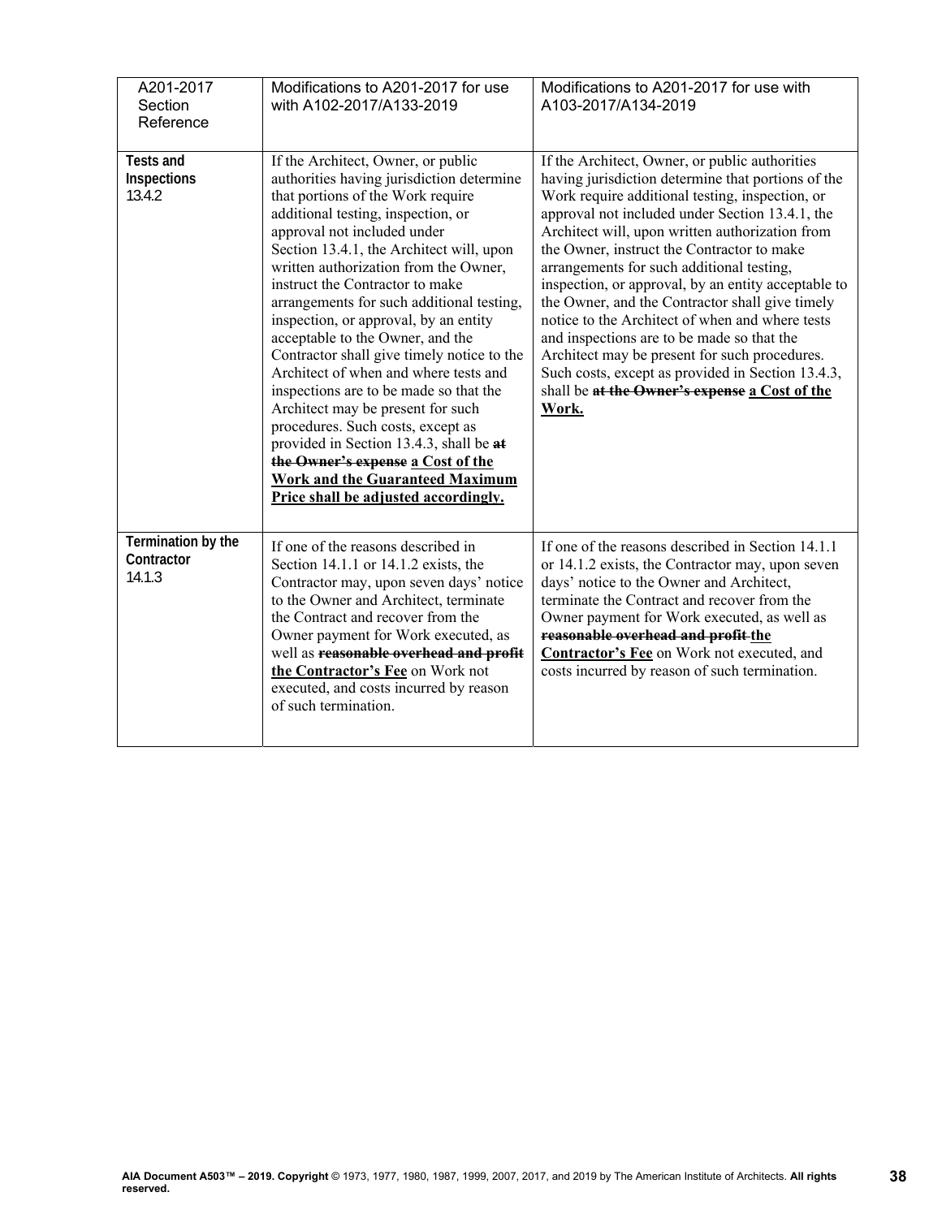| A201-2017 Section Reference | Modifications to A201-2017 for use with A102-2017/A133-2019 | Modifications to A201-2017 for use with A103-2017/A134-2019 |
|---|---|---|
| **Tests and Inspections** 13.4.2 | If the Architect, Owner, or public authorities having jurisdiction determine that portions of the Work require additional testing, inspection, or approval not included under Section 13.4.1, the Architect will, upon written authorization from the Owner, instruct the Contractor to make arrangements for such additional testing, inspection, or approval, by an entity acceptable to the Owner, and the Contractor shall give timely notice to the Architect of when and where tests and inspections are to be made so that the Architect may be present for such procedures. Such costs, except as provided in Section 13.4.3, shall be ~~**at the Owner's expense**~~ **<u>a Cost of the Work and the Guaranteed Maximum Price shall be adjusted accordingly.</u>** | If the Architect, Owner, or public authorities having jurisdiction determine that portions of the Work require additional testing, inspection, or approval not included under Section 13.4.1, the Architect will, upon written authorization from the Owner, instruct the Contractor to make arrangements for such additional testing, inspection, or approval, by an entity acceptable to the Owner, and the Contractor shall give timely notice to the Architect of when and where tests and inspections are to be made so that the Architect may be present for such procedures. Such costs, except as provided in Section 13.4.3, shall be ~~**at the Owner's expense**~~ **<u>a Cost of the Work.</u>** |
| **Termination by the Contractor** 14.1.3 | If one of the reasons described in Section 14.1.1 or 14.1.2 exists, the Contractor may, upon seven days' notice to the Owner and Architect, terminate the Contract and recover from the Owner payment for Work executed, as well as ~~**reasonable overhead and profit**~~ **<u>the Contractor's Fee</u>** on Work not executed, and costs incurred by reason of such termination. | If one of the reasons described in Section 14.1.1 or 14.1.2 exists, the Contractor may, upon seven days' notice to the Owner and Architect, terminate the Contract and recover from the Owner payment for Work executed, as well as ~~**reasonable overhead and profit**~~ **<u>the Contractor's Fee</u>** on Work not executed, and costs incurred by reason of such termination. |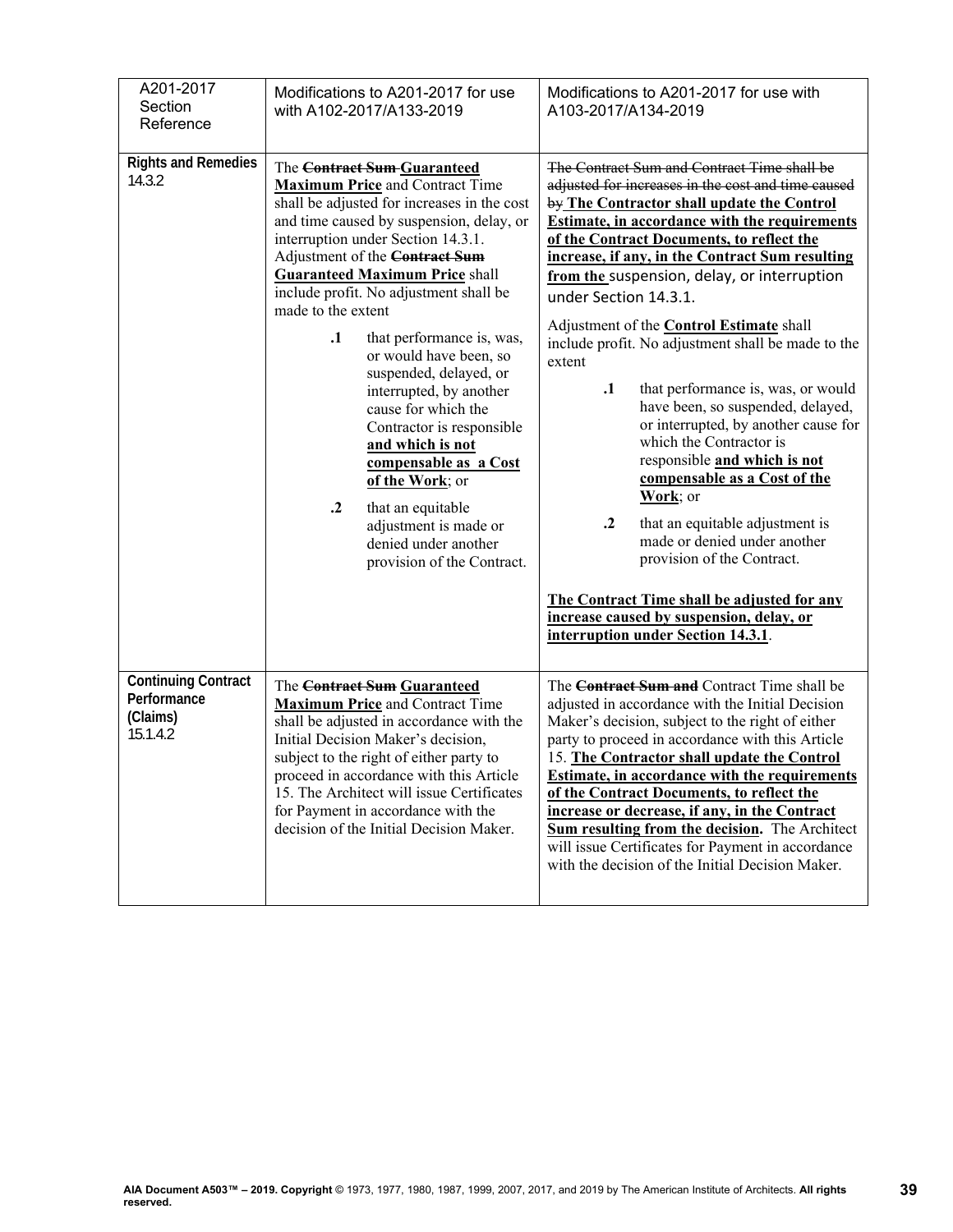| A201-2017 Section Reference | Modifications to A201-2017 for use with A102-2017/A133-2019 | Modifications to A201-2017 for use with A103-2017/A134-2019 |
|---|---|---|
| **Rights and Remedies** 14.3.2 | The ~~Contract Sum~~ **Guaranteed Maximum Price** and Contract Time shall be adjusted for increases in the cost and time caused by suspension, delay, or interruption under Section 14.3.1. Adjustment of the ~~Contract Sum~~ **Guaranteed Maximum Price** shall include profit. No adjustment shall be made to the extent<br>**.1** that performance is, was, or would have been, so suspended, delayed, or interrupted, by another cause for which the Contractor is responsible **and which is not compensable as a Cost of the Work**; or<br>**.2** that an equitable adjustment is made or denied under another provision of the Contract. | ~~The Contract Sum and Contract Time shall be adjusted for increases in the cost and time caused by~~ **The Contractor shall update the Control Estimate, in accordance with the requirements of the Contract Documents, to reflect the increase, if any, in the Contract Sum resulting from the** suspension, delay, or interruption under Section 14.3.1.<br>Adjustment of the **Control Estimate** shall include profit. No adjustment shall be made to the extent<br>**.1** that performance is, was, or would have been, so suspended, delayed, or interrupted, by another cause for which the Contractor is responsible **and which is not compensable as a Cost of the Work**; or<br>**.2** that an equitable adjustment is made or denied under another provision of the Contract.<br>**The Contract Time shall be adjusted for any increase caused by suspension, delay, or interruption under Section 14.3.1**. |
| **Continuing Contract Performance (Claims)** 15.1.4.2 | The ~~Contract Sum~~ **Guaranteed Maximum Price** and Contract Time shall be adjusted in accordance with the Initial Decision Maker's decision, subject to the right of either party to proceed in accordance with this Article 15. The Architect will issue Certificates for Payment in accordance with the decision of the Initial Decision Maker. | The ~~Contract Sum and~~ Contract Time shall be adjusted in accordance with the Initial Decision Maker's decision, subject to the right of either party to proceed in accordance with this Article 15. **The Contractor shall update the Control Estimate, in accordance with the requirements of the Contract Documents, to reflect the increase or decrease, if any, in the Contract Sum resulting from the decision.** The Architect will issue Certificates for Payment in accordance with the decision of the Initial Decision Maker. |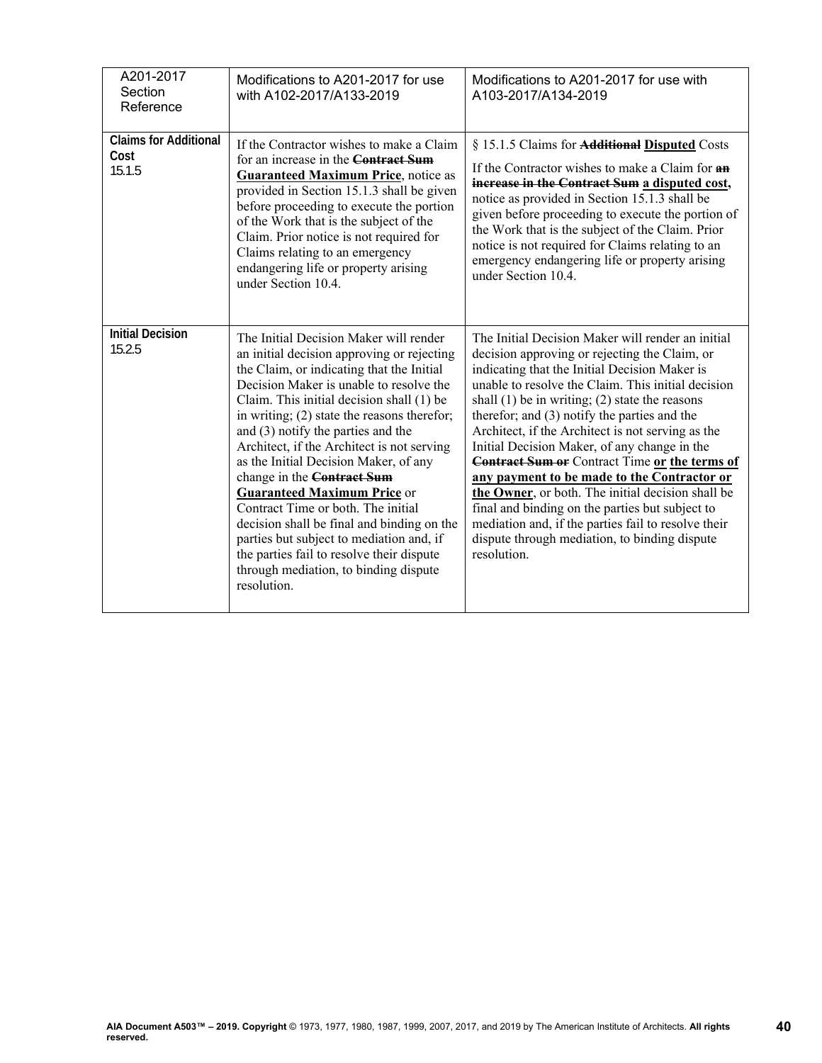| A201-2017 Section Reference | Modifications to A201-2017 for use with A102-2017/A133-2019 | Modifications to A201-2017 for use with A103-2017/A134-2019 |
|---|---|---|
| **Claims for Additional Cost** 15.1.5 | If the Contractor wishes to make a Claim for an increase in the ~~**Contract Sum**~~ **Guaranteed Maximum Price**, notice as provided in Section 15.1.3 shall be given before proceeding to execute the portion of the Work that is the subject of the Claim. Prior notice is not required for Claims relating to an emergency endangering life or property arising under Section 10.4. | § 15.1.5 Claims for ~~**Additional**~~ **Disputed** Costs<br><br>If the Contractor wishes to make a Claim for ~~**an increase in the Contract Sum**~~ **a disputed cost,** notice as provided in Section 15.1.3 shall be given before proceeding to execute the portion of the Work that is the subject of the Claim. Prior notice is not required for Claims relating to an emergency endangering life or property arising under Section 10.4. |
| **Initial Decision** 15.2.5 | The Initial Decision Maker will render an initial decision approving or rejecting the Claim, or indicating that the Initial Decision Maker is unable to resolve the Claim. This initial decision shall (1) be in writing; (2) state the reasons therefor; and (3) notify the parties and the Architect, if the Architect is not serving as the Initial Decision Maker, of any change in the ~~**Contract Sum**~~ **Guaranteed Maximum Price** or Contract Time or both. The initial decision shall be final and binding on the parties but subject to mediation and, if the parties fail to resolve their dispute through mediation, to binding dispute resolution. | The Initial Decision Maker will render an initial decision approving or rejecting the Claim, or indicating that the Initial Decision Maker is unable to resolve the Claim. This initial decision shall (1) be in writing; (2) state the reasons therefor; and (3) notify the parties and the Architect, if the Architect is not serving as the Initial Decision Maker, of any change in the ~~**Contract Sum or**~~ Contract Time **or the terms of any payment to be made to the Contractor or the Owner**, or both. The initial decision shall be final and binding on the parties but subject to mediation and, if the parties fail to resolve their dispute through mediation, to binding dispute resolution. |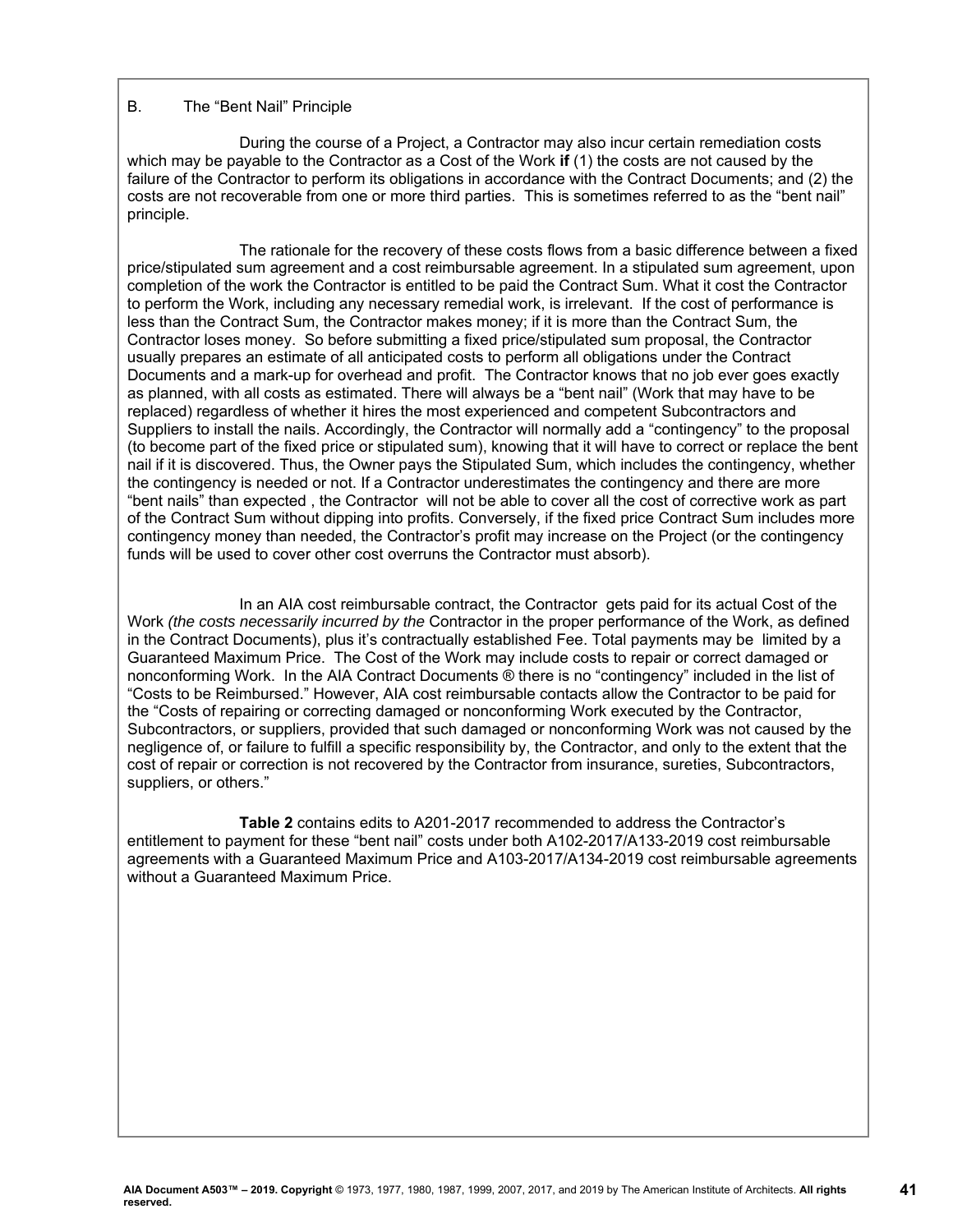## B. The "Bent Nail" Principle

During the course of a Project, a Contractor may also incur certain remediation costs which may be payable to the Contractor as a Cost of the Work **if** (1) the costs are not caused by the failure of the Contractor to perform its obligations in accordance with the Contract Documents; and (2) the costs are not recoverable from one or more third parties. This is sometimes referred to as the "bent nail" principle.

The rationale for the recovery of these costs flows from a basic difference between a fixed price/stipulated sum agreement and a cost reimbursable agreement. In a stipulated sum agreement, upon completion of the work the Contractor is entitled to be paid the Contract Sum. What it cost the Contractor to perform the Work, including any necessary remedial work, is irrelevant. If the cost of performance is less than the Contract Sum, the Contractor makes money; if it is more than the Contract Sum, the Contractor loses money. So before submitting a fixed price/stipulated sum proposal, the Contractor usually prepares an estimate of all anticipated costs to perform all obligations under the Contract Documents and a mark-up for overhead and profit. The Contractor knows that no job ever goes exactly as planned, with all costs as estimated. There will always be a "bent nail" (Work that may have to be replaced) regardless of whether it hires the most experienced and competent Subcontractors and Suppliers to install the nails. Accordingly, the Contractor will normally add a "contingency" to the proposal (to become part of the fixed price or stipulated sum), knowing that it will have to correct or replace the bent nail if it is discovered. Thus, the Owner pays the Stipulated Sum, which includes the contingency, whether the contingency is needed or not. If a Contractor underestimates the contingency and there are more "bent nails" than expected , the Contractor will not be able to cover all the cost of corrective work as part of the Contract Sum without dipping into profits. Conversely, if the fixed price Contract Sum includes more contingency money than needed, the Contractor's profit may increase on the Project (or the contingency funds will be used to cover other cost overruns the Contractor must absorb).

In an AIA cost reimbursable contract, the Contractor gets paid for its actual Cost of the Work *(the costs necessarily incurred by the* Contractor in the proper performance of the Work, as defined in the Contract Documents), plus it's contractually established Fee. Total payments may be limited by a Guaranteed Maximum Price. The Cost of the Work may include costs to repair or correct damaged or nonconforming Work. In the AIA Contract Documents ® there is no "contingency" included in the list of "Costs to be Reimbursed." However, AIA cost reimbursable contacts allow the Contractor to be paid for the "Costs of repairing or correcting damaged or nonconforming Work executed by the Contractor, Subcontractors, or suppliers, provided that such damaged or nonconforming Work was not caused by the negligence of, or failure to fulfill a specific responsibility by, the Contractor, and only to the extent that the cost of repair or correction is not recovered by the Contractor from insurance, sureties, Subcontractors, suppliers, or others."

**Table 2** contains edits to A201-2017 recommended to address the Contractor's entitlement to payment for these "bent nail" costs under both A102-2017/A133-2019 cost reimbursable agreements with a Guaranteed Maximum Price and A103-2017/A134-2019 cost reimbursable agreements without a Guaranteed Maximum Price.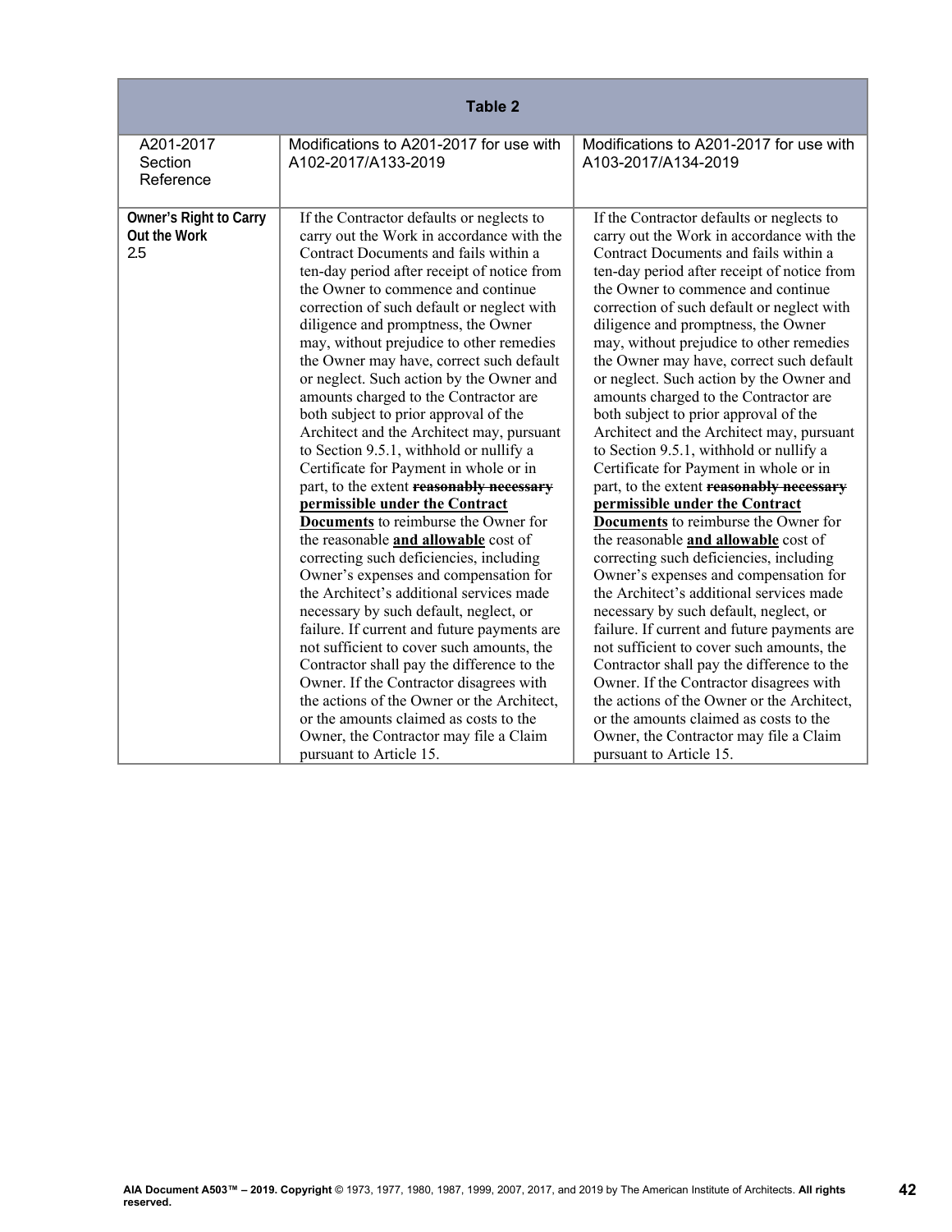| Table 2 | | |
|---|---|---|
| A201-2017 Section Reference | Modifications to A201-2017 for use with A102-2017/A133-2019 | Modifications to A201-2017 for use with A103-2017/A134-2019 |
| **Owner's Right to Carry Out the Work** 2.5 | If the Contractor defaults or neglects to carry out the Work in accordance with the Contract Documents and fails within a ten-day period after receipt of notice from the Owner to commence and continue correction of such default or neglect with diligence and promptness, the Owner may, without prejudice to other remedies the Owner may have, correct such default or neglect. Such action by the Owner and amounts charged to the Contractor are both subject to prior approval of the Architect and the Architect may, pursuant to Section 9.5.1, withhold or nullify a Certificate for Payment in whole or in part, to the extent ~~**reasonably necessary**~~ <u>**permissible under the Contract Documents**</u> to reimburse the Owner for the reasonable <u>**and allowable**</u> cost of correcting such deficiencies, including Owner's expenses and compensation for the Architect's additional services made necessary by such default, neglect, or failure. If current and future payments are not sufficient to cover such amounts, the Contractor shall pay the difference to the Owner. If the Contractor disagrees with the actions of the Owner or the Architect, or the amounts claimed as costs to the Owner, the Contractor may file a Claim pursuant to Article 15. | If the Contractor defaults or neglects to carry out the Work in accordance with the Contract Documents and fails within a ten-day period after receipt of notice from the Owner to commence and continue correction of such default or neglect with diligence and promptness, the Owner may, without prejudice to other remedies the Owner may have, correct such default or neglect. Such action by the Owner and amounts charged to the Contractor are both subject to prior approval of the Architect and the Architect may, pursuant to Section 9.5.1, withhold or nullify a Certificate for Payment in whole or in part, to the extent ~~**reasonably necessary**~~ <u>**permissible under the Contract Documents**</u> to reimburse the Owner for the reasonable <u>**and allowable**</u> cost of correcting such deficiencies, including Owner's expenses and compensation for the Architect's additional services made necessary by such default, neglect, or failure. If current and future payments are not sufficient to cover such amounts, the Contractor shall pay the difference to the Owner. If the Contractor disagrees with the actions of the Owner or the Architect, or the amounts claimed as costs to the Owner, the Contractor may file a Claim pursuant to Article 15. |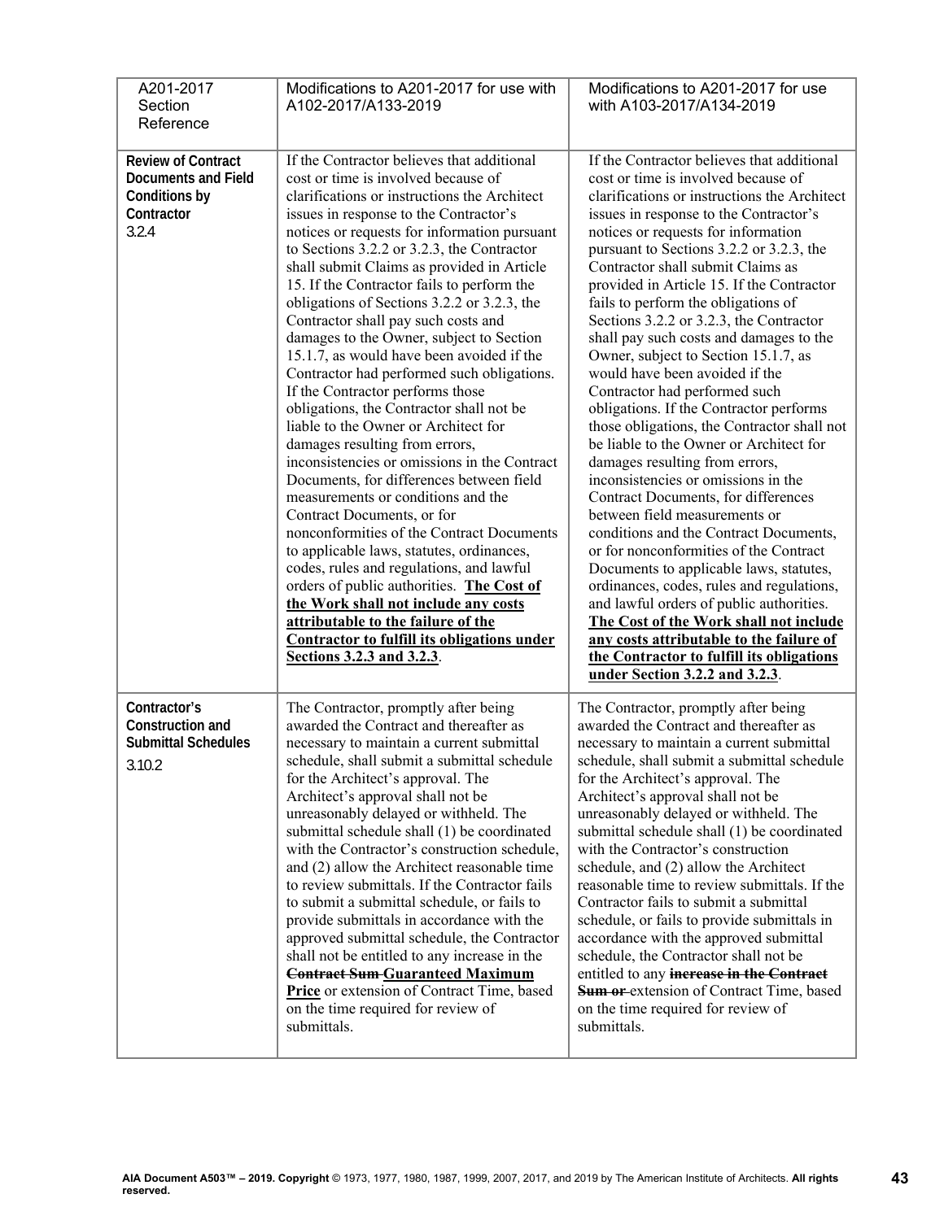| A201-2017 Section Reference | Modifications to A201-2017 for use with A102-2017/A133-2019 | Modifications to A201-2017 for use with A103-2017/A134-2019 |
|---|---|---|
| **Review of Contract Documents and Field Conditions by Contractor** 3.2.4 | If the Contractor believes that additional cost or time is involved because of clarifications or instructions the Architect issues in response to the Contractor's notices or requests for information pursuant to Sections 3.2.2 or 3.2.3, the Contractor shall submit Claims as provided in Article 15. If the Contractor fails to perform the obligations of Sections 3.2.2 or 3.2.3, the Contractor shall pay such costs and damages to the Owner, subject to Section 15.1.7, as would have been avoided if the Contractor had performed such obligations. If the Contractor performs those obligations, the Contractor shall not be liable to the Owner or Architect for damages resulting from errors, inconsistencies or omissions in the Contract Documents, for differences between field measurements or conditions and the Contract Documents, or for nonconformities of the Contract Documents to applicable laws, statutes, ordinances, codes, rules and regulations, and lawful orders of public authorities. <u>**The Cost of the Work shall not include any costs attributable to the failure of the Contractor to fulfill its obligations under Sections 3.2.3 and 3.2.3**</u>. | If the Contractor believes that additional cost or time is involved because of clarifications or instructions the Architect issues in response to the Contractor's notices or requests for information pursuant to Sections 3.2.2 or 3.2.3, the Contractor shall submit Claims as provided in Article 15. If the Contractor fails to perform the obligations of Sections 3.2.2 or 3.2.3, the Contractor shall pay such costs and damages to the Owner, subject to Section 15.1.7, as would have been avoided if the Contractor had performed such obligations. If the Contractor performs those obligations, the Contractor shall not be liable to the Owner or Architect for damages resulting from errors, inconsistencies or omissions in the Contract Documents, for differences between field measurements or conditions and the Contract Documents, or for nonconformities of the Contract Documents to applicable laws, statutes, ordinances, codes, rules and regulations, and lawful orders of public authorities. <u>**The Cost of the Work shall not include any costs attributable to the failure of the Contractor to fulfill its obligations under Section 3.2.2 and 3.2.3**</u>. |
| **Contractor's Construction and Submittal Schedules** 3.10.2 | The Contractor, promptly after being awarded the Contract and thereafter as necessary to maintain a current submittal schedule, shall submit a submittal schedule for the Architect's approval. The Architect's approval shall not be unreasonably delayed or withheld. The submittal schedule shall (1) be coordinated with the Contractor's construction schedule, and (2) allow the Architect reasonable time to review submittals. If the Contractor fails to submit a submittal schedule, or fails to provide submittals in accordance with the approved submittal schedule, the Contractor shall not be entitled to any increase in the ~~**Contract Sum**~~ <u>**Guaranteed Maximum Price**</u> or extension of Contract Time, based on the time required for review of submittals. | The Contractor, promptly after being awarded the Contract and thereafter as necessary to maintain a current submittal schedule, shall submit a submittal schedule for the Architect's approval. The Architect's approval shall not be unreasonably delayed or withheld. The submittal schedule shall (1) be coordinated with the Contractor's construction schedule, and (2) allow the Architect reasonable time to review submittals. If the Contractor fails to submit a submittal schedule, or fails to provide submittals in accordance with the approved submittal schedule, the Contractor shall not be entitled to any ~~**increase in the Contract Sum or**~~ extension of Contract Time, based on the time required for review of submittals. |

**AIA Document A503™ – 2019. Copyright** © 1973, 1977, 1980, 1987, 1999, 2007, 2017, and 2019 by The American Institute of Architects. **All rights reserved.**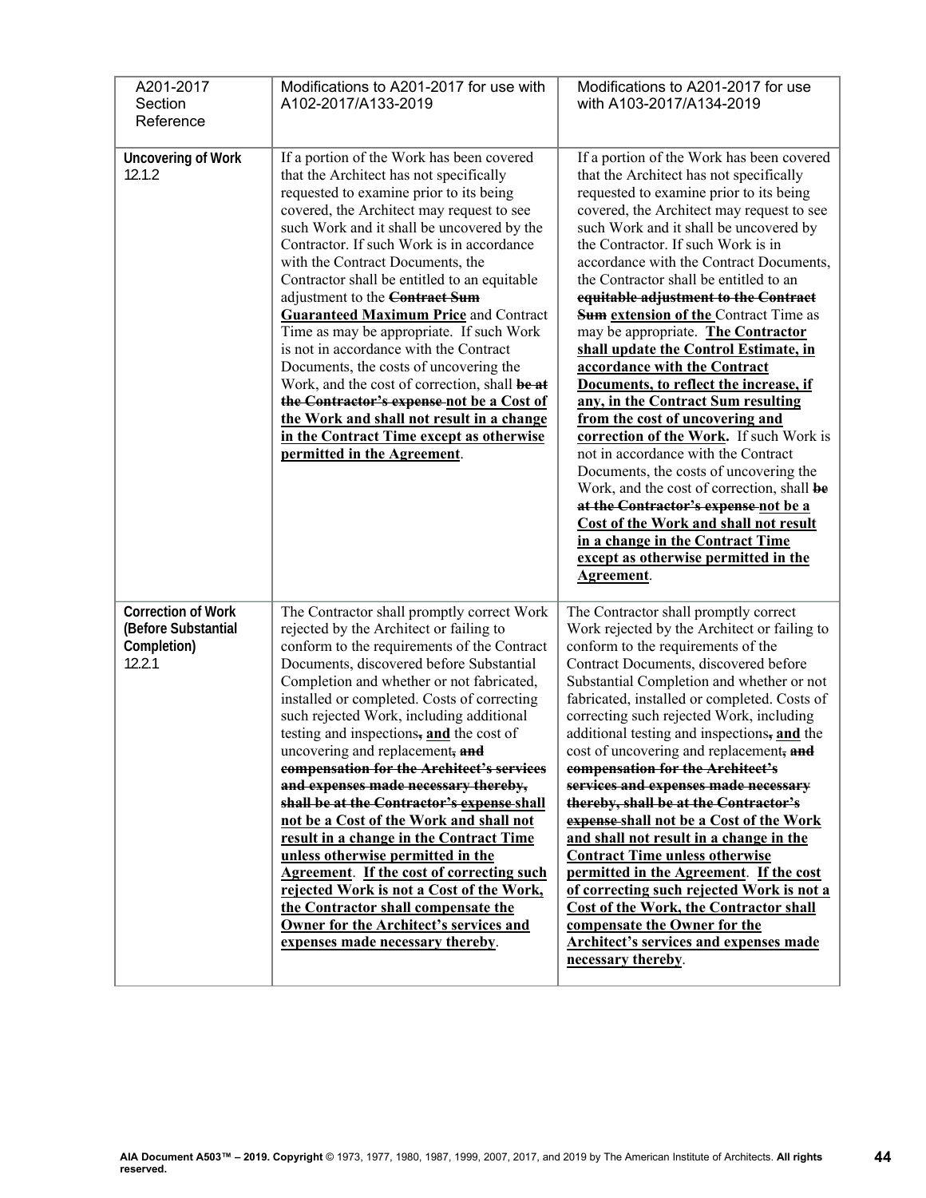| A201-2017 Section Reference | Modifications to A201-2017 for use with A102-2017/A133-2019 | Modifications to A201-2017 for use with A103-2017/A134-2019 |
| --- | --- | --- |
| **Uncovering of Work** 12.1.2 | If a portion of the Work has been covered that the Architect has not specifically requested to examine prior to its being covered, the Architect may request to see such Work and it shall be uncovered by the Contractor. If such Work is in accordance with the Contract Documents, the Contractor shall be entitled to an equitable adjustment to the ~~**Contract Sum**~~ <u>**Guaranteed Maximum Price**</u> and Contract Time as may be appropriate. If such Work is not in accordance with the Contract Documents, the costs of uncovering the Work, and the cost of correction, shall ~~**be at the Contractor's expense**~~ <u>**not be a Cost of the Work and shall not result in a change in the Contract Time except as otherwise permitted in the Agreement**</u>. | If a portion of the Work has been covered that the Architect has not specifically requested to examine prior to its being covered, the Architect may request to see such Work and it shall be uncovered by the Contractor. If such Work is in accordance with the Contract Documents, the Contractor shall be entitled to an ~~**equitable adjustment to the Contract Sum**~~ <u>**extension of the**</u> Contract Time as may be appropriate. <u>**The Contractor shall update the Control Estimate, in accordance with the Contract Documents, to reflect the increase, if any, in the Contract Sum resulting from the cost of uncovering and correction of the Work.**</u> If such Work is not in accordance with the Contract Documents, the costs of uncovering the Work, and the cost of correction, shall ~~**be at the Contractor's expense**~~ <u>**not be a Cost of the Work and shall not result in a change in the Contract Time except as otherwise permitted in the Agreement**</u>. |
| **Correction of Work (Before Substantial Completion)** 12.2.1 | The Contractor shall promptly correct Work rejected by the Architect or failing to conform to the requirements of the Contract Documents, discovered before Substantial Completion and whether or not fabricated, installed or completed. Costs of correcting such rejected Work, including additional testing and inspections~~**,**~~ <u>**and**</u> the cost of uncovering and replacement~~**, and compensation for the Architect's services and expenses made necessary thereby, shall be at the Contractor's expense**~~ <u>**shall not be a Cost of the Work and shall not result in a change in the Contract Time unless otherwise permitted in the Agreement**</u>. <u>**If the cost of correcting such rejected Work is not a Cost of the Work, the Contractor shall compensate the Owner for the Architect's services and expenses made necessary thereby**</u>. | The Contractor shall promptly correct Work rejected by the Architect or failing to conform to the requirements of the Contract Documents, discovered before Substantial Completion and whether or not fabricated, installed or completed. Costs of correcting such rejected Work, including additional testing and inspections~~**,**~~ <u>**and**</u> the cost of uncovering and replacement~~**, and compensation for the Architect's services and expenses made necessary thereby, shall be at the Contractor's expense**~~ <u>**shall not be a Cost of the Work and shall not result in a change in the Contract Time unless otherwise permitted in the Agreement**</u>. <u>**If the cost of correcting such rejected Work is not a Cost of the Work, the Contractor shall compensate the Owner for the Architect's services and expenses made necessary thereby**</u>. |

**AIA Document A503™ – 2019. Copyright** © 1973, 1977, 1980, 1987, 1999, 2007, 2017, and 2019 by The American Institute of Architects. **All rights reserved.**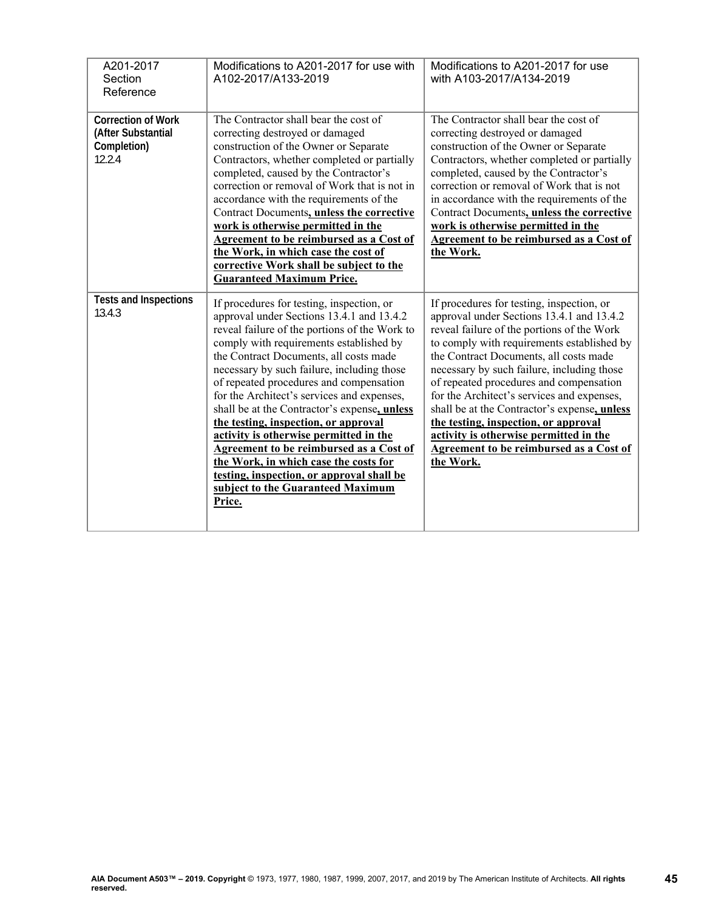| A201-2017 Section Reference | Modifications to A201-2017 for use with A102-2017/A133-2019 | Modifications to A201-2017 for use with A103-2017/A134-2019 |
| --- | --- | --- |
| **Correction of Work (After Substantial Completion)** 12.2.4 | The Contractor shall bear the cost of correcting destroyed or damaged construction of the Owner or Separate Contractors, whether completed or partially completed, caused by the Contractor's correction or removal of Work that is not in accordance with the requirements of the Contract Documents**, unless the corrective work is otherwise permitted in the Agreement to be reimbursed as a Cost of the Work, in which case the cost of corrective Work shall be subject to the Guaranteed Maximum Price.** | The Contractor shall bear the cost of correcting destroyed or damaged construction of the Owner or Separate Contractors, whether completed or partially completed, caused by the Contractor's correction or removal of Work that is not in accordance with the requirements of the Contract Documents**, unless the corrective work is otherwise permitted in the Agreement to be reimbursed as a Cost of the Work.** |
| **Tests and Inspections** 13.4.3 | If procedures for testing, inspection, or approval under Sections 13.4.1 and 13.4.2 reveal failure of the portions of the Work to comply with requirements established by the Contract Documents, all costs made necessary by such failure, including those of repeated procedures and compensation for the Architect's services and expenses, shall be at the Contractor's expense**, unless the testing, inspection, or approval activity is otherwise permitted in the Agreement to be reimbursed as a Cost of the Work, in which case the costs for testing, inspection, or approval shall be subject to the Guaranteed Maximum Price.** | If procedures for testing, inspection, or approval under Sections 13.4.1 and 13.4.2 reveal failure of the portions of the Work to comply with requirements established by the Contract Documents, all costs made necessary by such failure, including those of repeated procedures and compensation for the Architect's services and expenses, shall be at the Contractor's expense**, unless the testing, inspection, or approval activity is otherwise permitted in the Agreement to be reimbursed as a Cost of the Work.** |